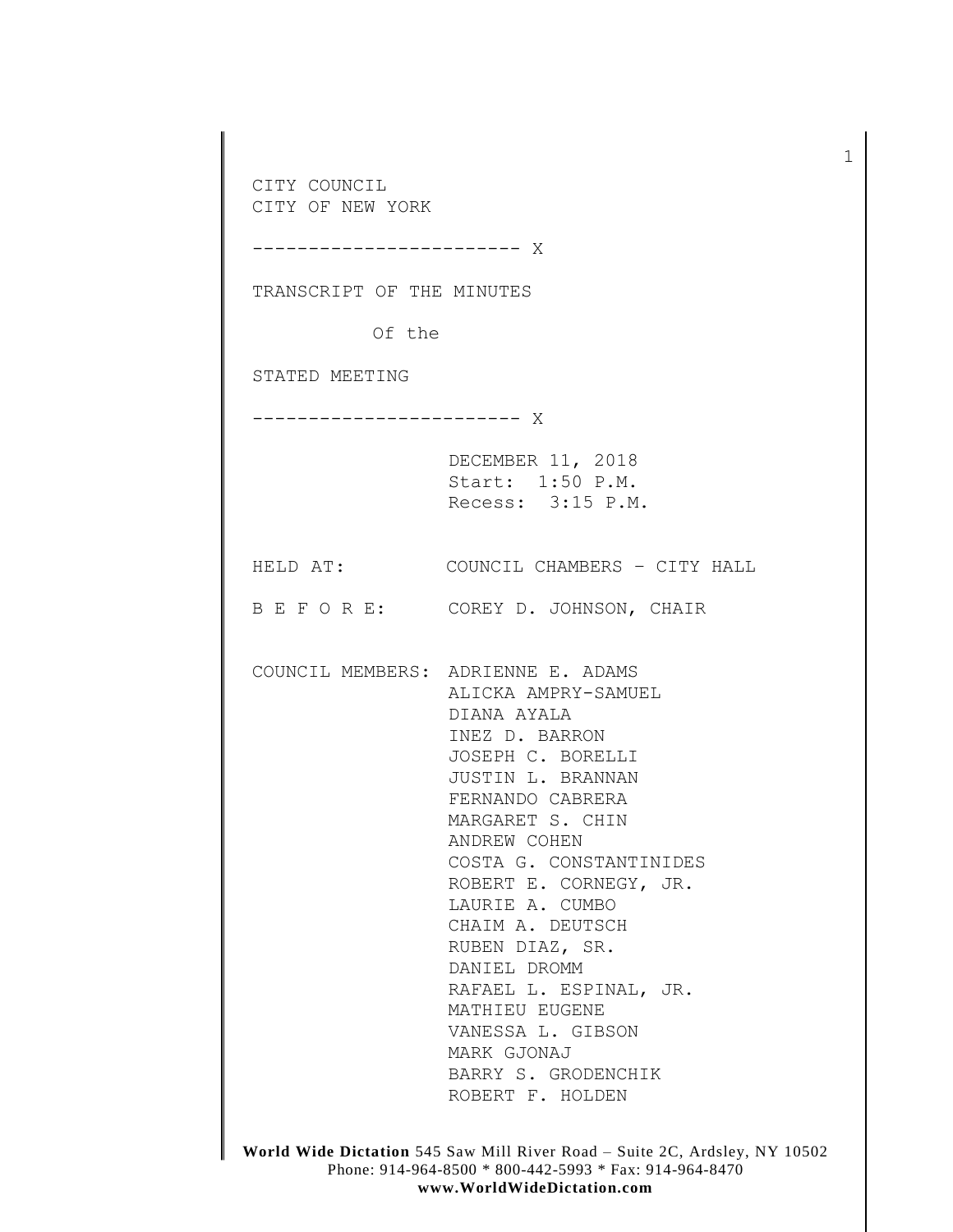CITY COUNCIL
CITY OF NEW YORK

------------------------ X

TRANSCRIPT OF THE MINUTES

Of the

STATED MEETING

------------------------ X

DECEMBER 11, 2018
Start: 1:50 P.M.
Recess: 3:15 P.M.

HELD AT: COUNCIL CHAMBERS – CITY HALL

B E F O R E: COREY D. JOHNSON, CHAIR

COUNCIL MEMBERS:
ADRIENNE E. ADAMS
ALICKA AMPRY-SAMUEL
DIANA AYALA
INEZ D. BARRON
JOSEPH C. BORELLI
JUSTIN L. BRANNAN
FERNANDO CABRERA
MARGARET S. CHIN
ANDREW COHEN
COSTA G. CONSTANTINIDES
ROBERT E. CORNEGY, JR.
LAURIE A. CUMBO
CHAIM A. DEUTSCH
RUBEN DIAZ, SR.
DANIEL DROMM
RAFAEL L. ESPINAL, JR.
MATHIEU EUGENE
VANESSA L. GIBSON
MARK GJONAJ
BARRY S. GRODENCHIK
ROBERT F. HOLDEN

**World Wide Dictation** 545 Saw Mill River Road – Suite 2C, Ardsley, NY 10502
Phone: 914-964-8500 * 800-442-5993 * Fax: 914-964-8470
**www.WorldWideDictation.com**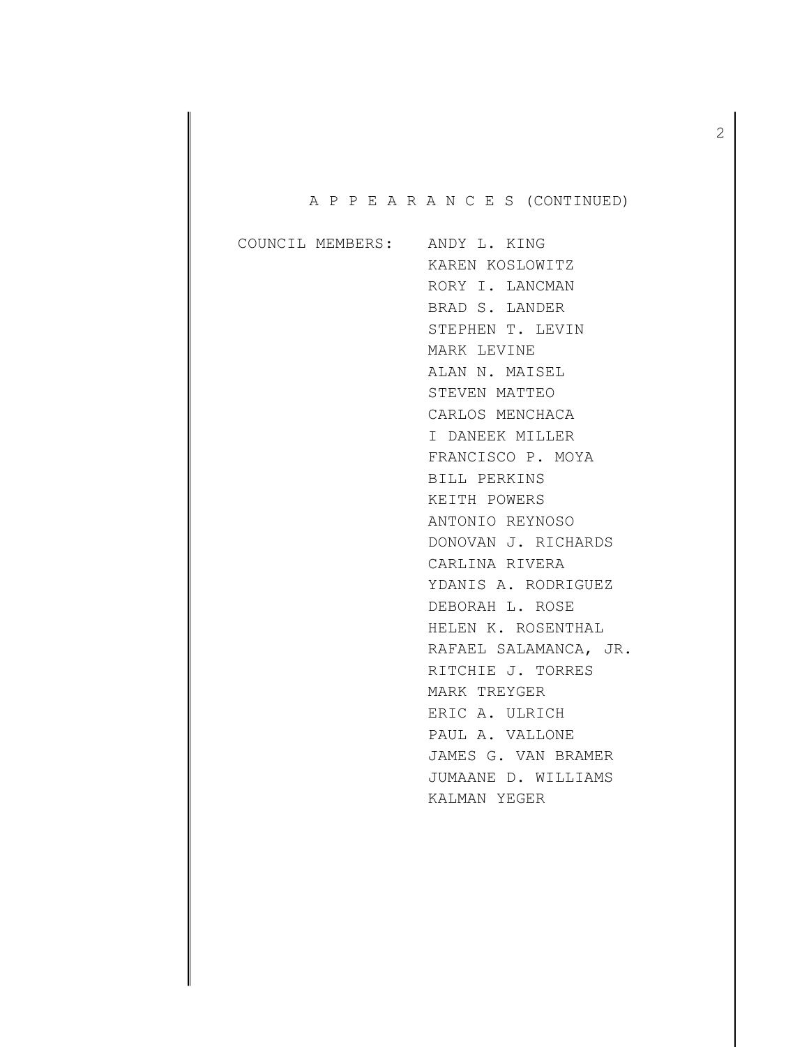A P P E A R A N C E S (CONTINUED)

COUNCIL MEMBERS:

ANDY L. KING
KAREN KOSLOWITZ
RORY I. LANCMAN
BRAD S. LANDER
STEPHEN T. LEVIN
MARK LEVINE
ALAN N. MAISEL
STEVEN MATTEO
CARLOS MENCHACA
I DANEEK MILLER
FRANCISCO P. MOYA
BILL PERKINS
KEITH POWERS
ANTONIO REYNOSO
DONOVAN J. RICHARDS
CARLINA RIVERA
YDANIS A. RODRIGUEZ
DEBORAH L. ROSE
HELEN K. ROSENTHAL
RAFAEL SALAMANCA, JR.
RITCHIE J. TORRES
MARK TREYGER
ERIC A. ULRICH
PAUL A. VALLONE
JAMES G. VAN BRAMER
JUMAANE D. WILLIAMS
KALMAN YEGER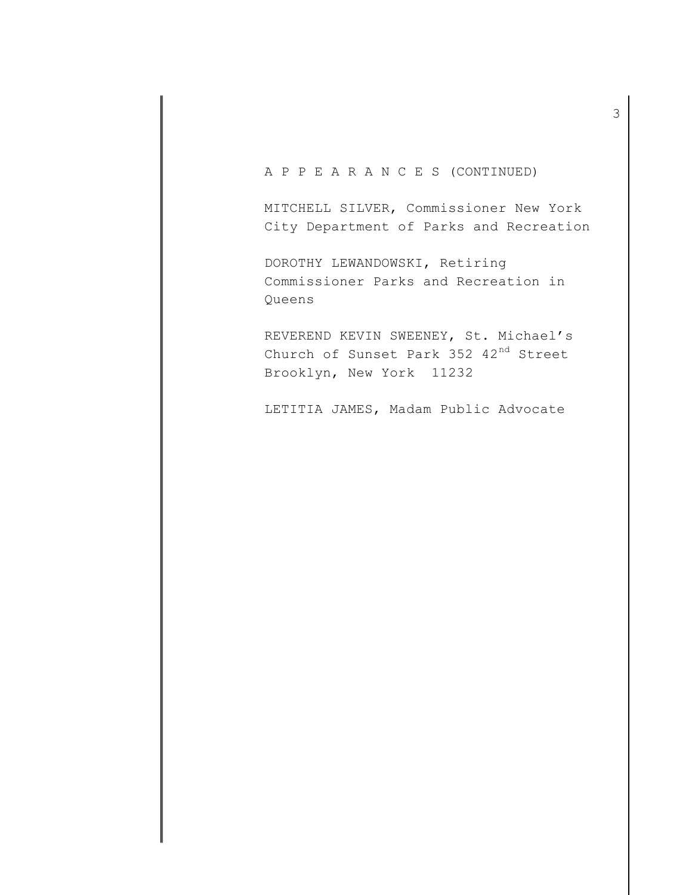A P P E A R A N C E S (CONTINUED)

MITCHELL SILVER, Commissioner New York City Department of Parks and Recreation

DOROTHY LEWANDOWSKI, Retiring Commissioner Parks and Recreation in Queens

REVEREND KEVIN SWEENEY, St. Michael's Church of Sunset Park 352 42nd Street Brooklyn, New York 11232

LETITIA JAMES, Madam Public Advocate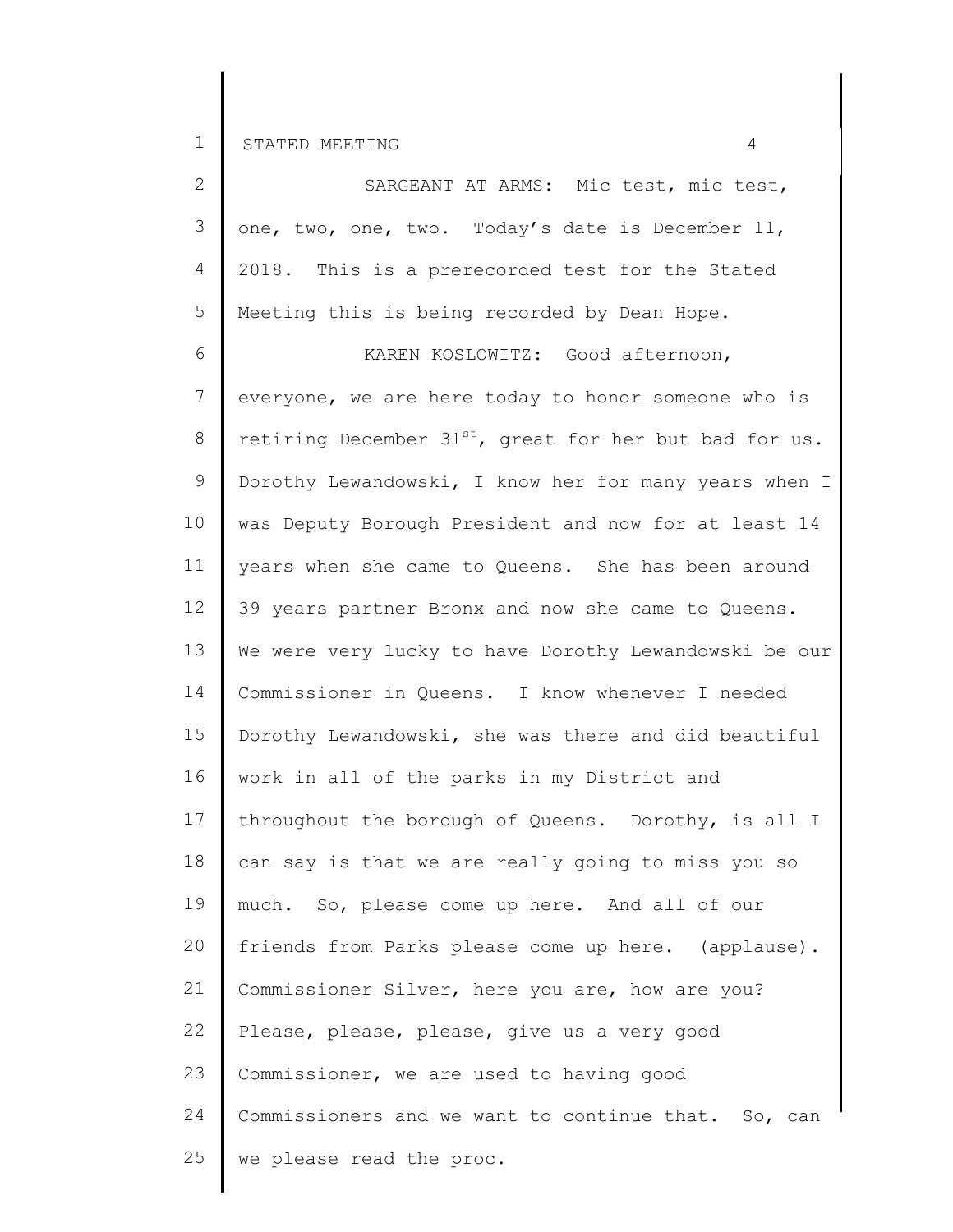SARGEANT AT ARMS: Mic test, mic test, one, two, one, two. Today's date is December 11, 2018. This is a prerecorded test for the Stated Meeting this is being recorded by Dean Hope.

KAREN KOSLOWITZ: Good afternoon, everyone, we are here today to honor someone who is retiring December 31st, great for her but bad for us. Dorothy Lewandowski, I know her for many years when I was Deputy Borough President and now for at least 14 years when she came to Queens. She has been around 39 years partner Bronx and now she came to Queens. We were very lucky to have Dorothy Lewandowski be our Commissioner in Queens. I know whenever I needed Dorothy Lewandowski, she was there and did beautiful work in all of the parks in my District and throughout the borough of Queens. Dorothy, is all I can say is that we are really going to miss you so much. So, please come up here. And all of our friends from Parks please come up here. (applause). Commissioner Silver, here you are, how are you? Please, please, please, give us a very good Commissioner, we are used to having good Commissioners and we want to continue that. So, can we please read the proc.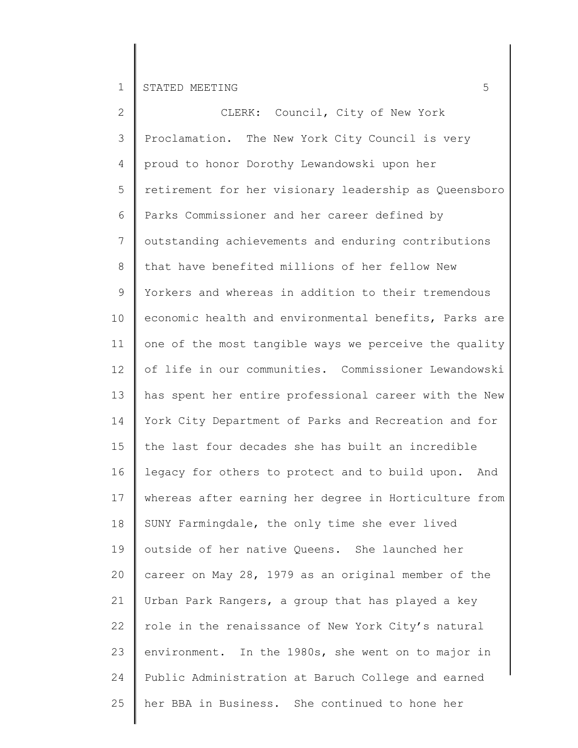CLERK: Council, City of New York Proclamation. The New York City Council is very proud to honor Dorothy Lewandowski upon her retirement for her visionary leadership as Queensboro Parks Commissioner and her career defined by outstanding achievements and enduring contributions that have benefited millions of her fellow New Yorkers and whereas in addition to their tremendous economic health and environmental benefits, Parks are one of the most tangible ways we perceive the quality of life in our communities. Commissioner Lewandowski has spent her entire professional career with the New York City Department of Parks and Recreation and for the last four decades she has built an incredible legacy for others to protect and to build upon. And whereas after earning her degree in Horticulture from SUNY Farmingdale, the only time she ever lived outside of her native Queens. She launched her career on May 28, 1979 as an original member of the Urban Park Rangers, a group that has played a key role in the renaissance of New York City's natural environment. In the 1980s, she went on to major in Public Administration at Baruch College and earned her BBA in Business. She continued to hone her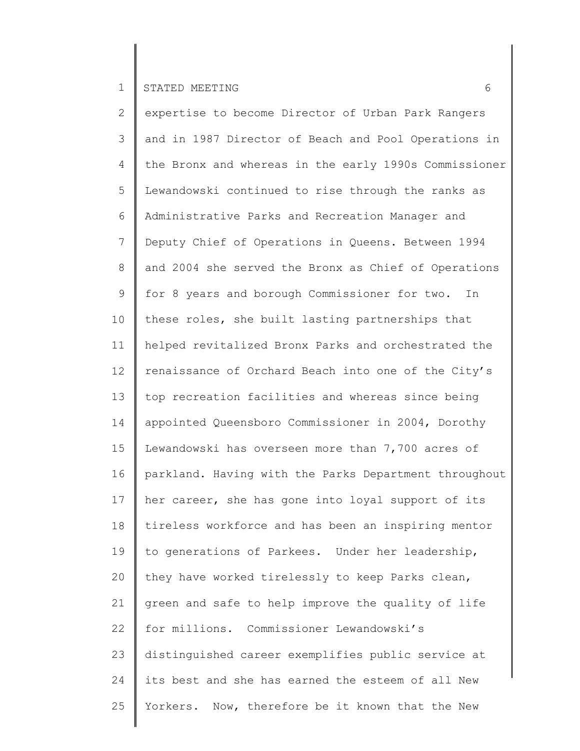expertise to become Director of Urban Park Rangers and in 1987 Director of Beach and Pool Operations in the Bronx and whereas in the early 1990s Commissioner Lewandowski continued to rise through the ranks as Administrative Parks and Recreation Manager and Deputy Chief of Operations in Queens. Between 1994 and 2004 she served the Bronx as Chief of Operations for 8 years and borough Commissioner for two. In these roles, she built lasting partnerships that helped revitalized Bronx Parks and orchestrated the renaissance of Orchard Beach into one of the City's top recreation facilities and whereas since being appointed Queensboro Commissioner in 2004, Dorothy Lewandowski has overseen more than 7,700 acres of parkland. Having with the Parks Department throughout her career, she has gone into loyal support of its tireless workforce and has been an inspiring mentor to generations of Parkees. Under her leadership, they have worked tirelessly to keep Parks clean, green and safe to help improve the quality of life for millions. Commissioner Lewandowski's distinguished career exemplifies public service at its best and she has earned the esteem of all New Yorkers. Now, therefore be it known that the New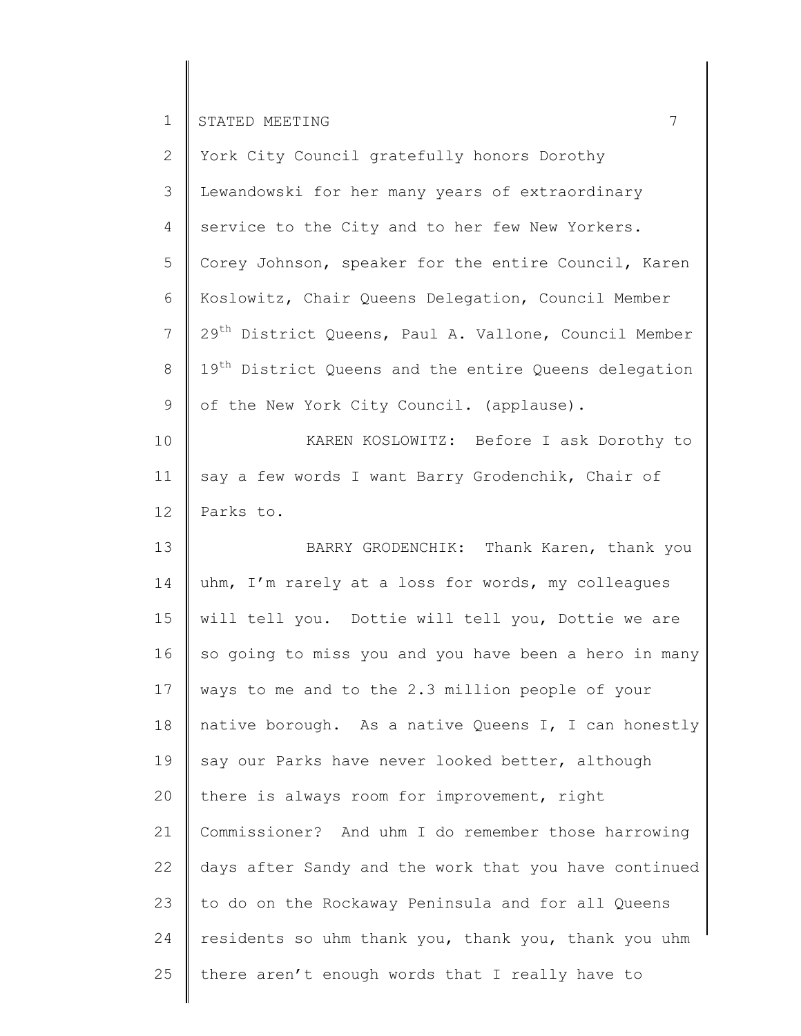York City Council gratefully honors Dorothy Lewandowski for her many years of extraordinary service to the City and to her few New Yorkers. Corey Johnson, speaker for the entire Council, Karen Koslowitz, Chair Queens Delegation, Council Member 29th District Queens, Paul A. Vallone, Council Member 19th District Queens and the entire Queens delegation of the New York City Council. (applause).

KAREN KOSLOWITZ: Before I ask Dorothy to say a few words I want Barry Grodenchik, Chair of Parks to.

BARRY GRODENCHIK: Thank Karen, thank you uhm, I'm rarely at a loss for words, my colleagues will tell you. Dottie will tell you, Dottie we are so going to miss you and you have been a hero in many ways to me and to the 2.3 million people of your native borough. As a native Queens I, I can honestly say our Parks have never looked better, although there is always room for improvement, right Commissioner? And uhm I do remember those harrowing days after Sandy and the work that you have continued to do on the Rockaway Peninsula and for all Queens residents so uhm thank you, thank you, thank you uhm there aren't enough words that I really have to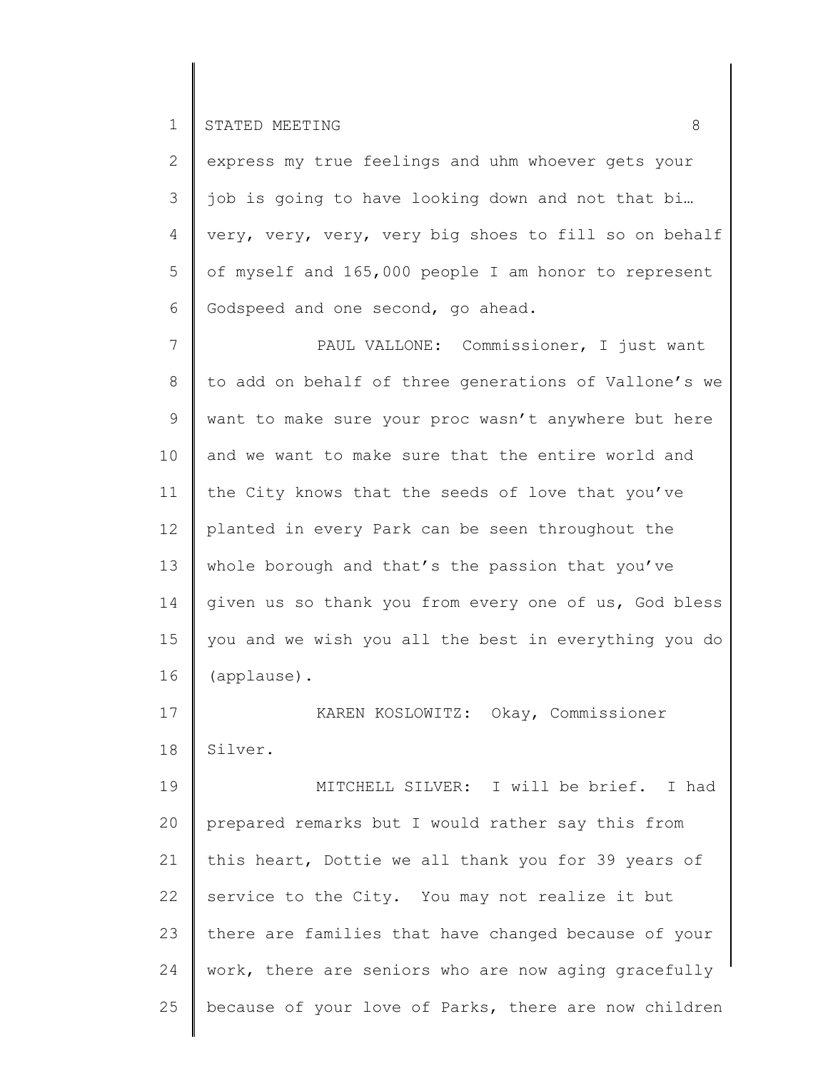express my true feelings and uhm whoever gets your job is going to have looking down and not that bi… very, very, very, very big shoes to fill so on behalf of myself and 165,000 people I am honor to represent Godspeed and one second, go ahead.

PAUL VALLONE: Commissioner, I just want to add on behalf of three generations of Vallone's we want to make sure your proc wasn't anywhere but here and we want to make sure that the entire world and the City knows that the seeds of love that you've planted in every Park can be seen throughout the whole borough and that's the passion that you've given us so thank you from every one of us, God bless you and we wish you all the best in everything you do (applause).

KAREN KOSLOWITZ: Okay, Commissioner Silver.

MITCHELL SILVER: I will be brief. I had prepared remarks but I would rather say this from this heart, Dottie we all thank you for 39 years of service to the City. You may not realize it but there are families that have changed because of your work, there are seniors who are now aging gracefully because of your love of Parks, there are now children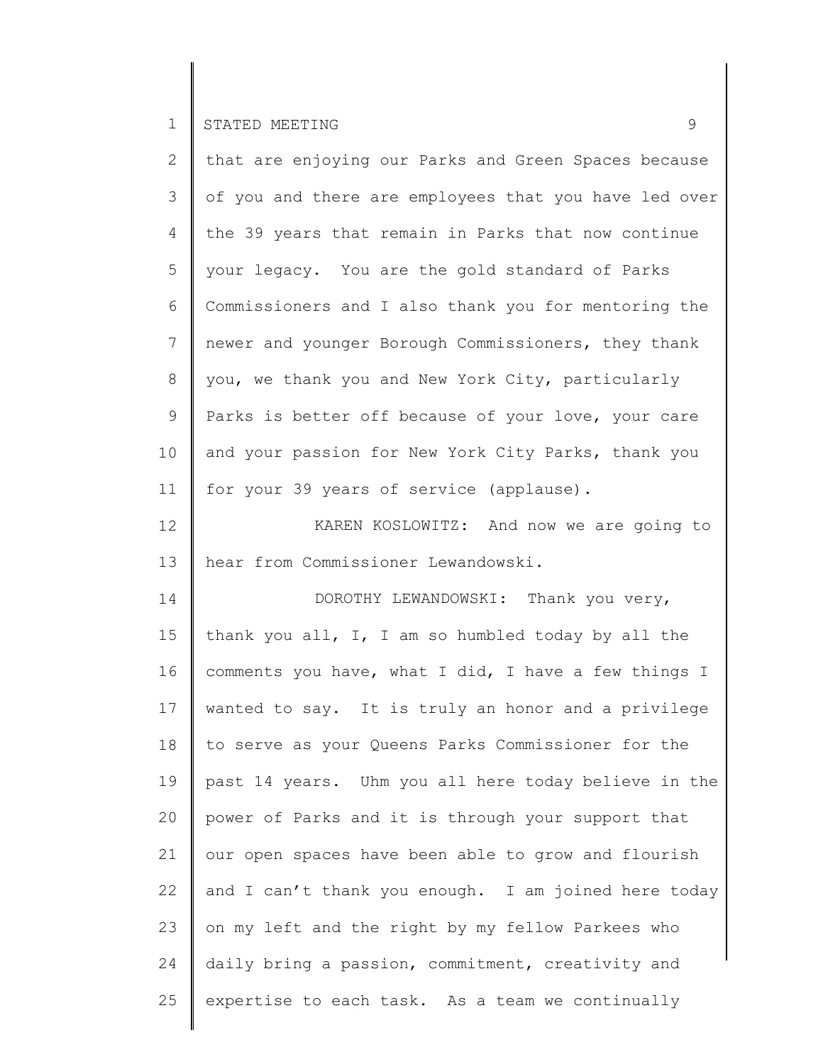that are enjoying our Parks and Green Spaces because of you and there are employees that you have led over the 39 years that remain in Parks that now continue your legacy. You are the gold standard of Parks Commissioners and I also thank you for mentoring the newer and younger Borough Commissioners, they thank you, we thank you and New York City, particularly Parks is better off because of your love, your care and your passion for New York City Parks, thank you for your 39 years of service (applause).

KAREN KOSLOWITZ: And now we are going to hear from Commissioner Lewandowski.

DOROTHY LEWANDOWSKI: Thank you very, thank you all, I, I am so humbled today by all the comments you have, what I did, I have a few things I wanted to say. It is truly an honor and a privilege to serve as your Queens Parks Commissioner for the past 14 years. Uhm you all here today believe in the power of Parks and it is through your support that our open spaces have been able to grow and flourish and I can't thank you enough. I am joined here today on my left and the right by my fellow Parkees who daily bring a passion, commitment, creativity and expertise to each task. As a team we continually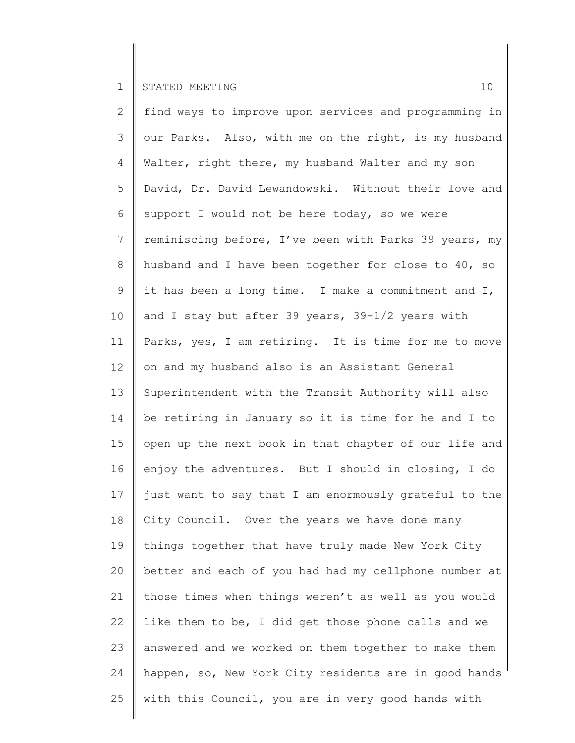find ways to improve upon services and programming in our Parks. Also, with me on the right, is my husband Walter, right there, my husband Walter and my son David, Dr. David Lewandowski. Without their love and support I would not be here today, so we were reminiscing before, I've been with Parks 39 years, my husband and I have been together for close to 40, so it has been a long time. I make a commitment and I, and I stay but after 39 years, 39-1/2 years with Parks, yes, I am retiring. It is time for me to move on and my husband also is an Assistant General Superintendent with the Transit Authority will also be retiring in January so it is time for he and I to open up the next book in that chapter of our life and enjoy the adventures. But I should in closing, I do just want to say that I am enormously grateful to the City Council. Over the years we have done many things together that have truly made New York City better and each of you had had my cellphone number at those times when things weren't as well as you would like them to be, I did get those phone calls and we answered and we worked on them together to make them happen, so, New York City residents are in good hands with this Council, you are in very good hands with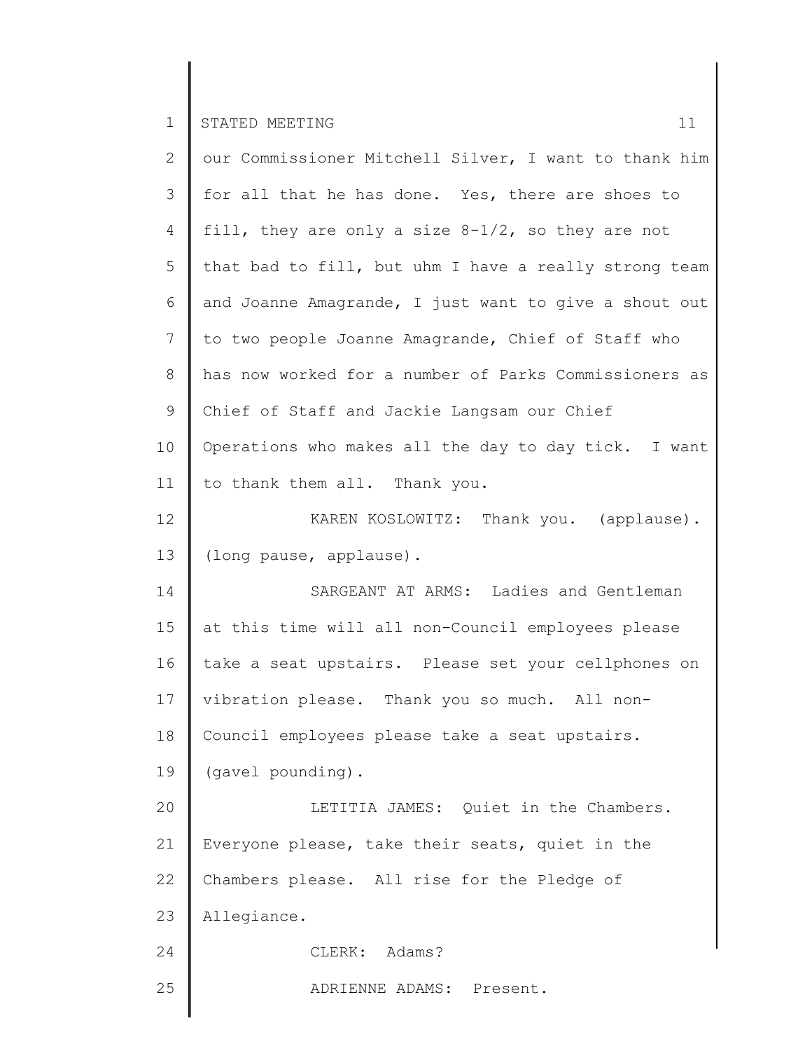our Commissioner Mitchell Silver, I want to thank him for all that he has done. Yes, there are shoes to fill, they are only a size 8-1/2, so they are not that bad to fill, but uhm I have a really strong team and Joanne Amagrande, I just want to give a shout out to two people Joanne Amagrande, Chief of Staff who has now worked for a number of Parks Commissioners as Chief of Staff and Jackie Langsam our Chief Operations who makes all the day to day tick. I want to thank them all. Thank you.

KAREN KOSLOWITZ: Thank you. (applause). (long pause, applause).

SARGEANT AT ARMS: Ladies and Gentleman at this time will all non-Council employees please take a seat upstairs. Please set your cellphones on vibration please. Thank you so much. All non-Council employees please take a seat upstairs. (gavel pounding).

LETITIA JAMES: Quiet in the Chambers. Everyone please, take their seats, quiet in the Chambers please. All rise for the Pledge of Allegiance.

CLERK: Adams?

ADRIENNE ADAMS: Present.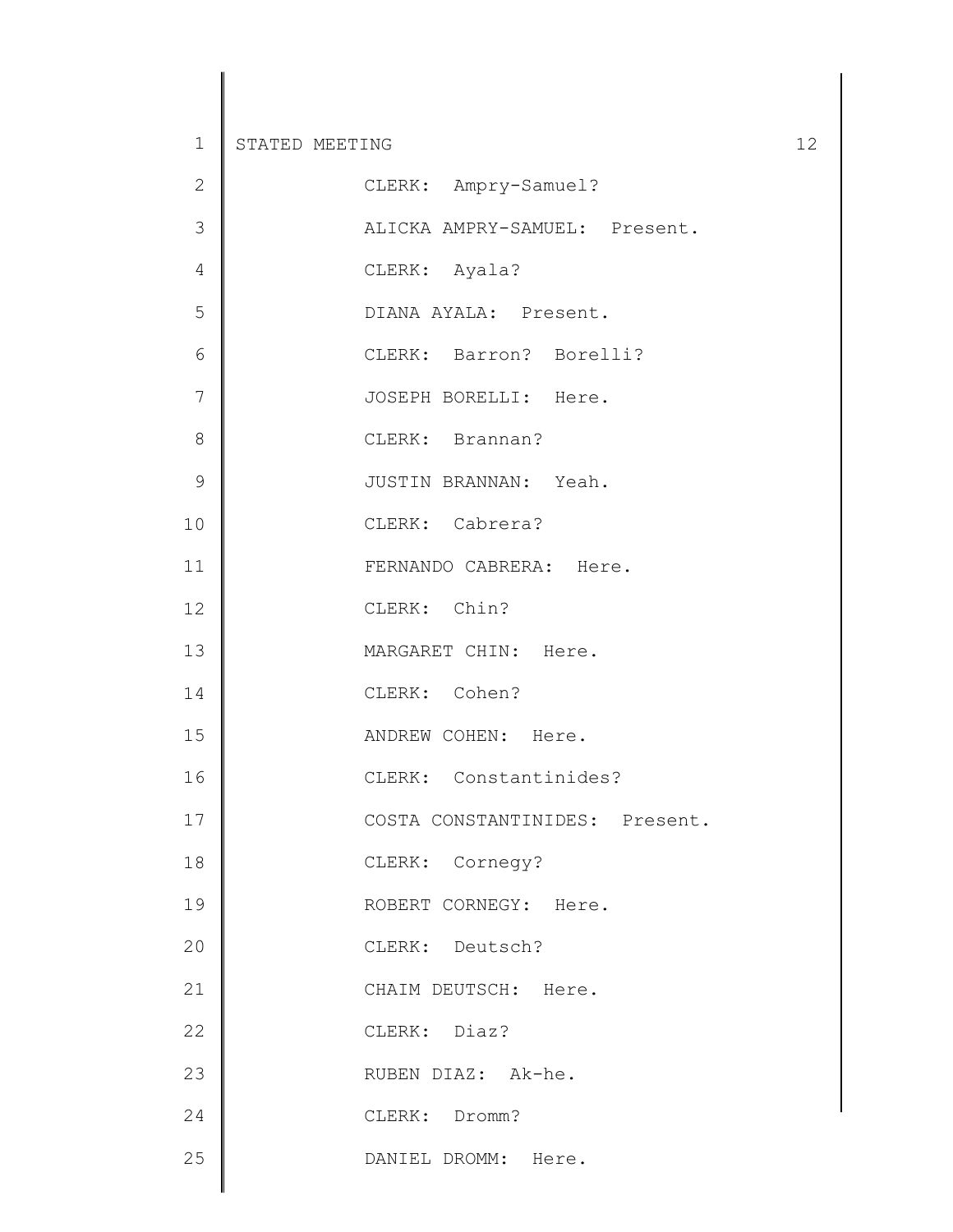CLERK: Ampry-Samuel?

ALICKA AMPRY-SAMUEL: Present.

CLERK: Ayala?

DIANA AYALA: Present.

CLERK: Barron? Borelli?

JOSEPH BORELLI: Here.

CLERK: Brannan?

JUSTIN BRANNAN: Yeah.

CLERK: Cabrera?

FERNANDO CABRERA: Here.

CLERK: Chin?

MARGARET CHIN: Here.

CLERK: Cohen?

ANDREW COHEN: Here.

CLERK: Constantinides?

COSTA CONSTANTINIDES: Present.

CLERK: Cornegy?

ROBERT CORNEGY: Here.

CLERK: Deutsch?

CHAIM DEUTSCH: Here.

CLERK: Diaz?

RUBEN DIAZ: Ak-he.

CLERK: Dromm?

DANIEL DROMM: Here.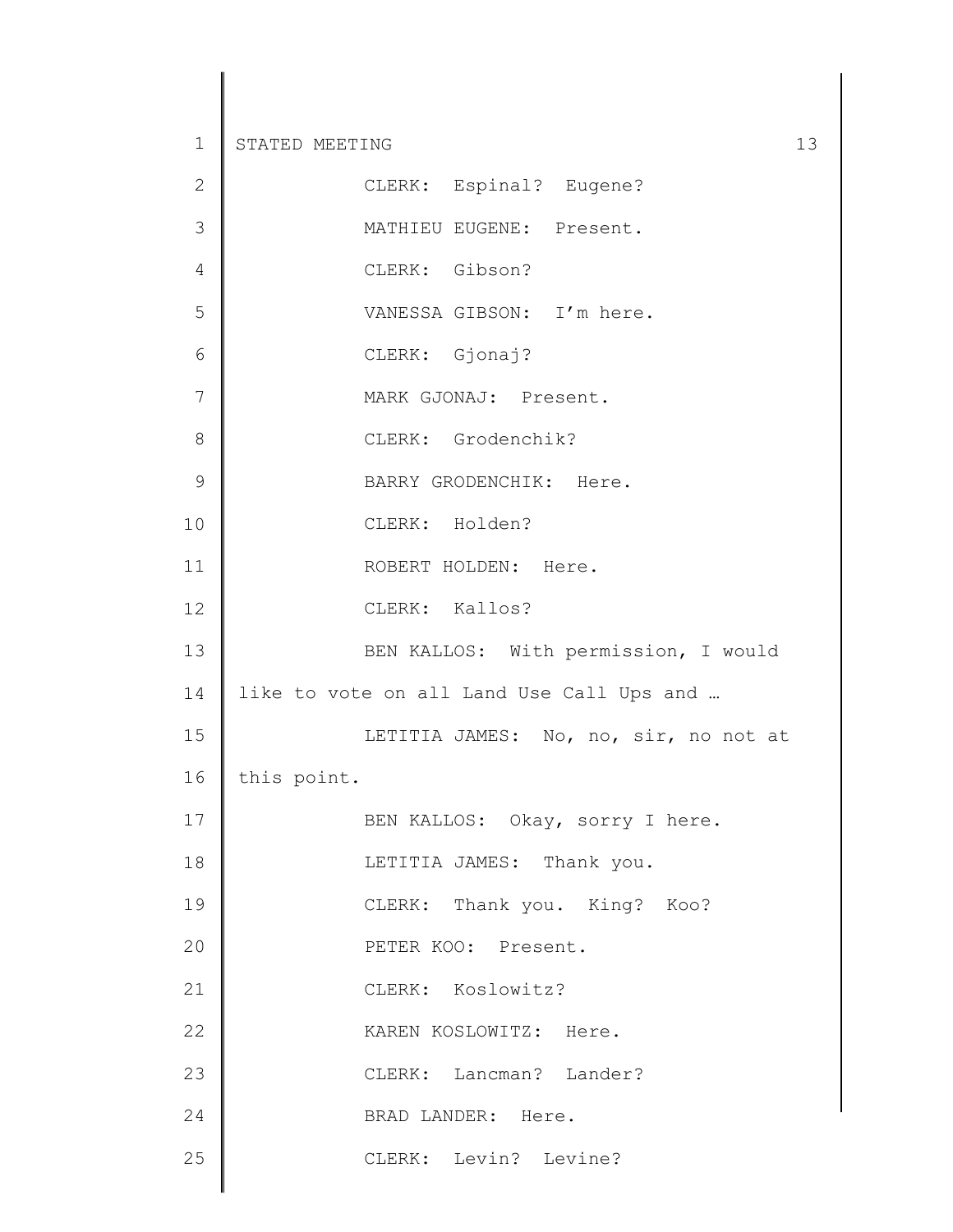CLERK: Espinal? Eugene?

MATHIEU EUGENE: Present.

CLERK: Gibson?

VANESSA GIBSON: I'm here.

CLERK: Gjonaj?

MARK GJONAJ: Present.

CLERK: Grodenchik?

BARRY GRODENCHIK: Here.

CLERK: Holden?

ROBERT HOLDEN: Here.

CLERK: Kallos?

BEN KALLOS: With permission, I would like to vote on all Land Use Call Ups and …

LETITIA JAMES: No, no, sir, no not at this point.

BEN KALLOS: Okay, sorry I here.

LETITIA JAMES: Thank you.

CLERK: Thank you. King? Koo?

PETER KOO: Present.

CLERK: Koslowitz?

KAREN KOSLOWITZ: Here.

CLERK: Lancman? Lander?

BRAD LANDER: Here.

CLERK: Levin? Levine?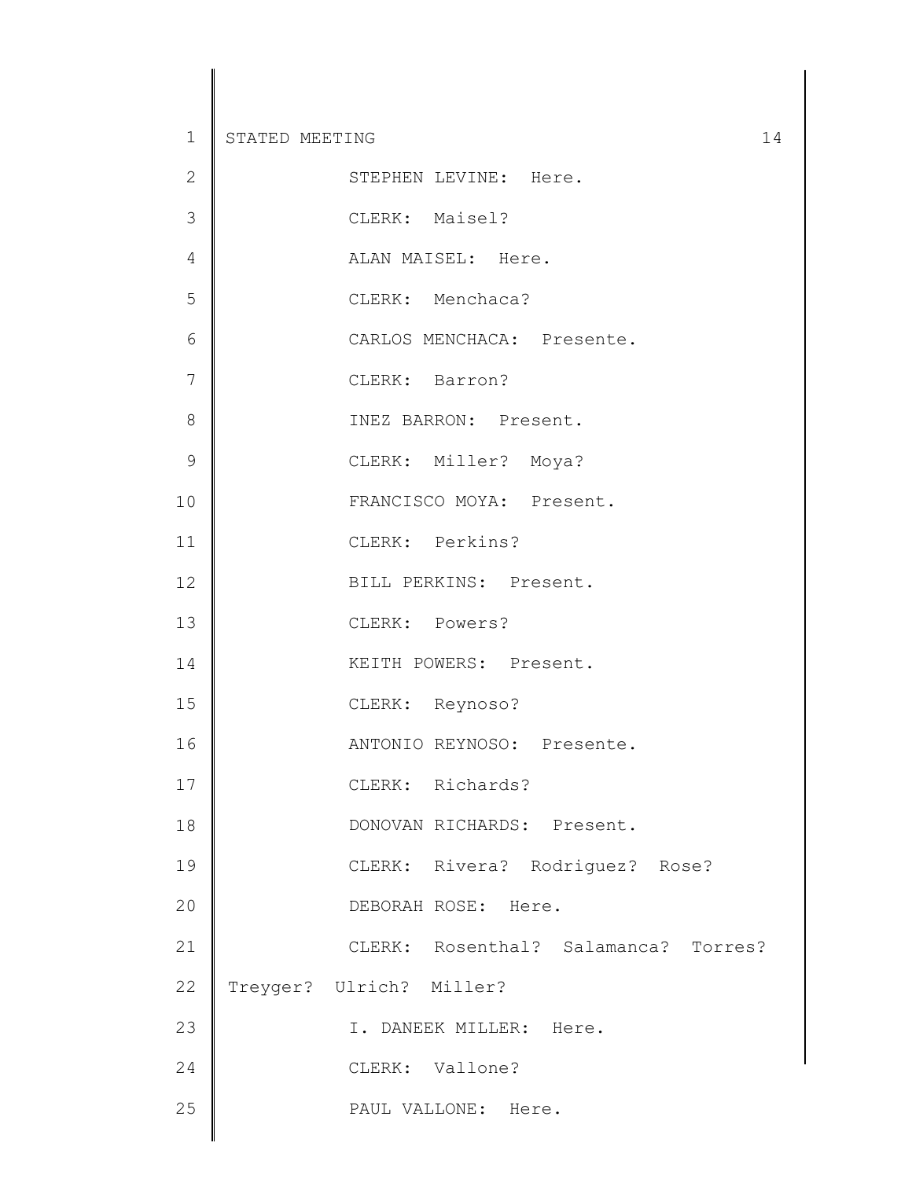STEPHEN LEVINE: Here.

CLERK: Maisel?

ALAN MAISEL: Here.

CLERK: Menchaca?

CARLOS MENCHACA: Presente.

CLERK: Barron?

INEZ BARRON: Present.

CLERK: Miller? Moya?

FRANCISCO MOYA: Present.

CLERK: Perkins?

BILL PERKINS: Present.

CLERK: Powers?

KEITH POWERS: Present.

CLERK: Reynoso?

ANTONIO REYNOSO: Presente.

CLERK: Richards?

DONOVAN RICHARDS: Present.

CLERK: Rivera? Rodriguez? Rose?

DEBORAH ROSE: Here.

CLERK: Rosenthal? Salamanca? Torres? Treyger? Ulrich? Miller?

I. DANEEK MILLER: Here.

CLERK: Vallone?

PAUL VALLONE: Here.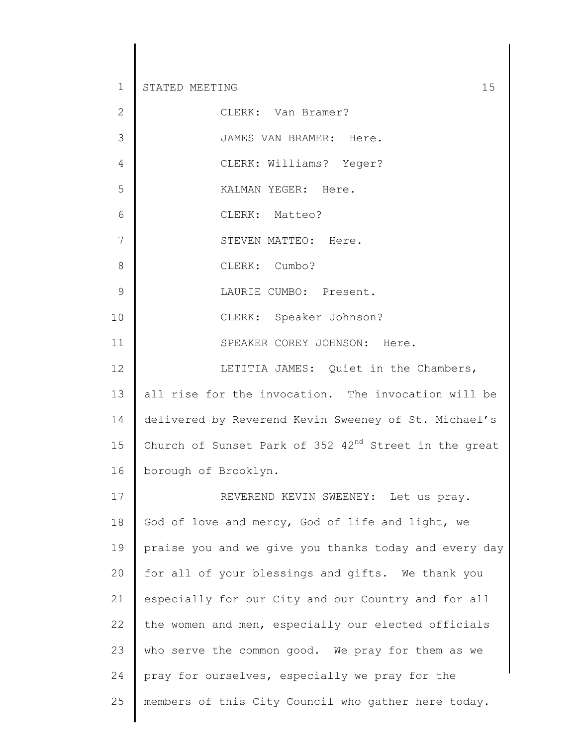CLERK: Van Bramer?

JAMES VAN BRAMER: Here.

CLERK: Williams? Yeger?

KALMAN YEGER: Here.

CLERK: Matteo?

STEVEN MATTEO: Here.

CLERK: Cumbo?

LAURIE CUMBO: Present.

CLERK: Speaker Johnson?

SPEAKER COREY JOHNSON: Here.

LETITIA JAMES: Quiet in the Chambers, all rise for the invocation. The invocation will be delivered by Reverend Kevin Sweeney of St. Michael's Church of Sunset Park of 352 42nd Street in the great borough of Brooklyn.

REVEREND KEVIN SWEENEY: Let us pray. God of love and mercy, God of life and light, we praise you and we give you thanks today and every day for all of your blessings and gifts. We thank you especially for our City and our Country and for all the women and men, especially our elected officials who serve the common good. We pray for them as we pray for ourselves, especially we pray for the members of this City Council who gather here today.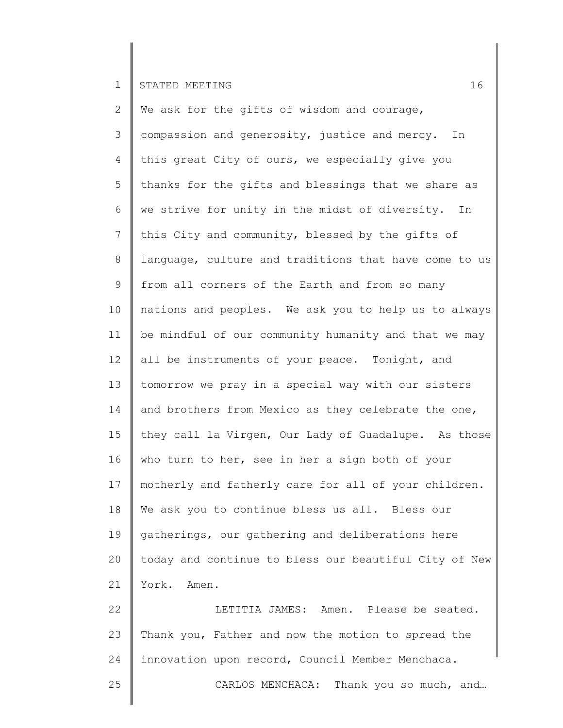We ask for the gifts of wisdom and courage, compassion and generosity, justice and mercy. In this great City of ours, we especially give you thanks for the gifts and blessings that we share as we strive for unity in the midst of diversity. In this City and community, blessed by the gifts of language, culture and traditions that have come to us from all corners of the Earth and from so many nations and peoples. We ask you to help us to always be mindful of our community humanity and that we may all be instruments of your peace. Tonight, and tomorrow we pray in a special way with our sisters and brothers from Mexico as they celebrate the one, they call la Virgen, Our Lady of Guadalupe. As those who turn to her, see in her a sign both of your motherly and fatherly care for all of your children. We ask you to continue bless us all. Bless our gatherings, our gathering and deliberations here today and continue to bless our beautiful City of New York. Amen.

LETITIA JAMES: Amen. Please be seated. Thank you, Father and now the motion to spread the innovation upon record, Council Member Menchaca.

CARLOS MENCHACA: Thank you so much, and…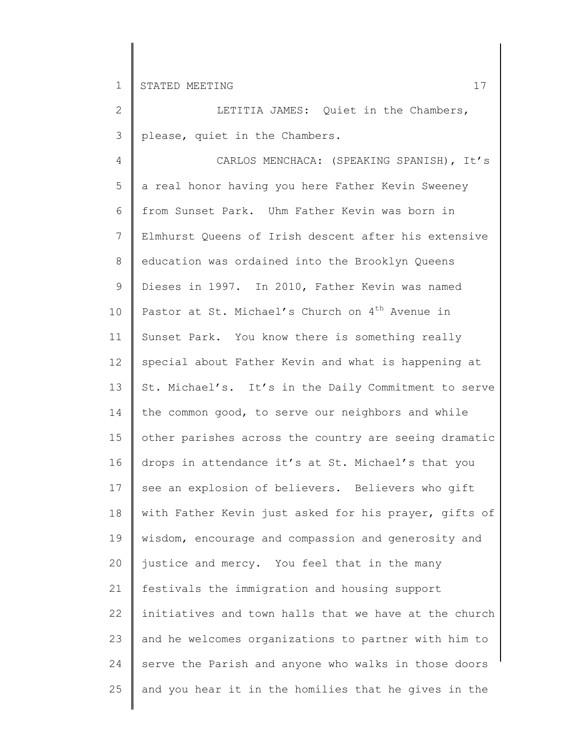LETITIA JAMES: Quiet in the Chambers, please, quiet in the Chambers.

CARLOS MENCHACA: (SPEAKING SPANISH), It's a real honor having you here Father Kevin Sweeney from Sunset Park. Uhm Father Kevin was born in Elmhurst Queens of Irish descent after his extensive education was ordained into the Brooklyn Queens Dieses in 1997. In 2010, Father Kevin was named Pastor at St. Michael's Church on 4th Avenue in Sunset Park. You know there is something really special about Father Kevin and what is happening at St. Michael's. It's in the Daily Commitment to serve the common good, to serve our neighbors and while other parishes across the country are seeing dramatic drops in attendance it's at St. Michael's that you see an explosion of believers. Believers who gift with Father Kevin just asked for his prayer, gifts of wisdom, encourage and compassion and generosity and justice and mercy. You feel that in the many festivals the immigration and housing support initiatives and town halls that we have at the church and he welcomes organizations to partner with him to serve the Parish and anyone who walks in those doors and you hear it in the homilies that he gives in the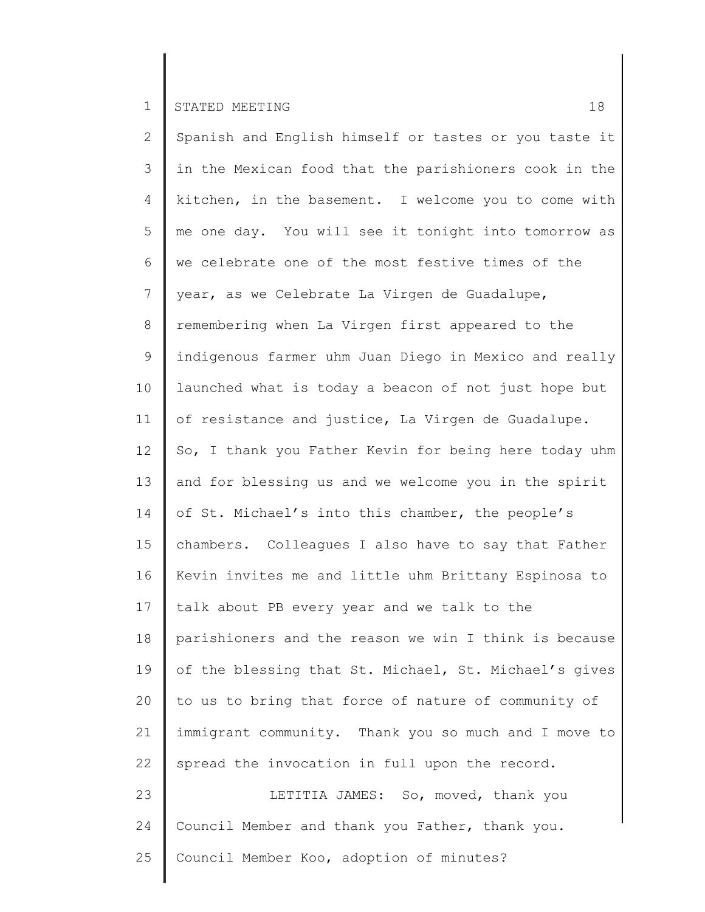Spanish and English himself or tastes or you taste it in the Mexican food that the parishioners cook in the kitchen, in the basement. I welcome you to come with me one day. You will see it tonight into tomorrow as we celebrate one of the most festive times of the year, as we Celebrate La Virgen de Guadalupe, remembering when La Virgen first appeared to the indigenous farmer uhm Juan Diego in Mexico and really launched what is today a beacon of not just hope but of resistance and justice, La Virgen de Guadalupe. So, I thank you Father Kevin for being here today uhm and for blessing us and we welcome you in the spirit of St. Michael's into this chamber, the people's chambers. Colleagues I also have to say that Father Kevin invites me and little uhm Brittany Espinosa to talk about PB every year and we talk to the parishioners and the reason we win I think is because of the blessing that St. Michael, St. Michael's gives to us to bring that force of nature of community of immigrant community. Thank you so much and I move to spread the invocation in full upon the record.

LETITIA JAMES: So, moved, thank you Council Member and thank you Father, thank you. Council Member Koo, adoption of minutes?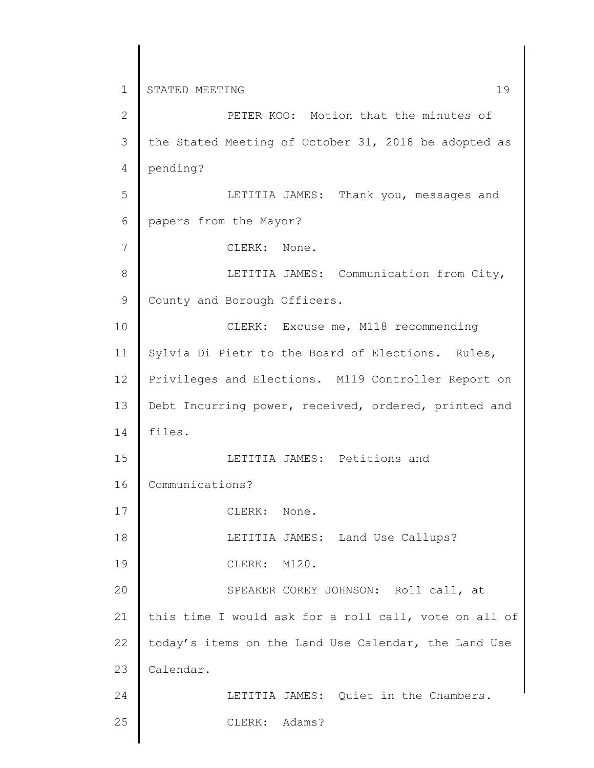PETER KOO: Motion that the minutes of the Stated Meeting of October 31, 2018 be adopted as pending?

LETITIA JAMES: Thank you, messages and papers from the Mayor?

CLERK: None.

LETITIA JAMES: Communication from City, County and Borough Officers.

CLERK: Excuse me, M118 recommending Sylvia Di Pietr to the Board of Elections. Rules, Privileges and Elections. M119 Controller Report on Debt Incurring power, received, ordered, printed and files.

LETITIA JAMES: Petitions and Communications?

CLERK: None.

LETITIA JAMES: Land Use Callups?

CLERK: M120.

SPEAKER COREY JOHNSON: Roll call, at this time I would ask for a roll call, vote on all of today's items on the Land Use Calendar, the Land Use Calendar.

LETITIA JAMES: Quiet in the Chambers.

CLERK: Adams?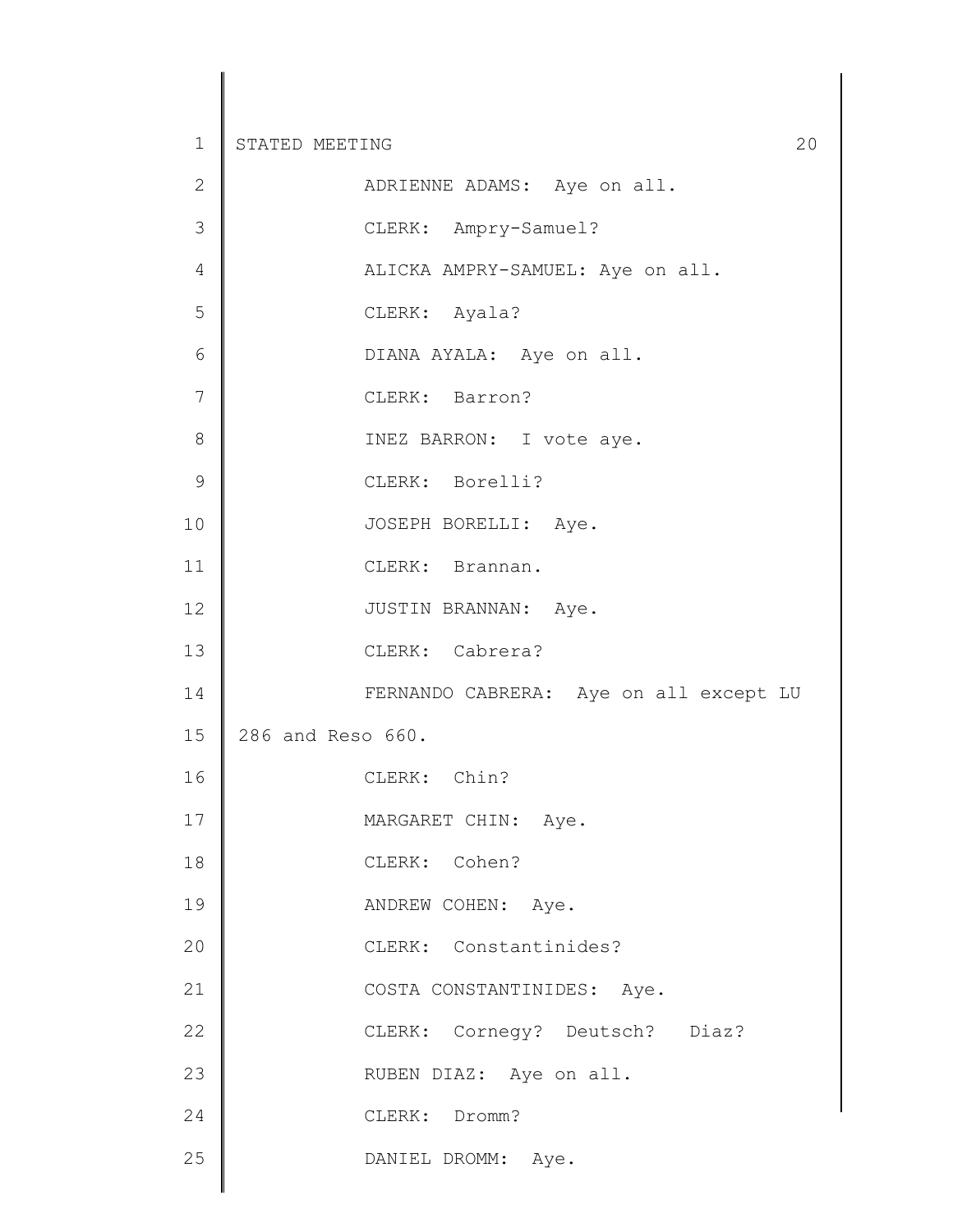ADRIENNE ADAMS: Aye on all.

CLERK: Ampry-Samuel?

ALICKA AMPRY-SAMUEL: Aye on all.

CLERK: Ayala?

DIANA AYALA: Aye on all.

CLERK: Barron?

INEZ BARRON: I vote aye.

CLERK: Borelli?

JOSEPH BORELLI: Aye.

CLERK: Brannan.

JUSTIN BRANNAN: Aye.

CLERK: Cabrera?

FERNANDO CABRERA: Aye on all except LU 286 and Reso 660.

CLERK: Chin?

MARGARET CHIN: Aye.

CLERK: Cohen?

ANDREW COHEN: Aye.

CLERK: Constantinides?

COSTA CONSTANTINIDES: Aye.

CLERK: Cornegy? Deutsch? Diaz?

RUBEN DIAZ: Aye on all.

CLERK: Dromm?

DANIEL DROMM: Aye.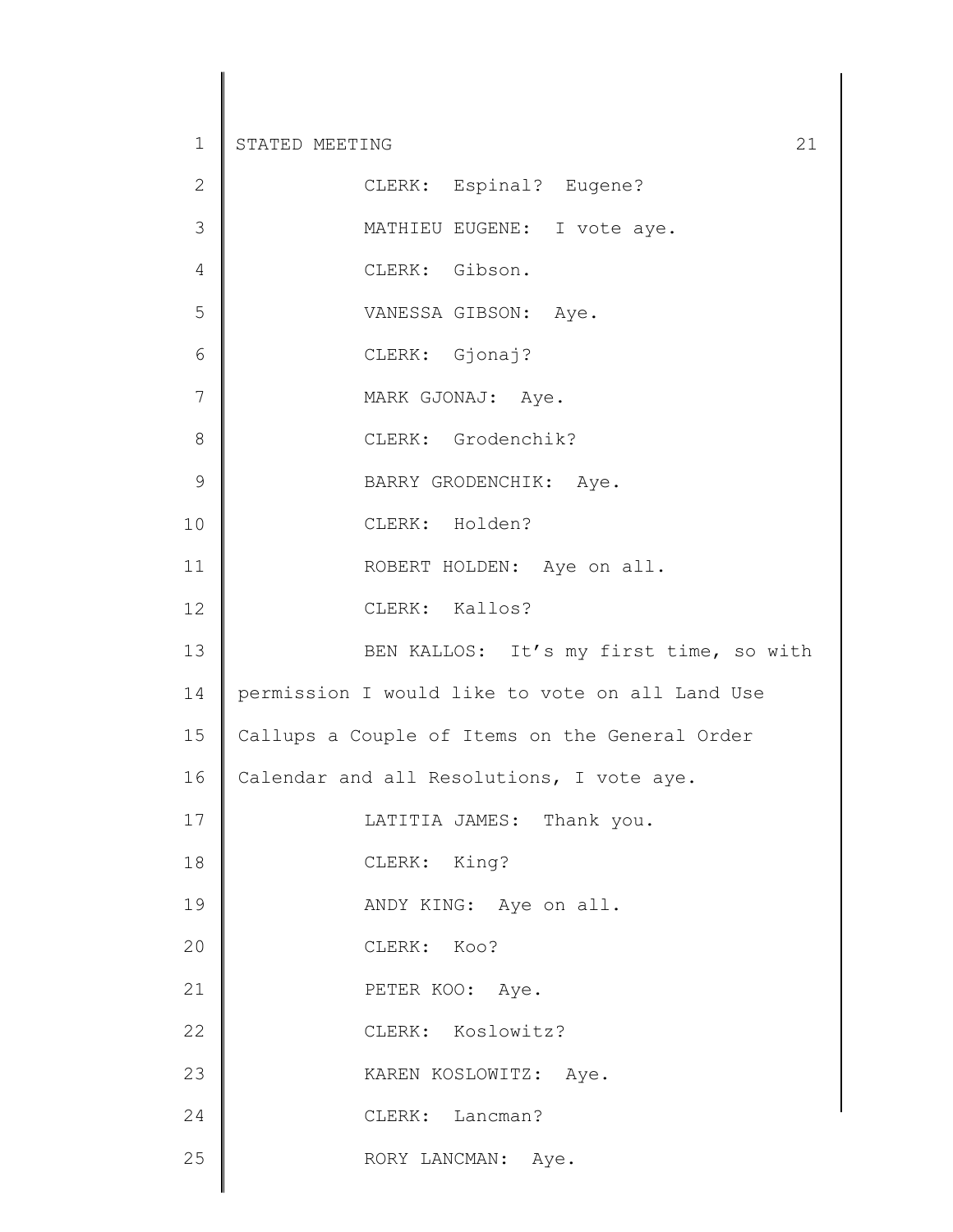CLERK: Espinal? Eugene?

MATHIEU EUGENE: I vote aye.

CLERK: Gibson.

VANESSA GIBSON: Aye.

CLERK: Gjonaj?

MARK GJONAJ: Aye.

CLERK: Grodenchik?

BARRY GRODENCHIK: Aye.

CLERK: Holden?

ROBERT HOLDEN: Aye on all.

CLERK: Kallos?

BEN KALLOS: It's my first time, so with permission I would like to vote on all Land Use Callups a Couple of Items on the General Order Calendar and all Resolutions, I vote aye.

LATITIA JAMES: Thank you.

CLERK: King?

ANDY KING: Aye on all.

CLERK: Koo?

PETER KOO: Aye.

CLERK: Koslowitz?

KAREN KOSLOWITZ: Aye.

CLERK: Lancman?

RORY LANCMAN: Aye.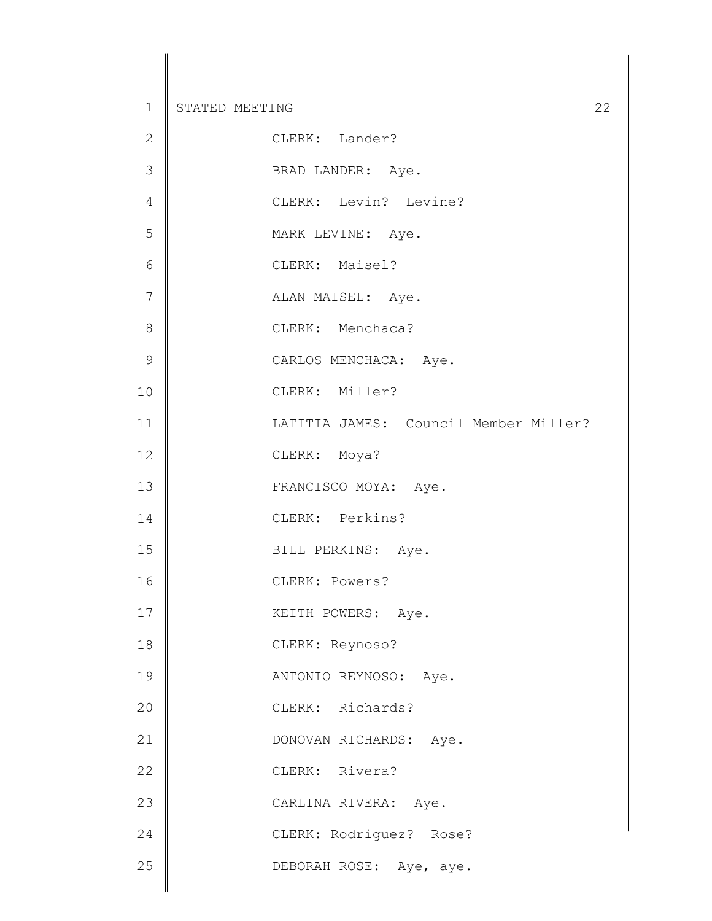CLERK: Lander?

BRAD LANDER: Aye.

CLERK: Levin? Levine?

MARK LEVINE: Aye.

CLERK: Maisel?

ALAN MAISEL: Aye.

CLERK: Menchaca?

CARLOS MENCHACA: Aye.

CLERK: Miller?

LATITIA JAMES: Council Member Miller?

CLERK: Moya?

FRANCISCO MOYA: Aye.

CLERK: Perkins?

BILL PERKINS: Aye.

CLERK: Powers?

KEITH POWERS: Aye.

CLERK: Reynoso?

ANTONIO REYNOSO: Aye.

CLERK: Richards?

DONOVAN RICHARDS: Aye.

CLERK: Rivera?

CARLINA RIVERA: Aye.

CLERK: Rodriguez? Rose?

DEBORAH ROSE: Aye, aye.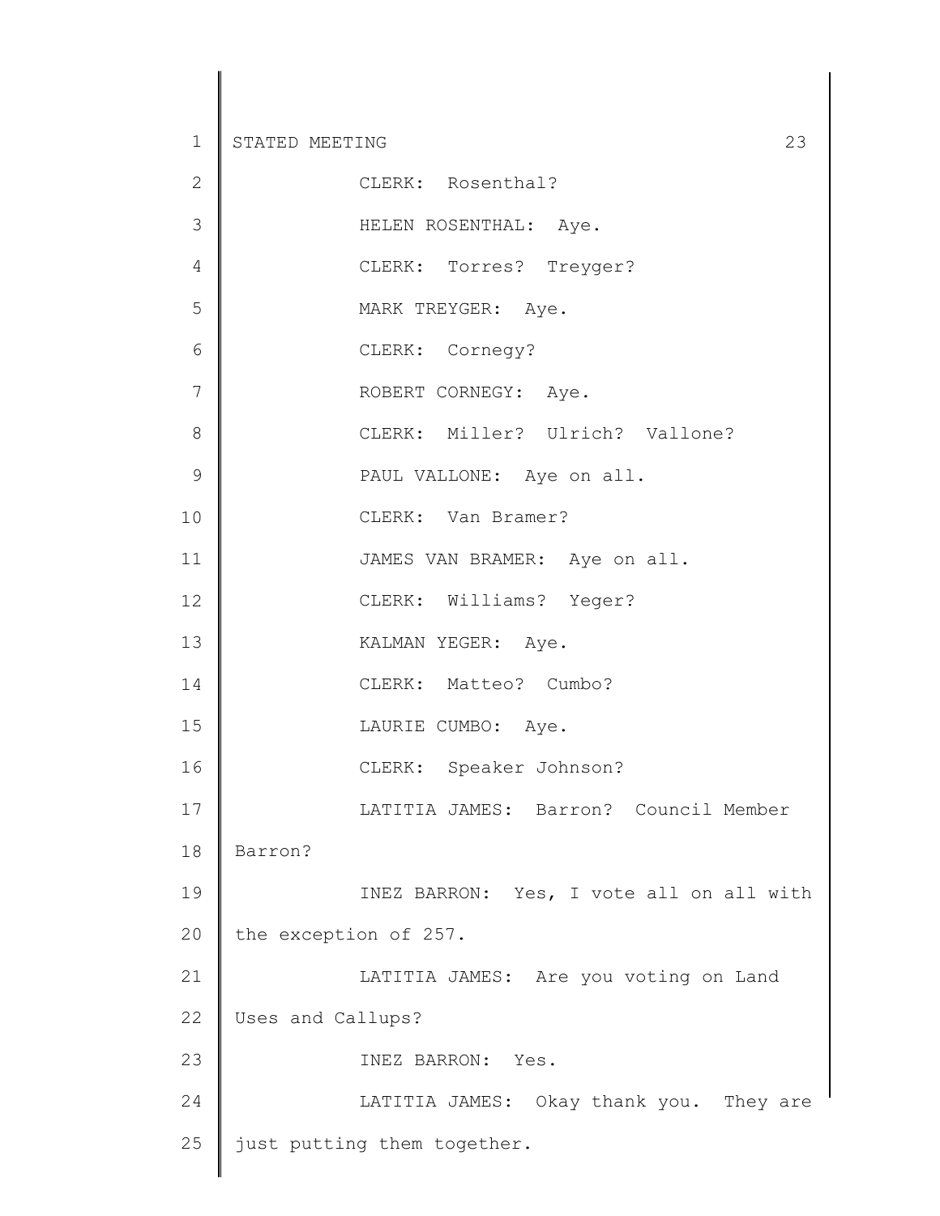CLERK: Rosenthal?

HELEN ROSENTHAL: Aye.

CLERK: Torres? Treyger?

MARK TREYGER: Aye.

CLERK: Cornegy?

ROBERT CORNEGY: Aye.

CLERK: Miller? Ulrich? Vallone?

PAUL VALLONE: Aye on all.

CLERK: Van Bramer?

JAMES VAN BRAMER: Aye on all.

CLERK: Williams? Yeger?

KALMAN YEGER: Aye.

CLERK: Matteo? Cumbo?

LAURIE CUMBO: Aye.

CLERK: Speaker Johnson?

LATITIA JAMES: Barron? Council Member Barron?

INEZ BARRON: Yes, I vote all on all with the exception of 257.

LATITIA JAMES: Are you voting on Land Uses and Callups?

INEZ BARRON: Yes.

LATITIA JAMES: Okay thank you. They are just putting them together.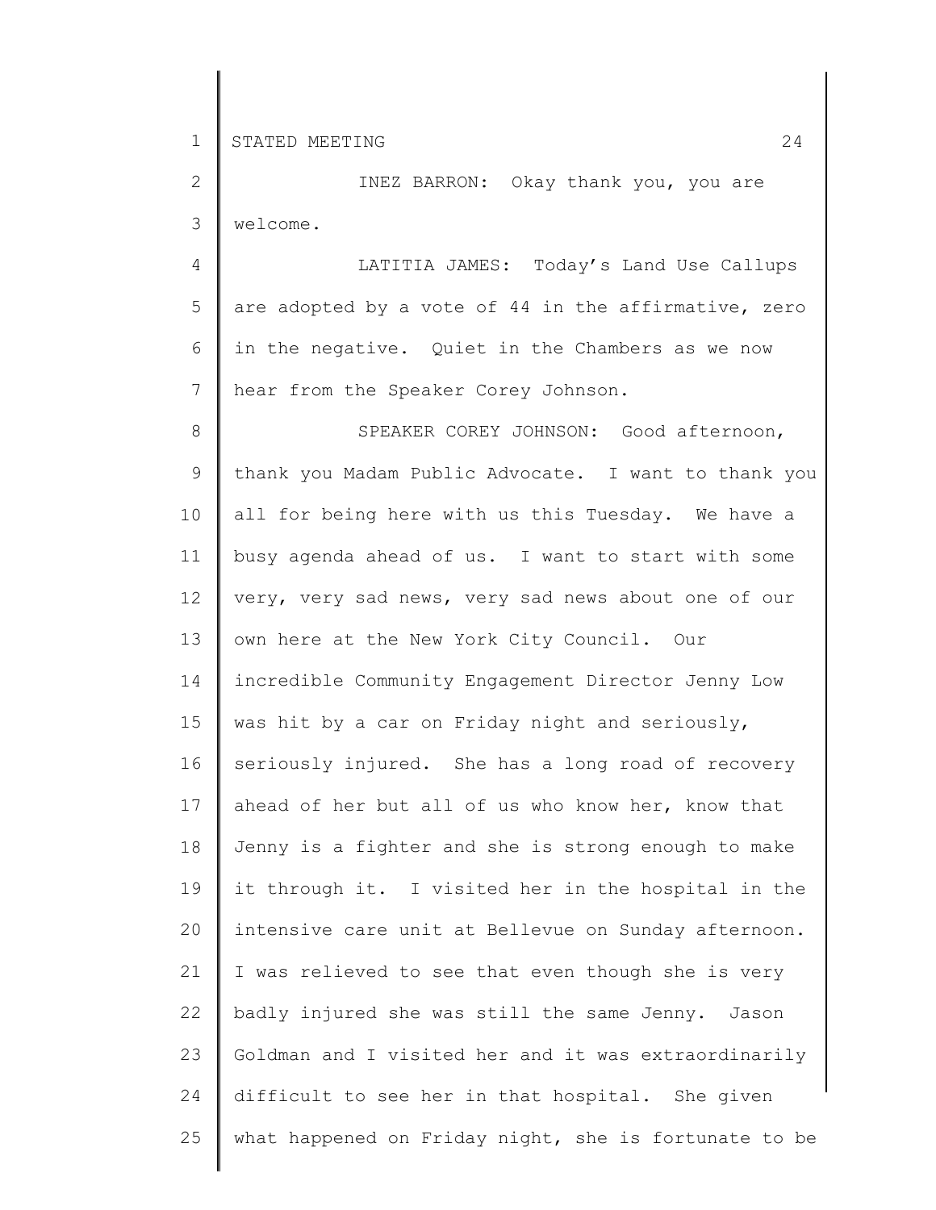INEZ BARRON: Okay thank you, you are welcome.

LATITIA JAMES: Today's Land Use Callups are adopted by a vote of 44 in the affirmative, zero in the negative. Quiet in the Chambers as we now hear from the Speaker Corey Johnson.

SPEAKER COREY JOHNSON: Good afternoon, thank you Madam Public Advocate. I want to thank you all for being here with us this Tuesday. We have a busy agenda ahead of us. I want to start with some very, very sad news, very sad news about one of our own here at the New York City Council. Our incredible Community Engagement Director Jenny Low was hit by a car on Friday night and seriously, seriously injured. She has a long road of recovery ahead of her but all of us who know her, know that Jenny is a fighter and she is strong enough to make it through it. I visited her in the hospital in the intensive care unit at Bellevue on Sunday afternoon. I was relieved to see that even though she is very badly injured she was still the same Jenny. Jason Goldman and I visited her and it was extraordinarily difficult to see her in that hospital. She given what happened on Friday night, she is fortunate to be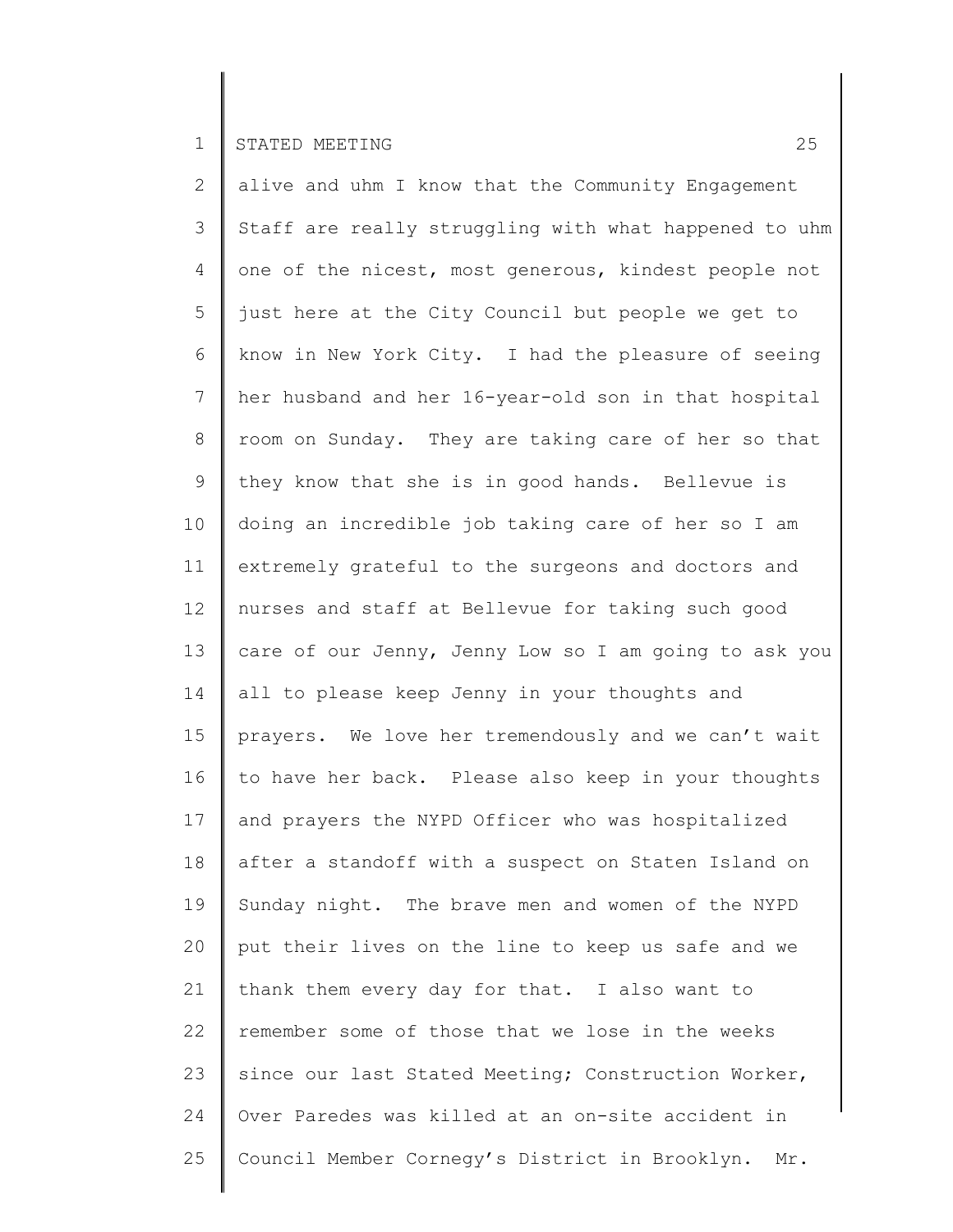alive and uhm I know that the Community Engagement Staff are really struggling with what happened to uhm one of the nicest, most generous, kindest people not just here at the City Council but people we get to know in New York City. I had the pleasure of seeing her husband and her 16-year-old son in that hospital room on Sunday. They are taking care of her so that they know that she is in good hands. Bellevue is doing an incredible job taking care of her so I am extremely grateful to the surgeons and doctors and nurses and staff at Bellevue for taking such good care of our Jenny, Jenny Low so I am going to ask you all to please keep Jenny in your thoughts and prayers. We love her tremendously and we can't wait to have her back. Please also keep in your thoughts and prayers the NYPD Officer who was hospitalized after a standoff with a suspect on Staten Island on Sunday night. The brave men and women of the NYPD put their lives on the line to keep us safe and we thank them every day for that. I also want to remember some of those that we lose in the weeks since our last Stated Meeting; Construction Worker, Over Paredes was killed at an on-site accident in Council Member Cornegy's District in Brooklyn. Mr.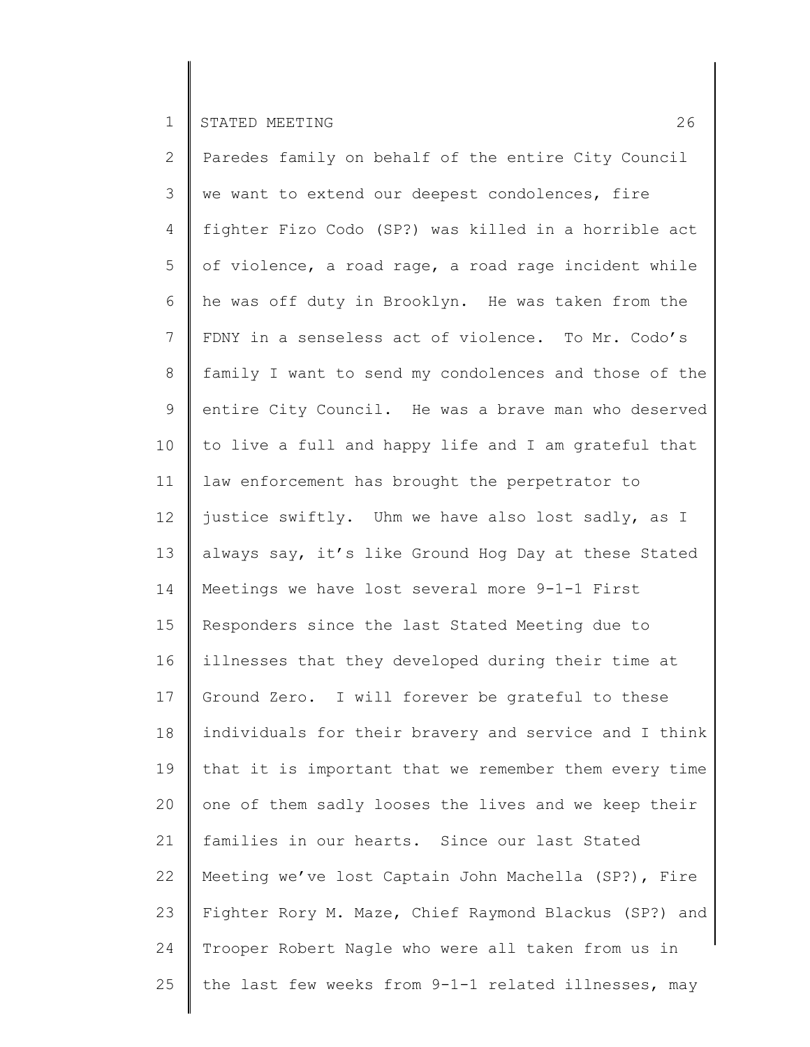Paredes family on behalf of the entire City Council we want to extend our deepest condolences, fire fighter Fizo Codo (SP?) was killed in a horrible act of violence, a road rage, a road rage incident while he was off duty in Brooklyn. He was taken from the FDNY in a senseless act of violence. To Mr. Codo's family I want to send my condolences and those of the entire City Council. He was a brave man who deserved to live a full and happy life and I am grateful that law enforcement has brought the perpetrator to justice swiftly. Uhm we have also lost sadly, as I always say, it's like Ground Hog Day at these Stated Meetings we have lost several more 9-1-1 First Responders since the last Stated Meeting due to illnesses that they developed during their time at Ground Zero. I will forever be grateful to these individuals for their bravery and service and I think that it is important that we remember them every time one of them sadly looses the lives and we keep their families in our hearts. Since our last Stated Meeting we've lost Captain John Machella (SP?), Fire Fighter Rory M. Maze, Chief Raymond Blackus (SP?) and Trooper Robert Nagle who were all taken from us in the last few weeks from 9-1-1 related illnesses, may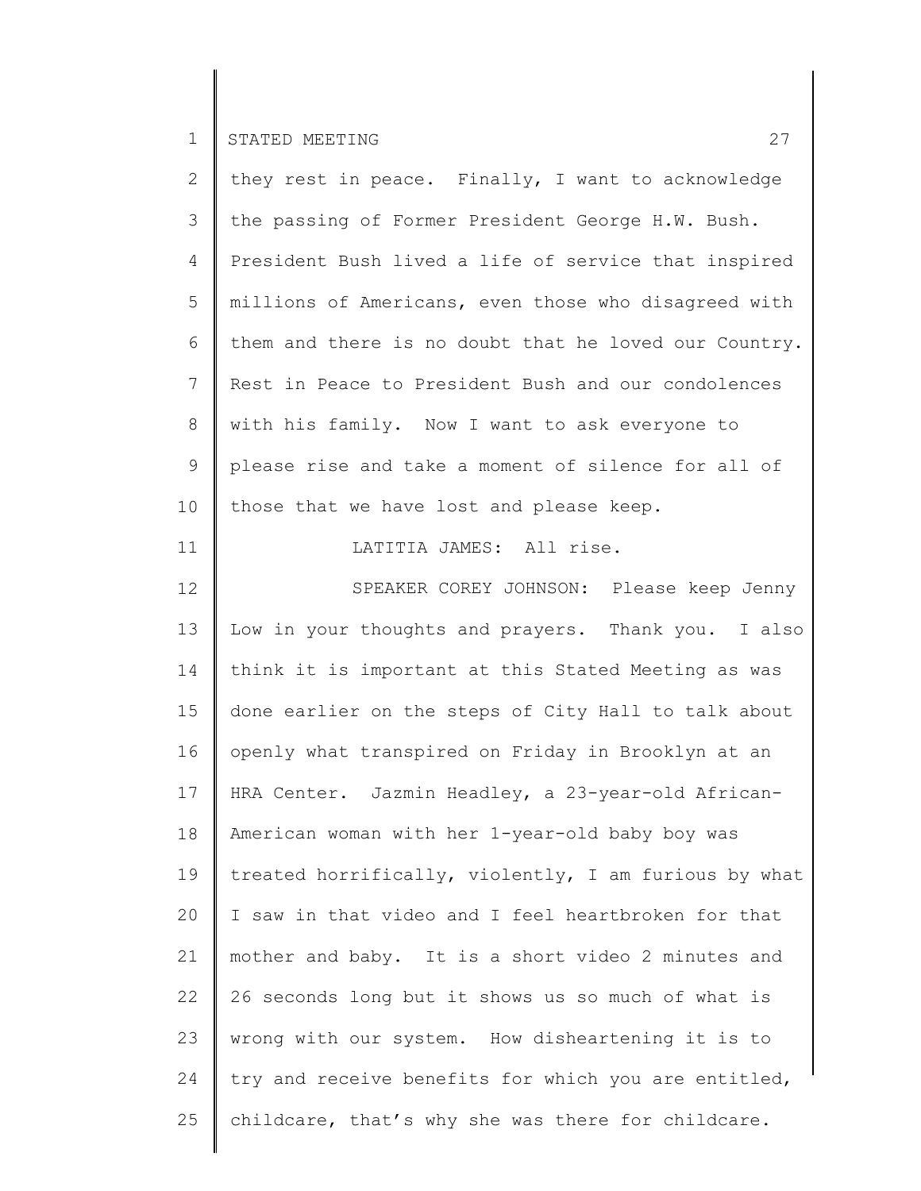they rest in peace. Finally, I want to acknowledge the passing of Former President George H.W. Bush. President Bush lived a life of service that inspired millions of Americans, even those who disagreed with them and there is no doubt that he loved our Country. Rest in Peace to President Bush and our condolences with his family. Now I want to ask everyone to please rise and take a moment of silence for all of those that we have lost and please keep.

LATITIA JAMES: All rise.

SPEAKER COREY JOHNSON: Please keep Jenny Low in your thoughts and prayers. Thank you. I also think it is important at this Stated Meeting as was done earlier on the steps of City Hall to talk about openly what transpired on Friday in Brooklyn at an HRA Center. Jazmin Headley, a 23-year-old African-American woman with her 1-year-old baby boy was treated horrifically, violently, I am furious by what I saw in that video and I feel heartbroken for that mother and baby. It is a short video 2 minutes and 26 seconds long but it shows us so much of what is wrong with our system. How disheartening it is to try and receive benefits for which you are entitled, childcare, that's why she was there for childcare.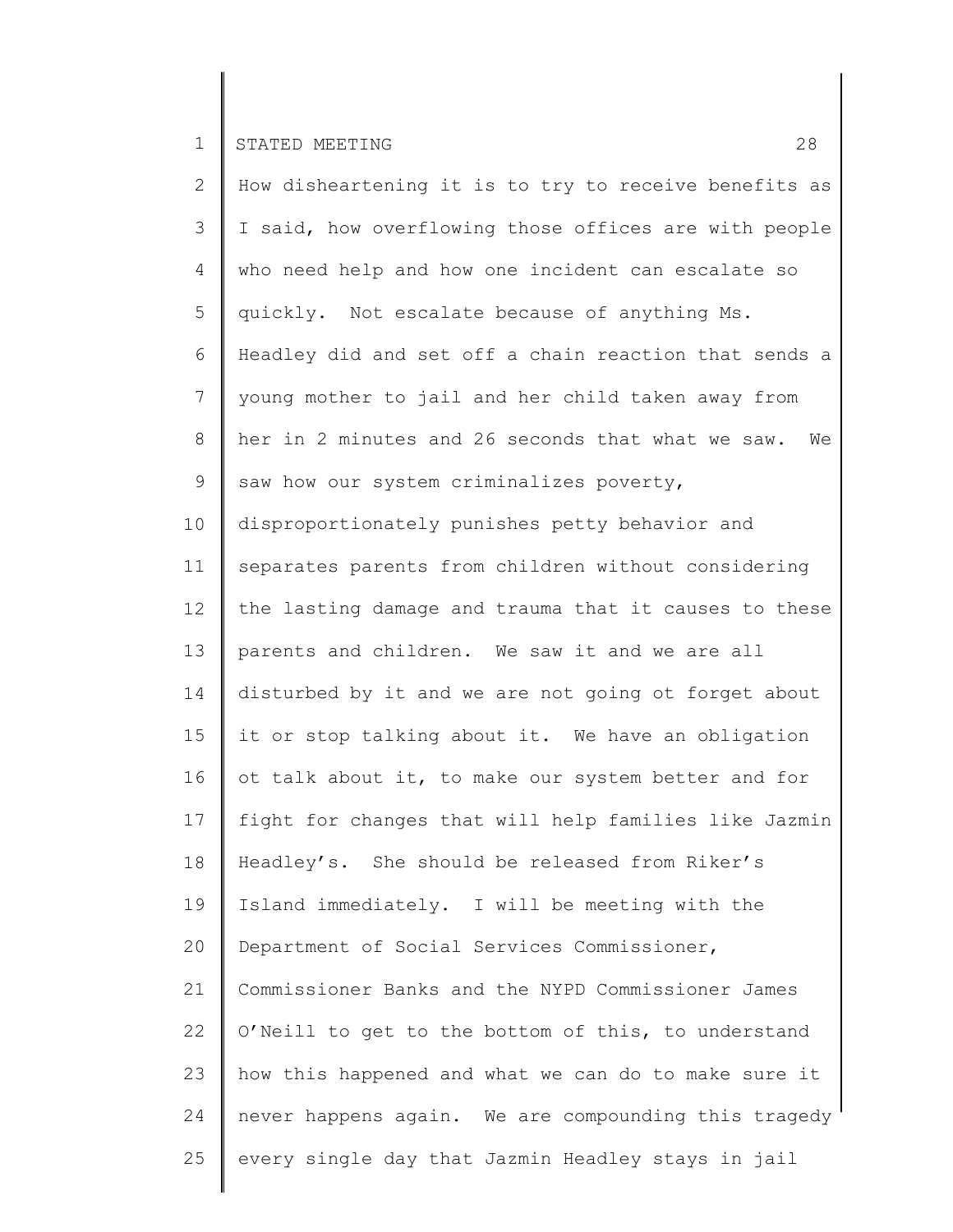How disheartening it is to try to receive benefits as I said, how overflowing those offices are with people who need help and how one incident can escalate so quickly. Not escalate because of anything Ms. Headley did and set off a chain reaction that sends a young mother to jail and her child taken away from her in 2 minutes and 26 seconds that what we saw. We saw how our system criminalizes poverty, disproportionately punishes petty behavior and separates parents from children without considering the lasting damage and trauma that it causes to these parents and children. We saw it and we are all disturbed by it and we are not going ot forget about it or stop talking about it. We have an obligation ot talk about it, to make our system better and for fight for changes that will help families like Jazmin Headley's. She should be released from Riker's Island immediately. I will be meeting with the Department of Social Services Commissioner, Commissioner Banks and the NYPD Commissioner James O'Neill to get to the bottom of this, to understand how this happened and what we can do to make sure it never happens again. We are compounding this tragedy every single day that Jazmin Headley stays in jail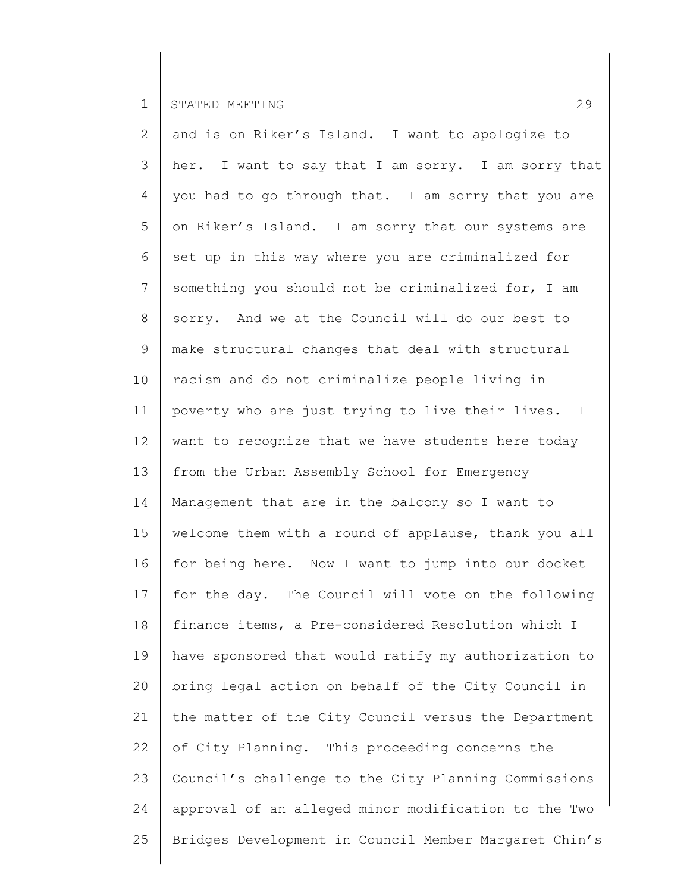and is on Riker's Island. I want to apologize to her. I want to say that I am sorry. I am sorry that you had to go through that. I am sorry that you are on Riker's Island. I am sorry that our systems are set up in this way where you are criminalized for something you should not be criminalized for, I am sorry. And we at the Council will do our best to make structural changes that deal with structural racism and do not criminalize people living in poverty who are just trying to live their lives. I want to recognize that we have students here today from the Urban Assembly School for Emergency Management that are in the balcony so I want to welcome them with a round of applause, thank you all for being here. Now I want to jump into our docket for the day. The Council will vote on the following finance items, a Pre-considered Resolution which I have sponsored that would ratify my authorization to bring legal action on behalf of the City Council in the matter of the City Council versus the Department of City Planning. This proceeding concerns the Council's challenge to the City Planning Commissions approval of an alleged minor modification to the Two Bridges Development in Council Member Margaret Chin's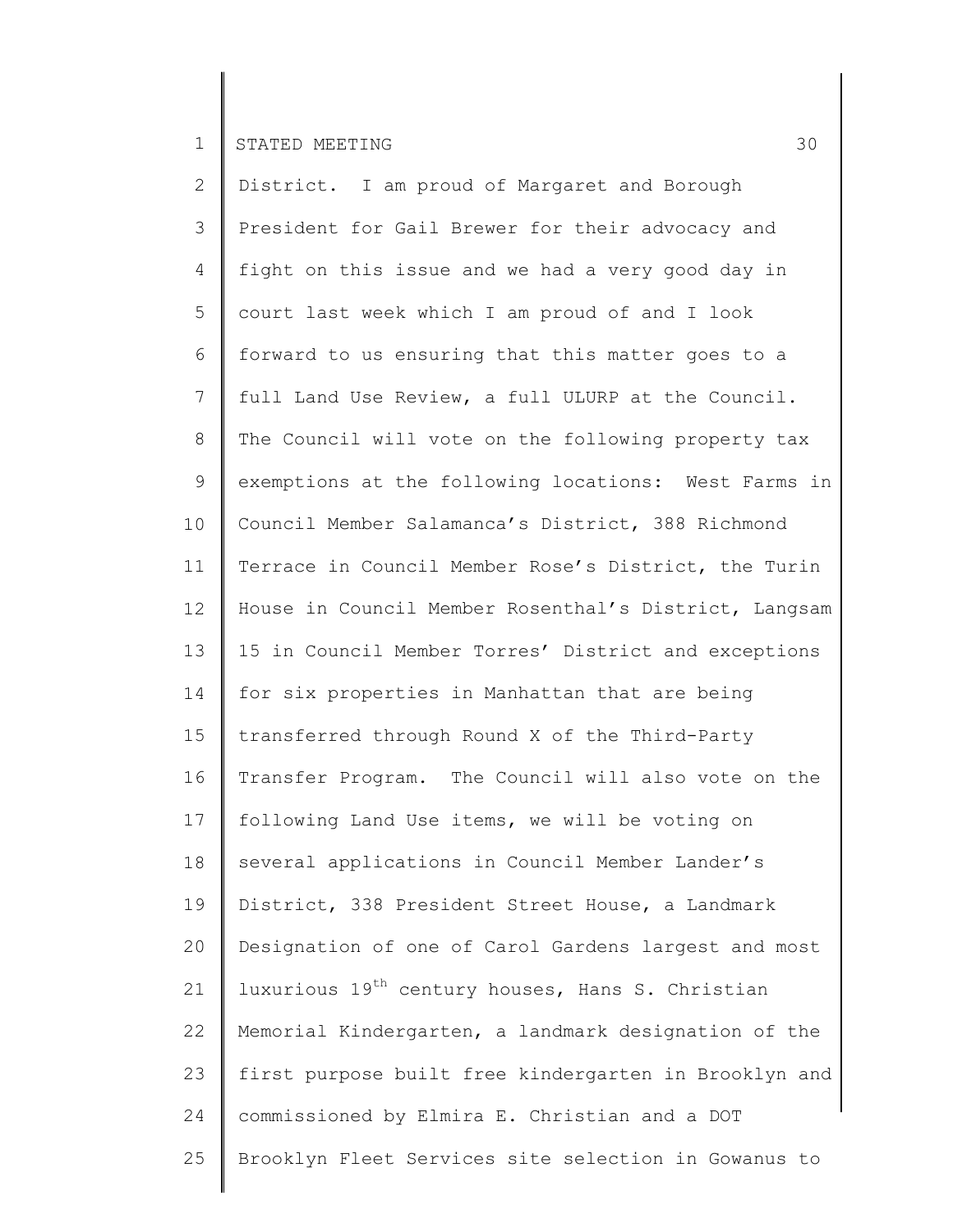District. I am proud of Margaret and Borough President for Gail Brewer for their advocacy and fight on this issue and we had a very good day in court last week which I am proud of and I look forward to us ensuring that this matter goes to a full Land Use Review, a full ULURP at the Council. The Council will vote on the following property tax exemptions at the following locations: West Farms in Council Member Salamanca's District, 388 Richmond Terrace in Council Member Rose's District, the Turin House in Council Member Rosenthal's District, Langsam 15 in Council Member Torres' District and exceptions for six properties in Manhattan that are being transferred through Round X of the Third-Party Transfer Program. The Council will also vote on the following Land Use items, we will be voting on several applications in Council Member Lander's District, 338 President Street House, a Landmark Designation of one of Carol Gardens largest and most luxurious 19th century houses, Hans S. Christian Memorial Kindergarten, a landmark designation of the first purpose built free kindergarten in Brooklyn and commissioned by Elmira E. Christian and a DOT Brooklyn Fleet Services site selection in Gowanus to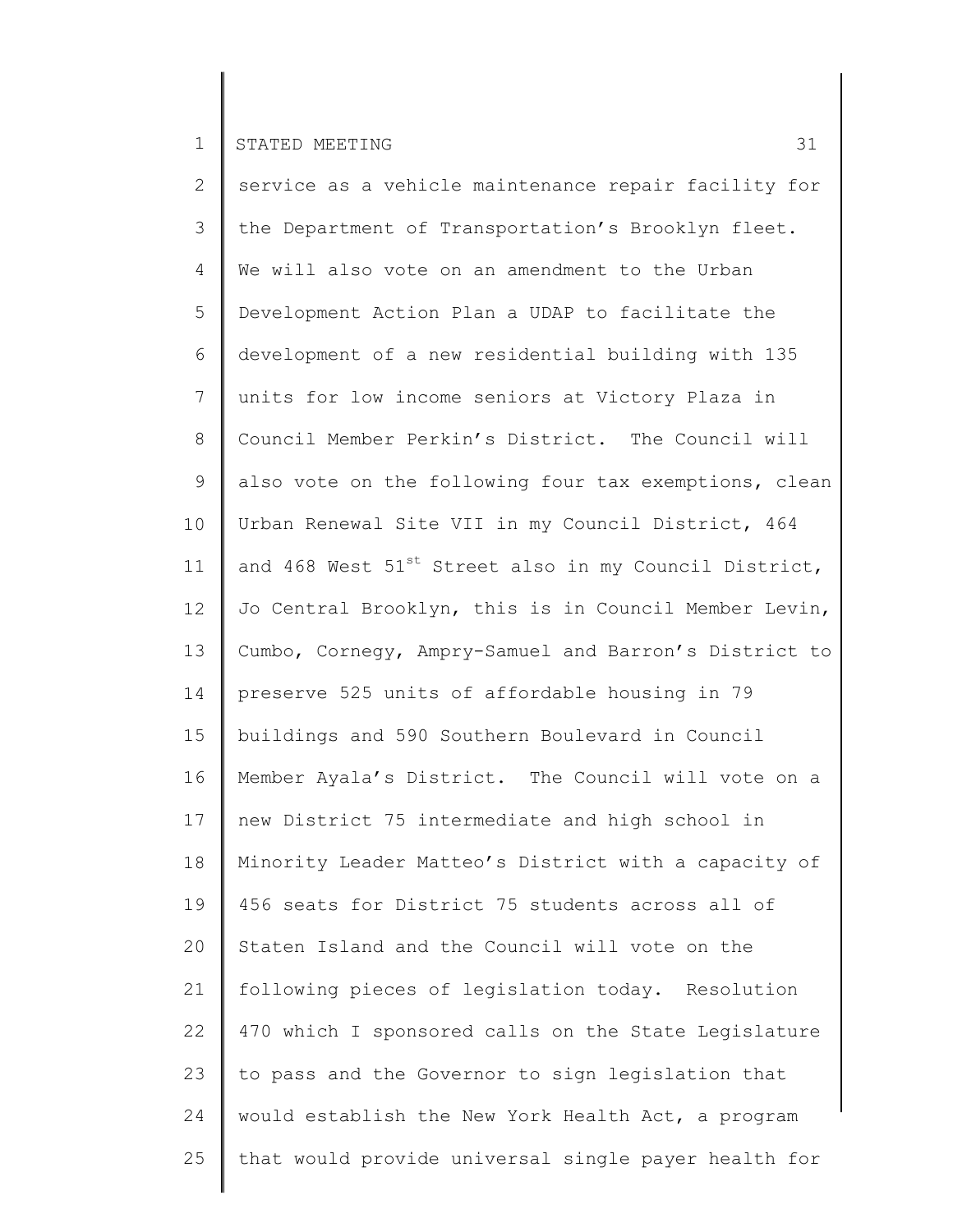service as a vehicle maintenance repair facility for the Department of Transportation's Brooklyn fleet. We will also vote on an amendment to the Urban Development Action Plan a UDAP to facilitate the development of a new residential building with 135 units for low income seniors at Victory Plaza in Council Member Perkin's District. The Council will also vote on the following four tax exemptions, clean Urban Renewal Site VII in my Council District, 464 and 468 West 51st Street also in my Council District, Jo Central Brooklyn, this is in Council Member Levin, Cumbo, Cornegy, Ampry-Samuel and Barron's District to preserve 525 units of affordable housing in 79 buildings and 590 Southern Boulevard in Council Member Ayala's District. The Council will vote on a new District 75 intermediate and high school in Minority Leader Matteo's District with a capacity of 456 seats for District 75 students across all of Staten Island and the Council will vote on the following pieces of legislation today. Resolution 470 which I sponsored calls on the State Legislature to pass and the Governor to sign legislation that would establish the New York Health Act, a program that would provide universal single payer health for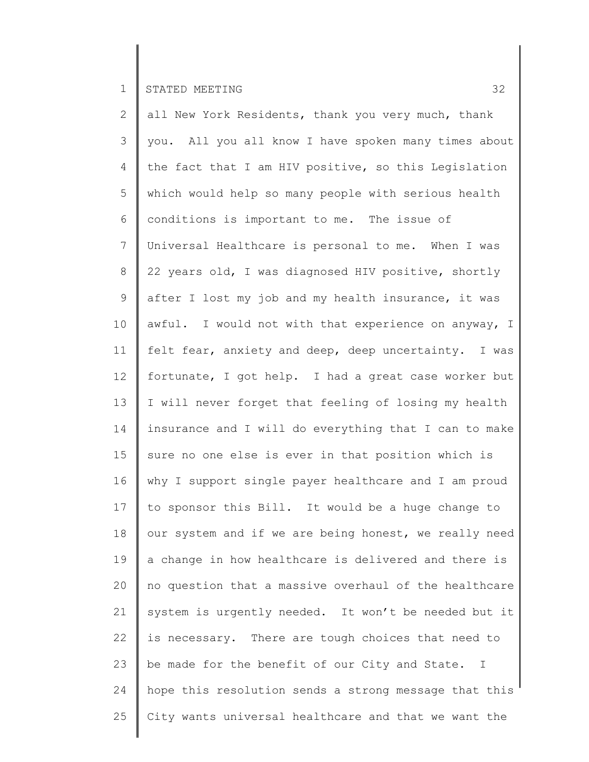all New York Residents, thank you very much, thank you. All you all know I have spoken many times about the fact that I am HIV positive, so this Legislation which would help so many people with serious health conditions is important to me. The issue of Universal Healthcare is personal to me. When I was 22 years old, I was diagnosed HIV positive, shortly after I lost my job and my health insurance, it was awful. I would not with that experience on anyway, I felt fear, anxiety and deep, deep uncertainty. I was fortunate, I got help. I had a great case worker but I will never forget that feeling of losing my health insurance and I will do everything that I can to make sure no one else is ever in that position which is why I support single payer healthcare and I am proud to sponsor this Bill. It would be a huge change to our system and if we are being honest, we really need a change in how healthcare is delivered and there is no question that a massive overhaul of the healthcare system is urgently needed. It won't be needed but it is necessary. There are tough choices that need to be made for the benefit of our City and State. I hope this resolution sends a strong message that this City wants universal healthcare and that we want the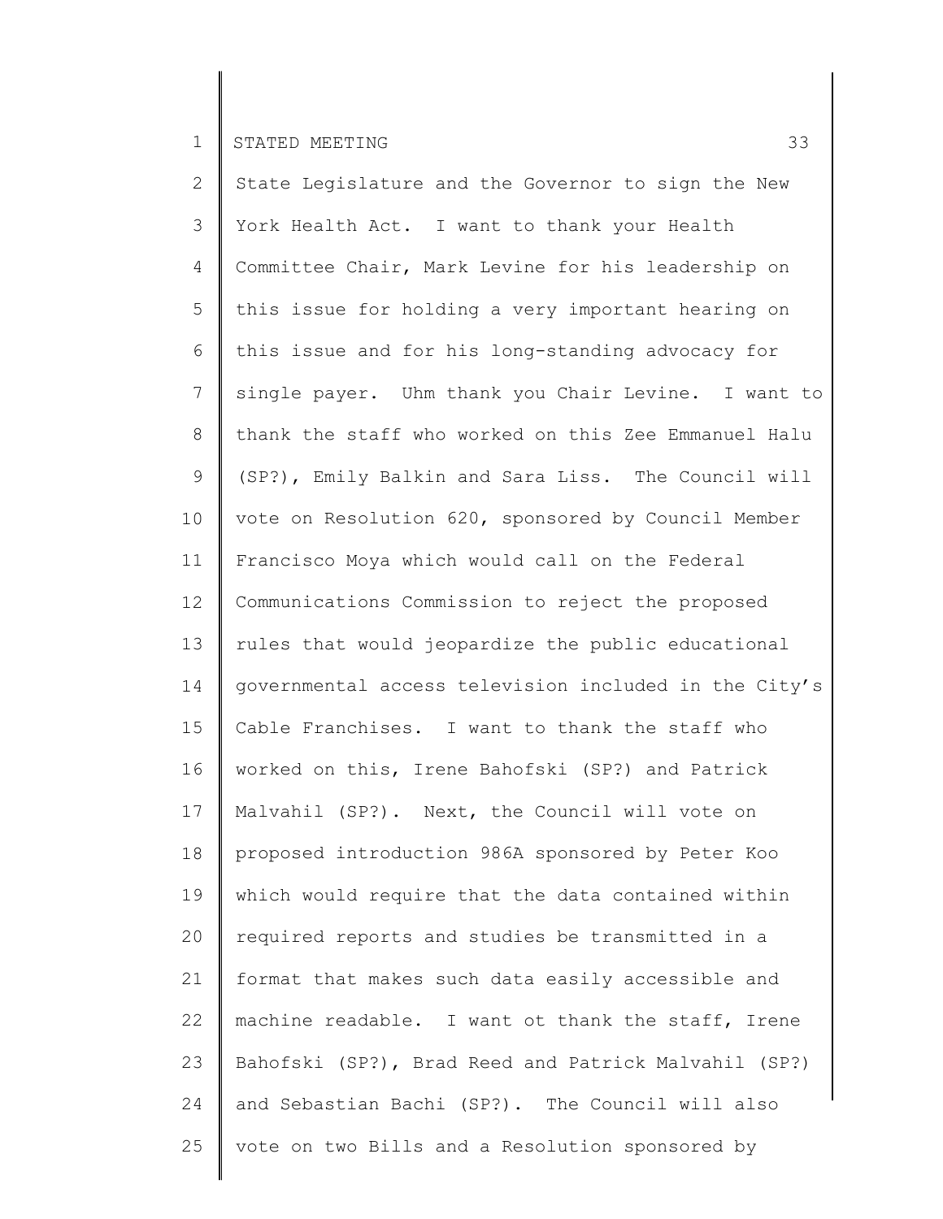State Legislature and the Governor to sign the New York Health Act. I want to thank your Health Committee Chair, Mark Levine for his leadership on this issue for holding a very important hearing on this issue and for his long-standing advocacy for single payer. Uhm thank you Chair Levine. I want to thank the staff who worked on this Zee Emmanuel Halu (SP?), Emily Balkin and Sara Liss. The Council will vote on Resolution 620, sponsored by Council Member Francisco Moya which would call on the Federal Communications Commission to reject the proposed rules that would jeopardize the public educational governmental access television included in the City's Cable Franchises. I want to thank the staff who worked on this, Irene Bahofski (SP?) and Patrick Malvahil (SP?). Next, the Council will vote on proposed introduction 986A sponsored by Peter Koo which would require that the data contained within required reports and studies be transmitted in a format that makes such data easily accessible and machine readable. I want ot thank the staff, Irene Bahofski (SP?), Brad Reed and Patrick Malvahil (SP?) and Sebastian Bachi (SP?). The Council will also vote on two Bills and a Resolution sponsored by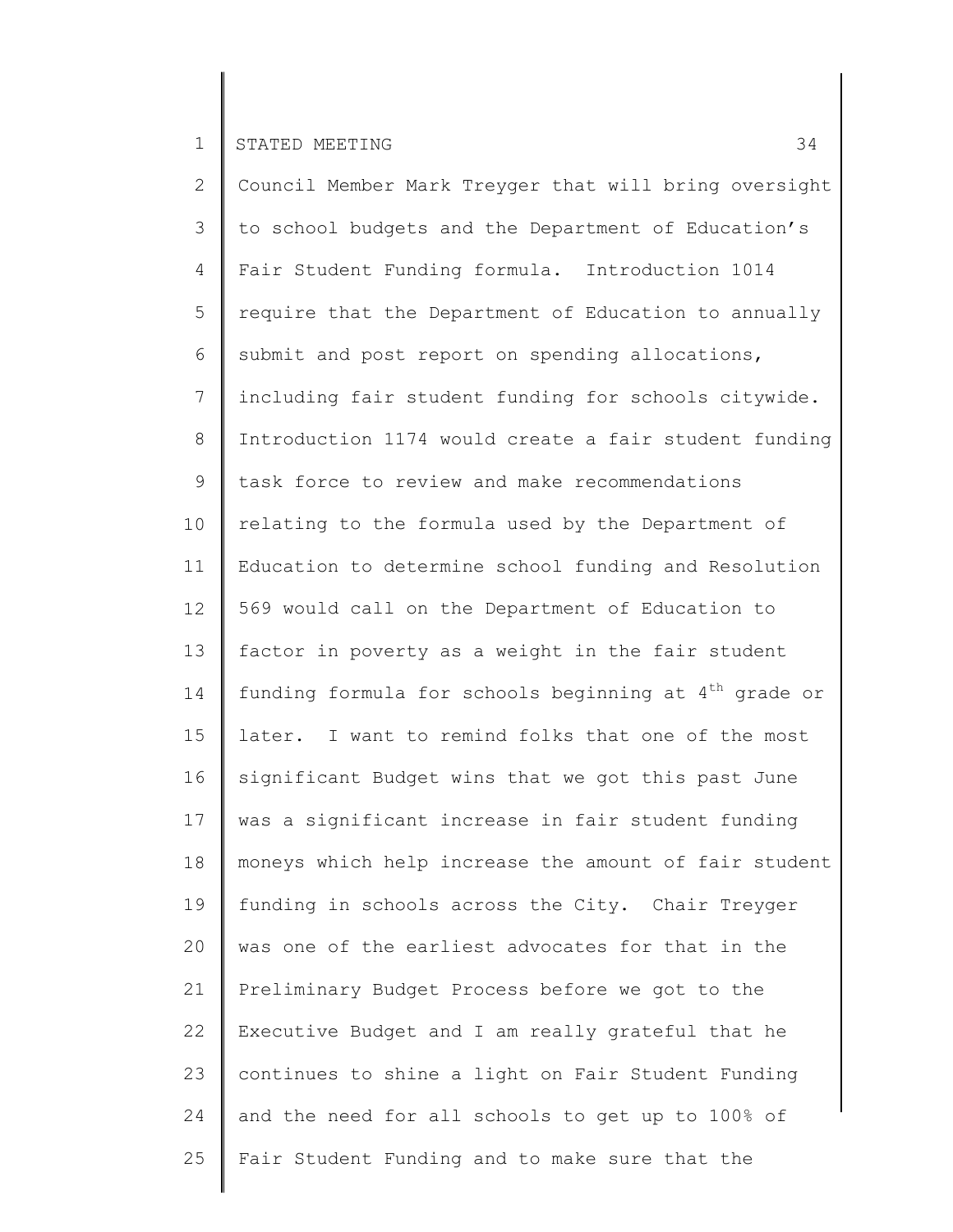Council Member Mark Treyger that will bring oversight to school budgets and the Department of Education's Fair Student Funding formula. Introduction 1014 require that the Department of Education to annually submit and post report on spending allocations, including fair student funding for schools citywide. Introduction 1174 would create a fair student funding task force to review and make recommendations relating to the formula used by the Department of Education to determine school funding and Resolution 569 would call on the Department of Education to factor in poverty as a weight in the fair student funding formula for schools beginning at 4th grade or later. I want to remind folks that one of the most significant Budget wins that we got this past June was a significant increase in fair student funding moneys which help increase the amount of fair student funding in schools across the City. Chair Treyger was one of the earliest advocates for that in the Preliminary Budget Process before we got to the Executive Budget and I am really grateful that he continues to shine a light on Fair Student Funding and the need for all schools to get up to 100% of Fair Student Funding and to make sure that the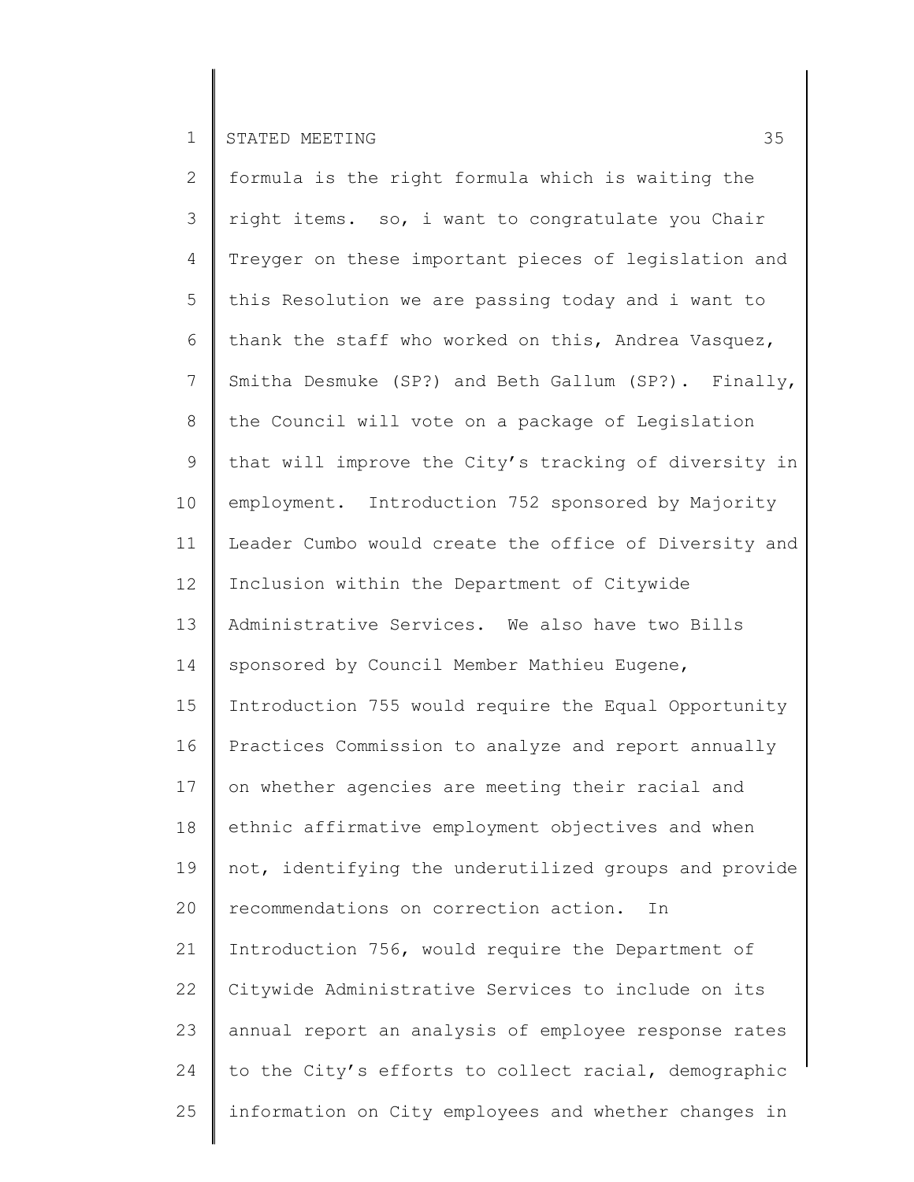formula is the right formula which is waiting the right items. so, i want to congratulate you Chair Treyger on these important pieces of legislation and this Resolution we are passing today and i want to thank the staff who worked on this, Andrea Vasquez, Smitha Desmuke (SP?) and Beth Gallum (SP?). Finally, the Council will vote on a package of Legislation that will improve the City's tracking of diversity in employment. Introduction 752 sponsored by Majority Leader Cumbo would create the office of Diversity and Inclusion within the Department of Citywide Administrative Services. We also have two Bills sponsored by Council Member Mathieu Eugene, Introduction 755 would require the Equal Opportunity Practices Commission to analyze and report annually on whether agencies are meeting their racial and ethnic affirmative employment objectives and when not, identifying the underutilized groups and provide recommendations on correction action. In Introduction 756, would require the Department of Citywide Administrative Services to include on its annual report an analysis of employee response rates to the City's efforts to collect racial, demographic information on City employees and whether changes in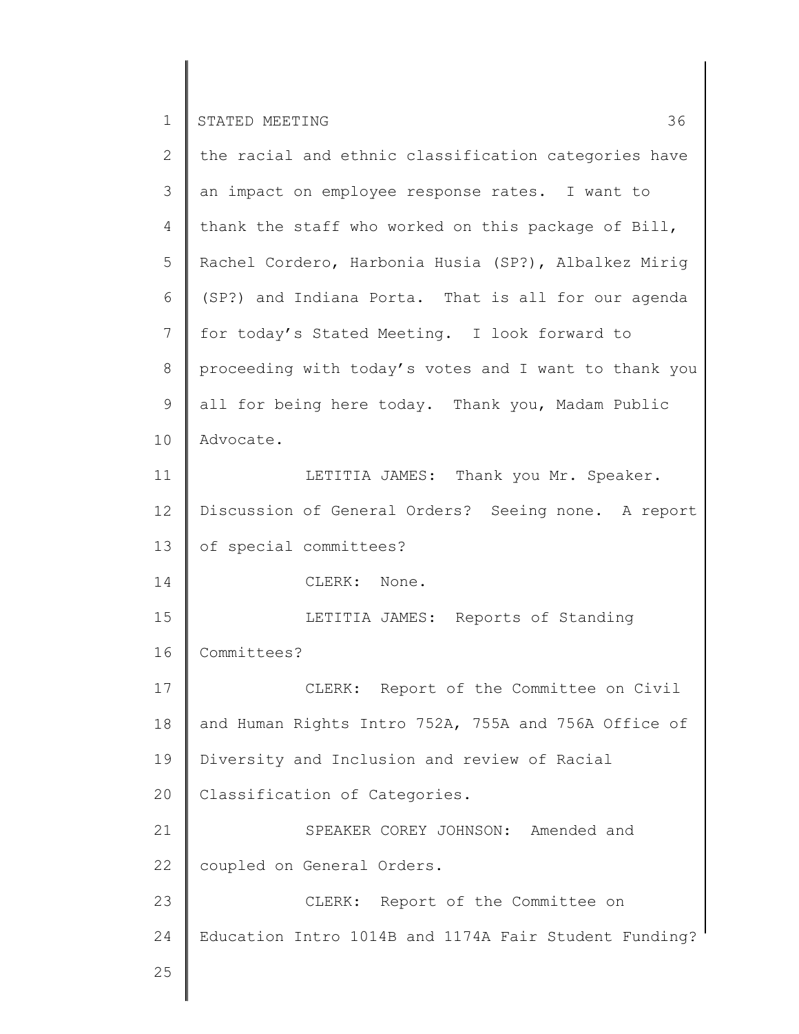the racial and ethnic classification categories have an impact on employee response rates. I want to thank the staff who worked on this package of Bill, Rachel Cordero, Harbonia Husia (SP?), Albalkez Mirig (SP?) and Indiana Porta. That is all for our agenda for today's Stated Meeting. I look forward to proceeding with today's votes and I want to thank you all for being here today. Thank you, Madam Public Advocate.

LETITIA JAMES: Thank you Mr. Speaker. Discussion of General Orders? Seeing none. A report of special committees?

CLERK: None.

LETITIA JAMES: Reports of Standing Committees?

CLERK: Report of the Committee on Civil and Human Rights Intro 752A, 755A and 756A Office of Diversity and Inclusion and review of Racial Classification of Categories.

SPEAKER COREY JOHNSON: Amended and coupled on General Orders.

CLERK: Report of the Committee on Education Intro 1014B and 1174A Fair Student Funding?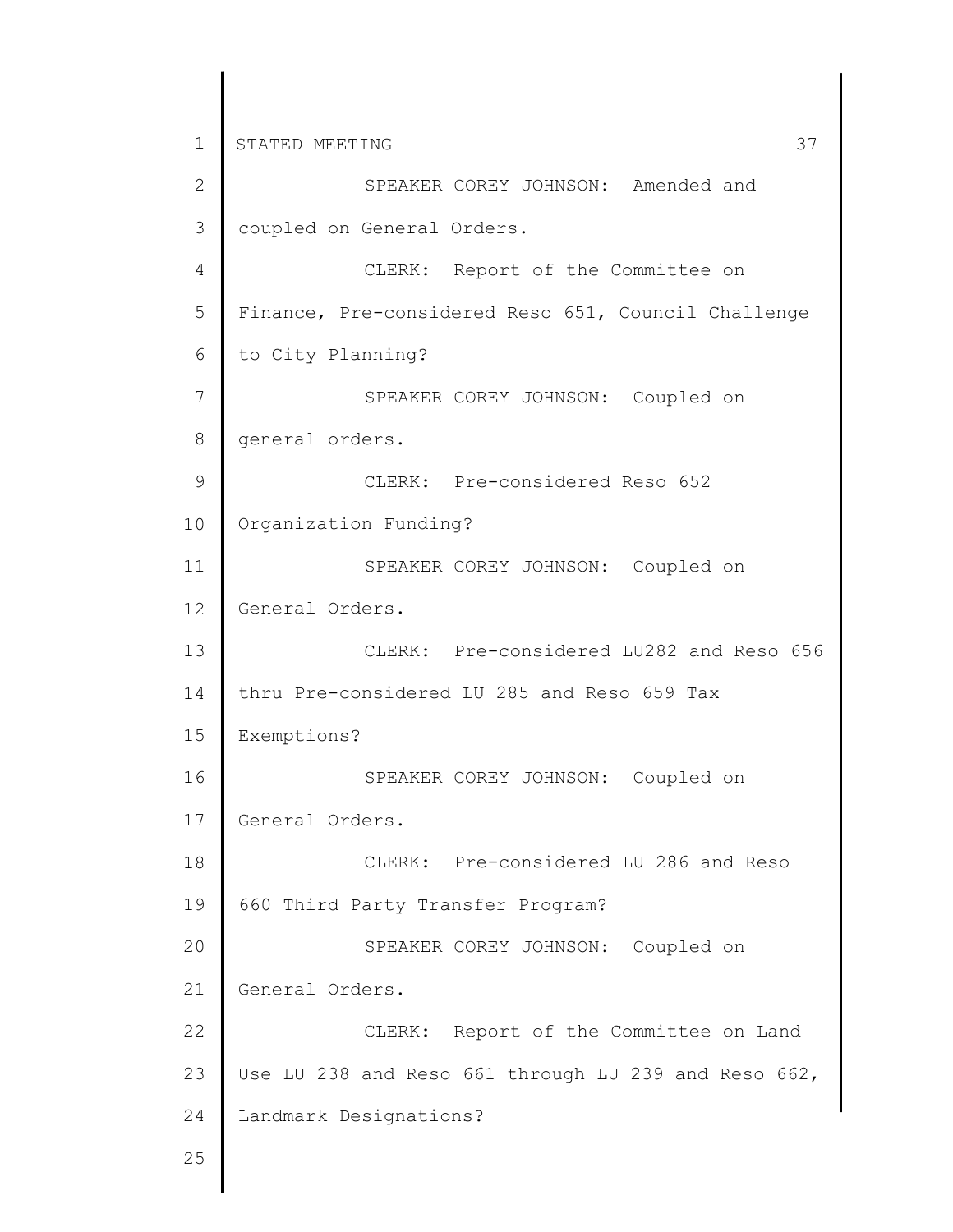SPEAKER COREY JOHNSON: Amended and coupled on General Orders.

CLERK: Report of the Committee on Finance, Pre-considered Reso 651, Council Challenge to City Planning?

SPEAKER COREY JOHNSON: Coupled on general orders.

CLERK: Pre-considered Reso 652 Organization Funding?

SPEAKER COREY JOHNSON: Coupled on General Orders.

CLERK: Pre-considered LU282 and Reso 656 thru Pre-considered LU 285 and Reso 659 Tax Exemptions?

SPEAKER COREY JOHNSON: Coupled on General Orders.

CLERK: Pre-considered LU 286 and Reso 660 Third Party Transfer Program?

SPEAKER COREY JOHNSON: Coupled on General Orders.

CLERK: Report of the Committee on Land Use LU 238 and Reso 661 through LU 239 and Reso 662, Landmark Designations?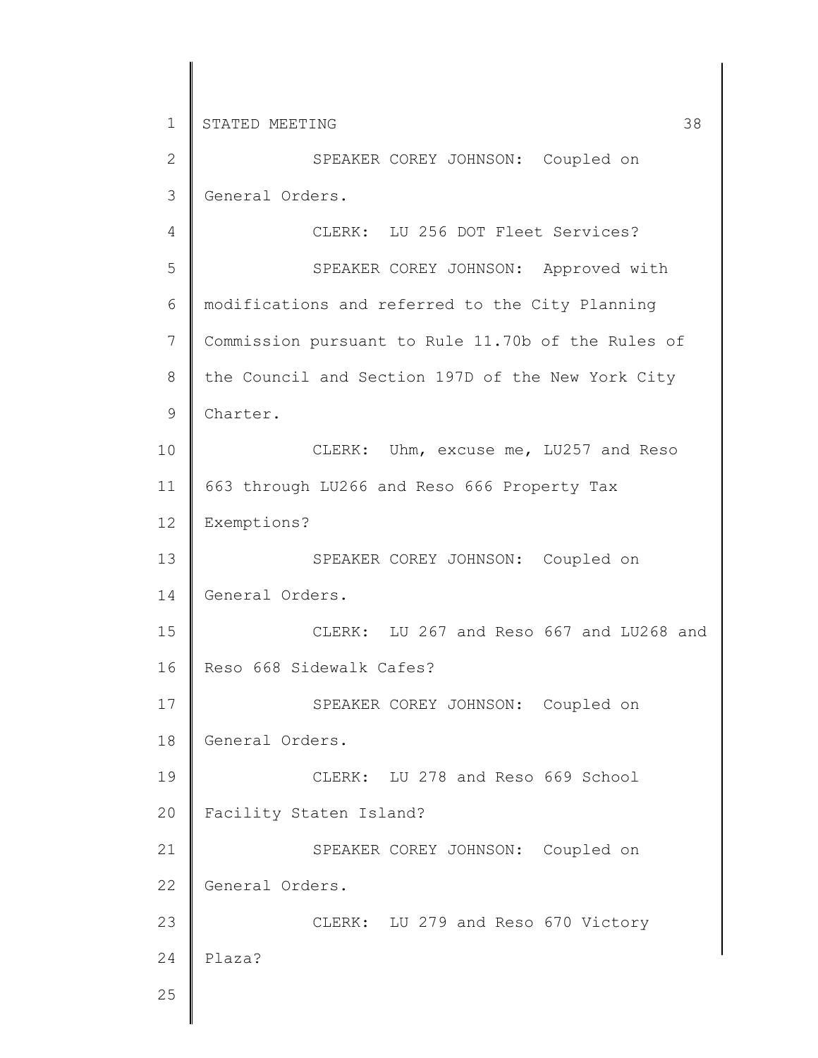SPEAKER COREY JOHNSON: Coupled on General Orders.

CLERK: LU 256 DOT Fleet Services?

SPEAKER COREY JOHNSON: Approved with modifications and referred to the City Planning Commission pursuant to Rule 11.70b of the Rules of the Council and Section 197D of the New York City Charter.

CLERK: Uhm, excuse me, LU257 and Reso 663 through LU266 and Reso 666 Property Tax Exemptions?

SPEAKER COREY JOHNSON: Coupled on General Orders.

CLERK: LU 267 and Reso 667 and LU268 and Reso 668 Sidewalk Cafes?

SPEAKER COREY JOHNSON: Coupled on General Orders.

CLERK: LU 278 and Reso 669 School Facility Staten Island?

SPEAKER COREY JOHNSON: Coupled on General Orders.

CLERK: LU 279 and Reso 670 Victory Plaza?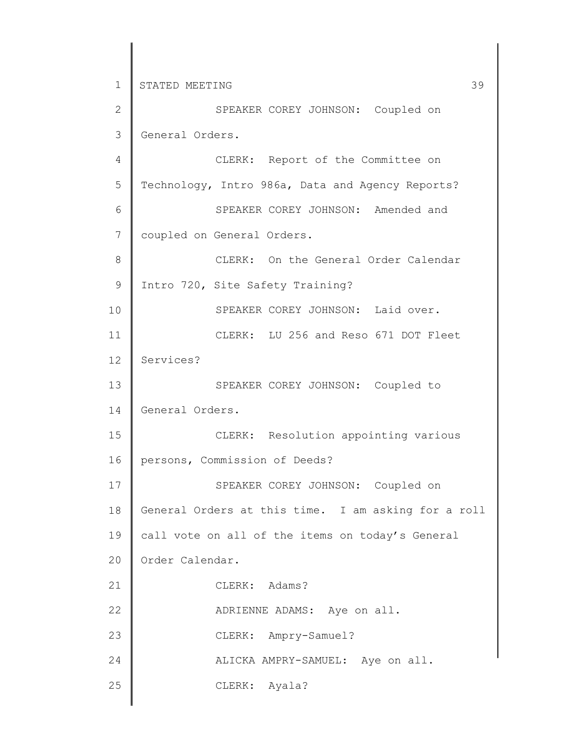SPEAKER COREY JOHNSON: Coupled on General Orders.

CLERK: Report of the Committee on Technology, Intro 986a, Data and Agency Reports?

SPEAKER COREY JOHNSON: Amended and coupled on General Orders.

CLERK: On the General Order Calendar Intro 720, Site Safety Training?

SPEAKER COREY JOHNSON: Laid over.

CLERK: LU 256 and Reso 671 DOT Fleet Services?

SPEAKER COREY JOHNSON: Coupled to General Orders.

CLERK: Resolution appointing various persons, Commission of Deeds?

SPEAKER COREY JOHNSON: Coupled on General Orders at this time. I am asking for a roll call vote on all of the items on today's General Order Calendar.

CLERK: Adams?

ADRIENNE ADAMS: Aye on all.

CLERK: Ampry-Samuel?

ALICKA AMPRY-SAMUEL: Aye on all.

CLERK: Ayala?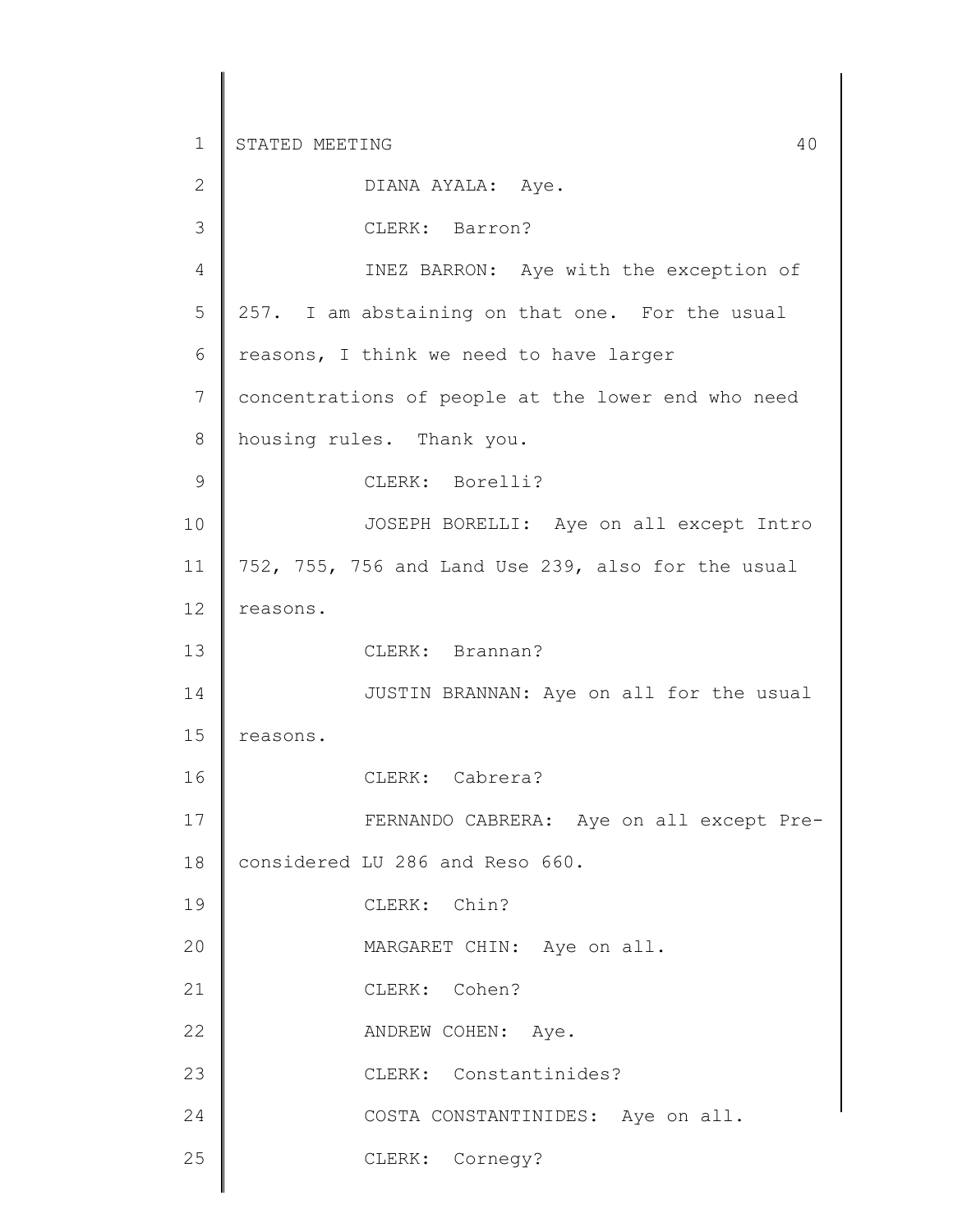DIANA AYALA: Aye.

CLERK: Barron?

INEZ BARRON: Aye with the exception of 257. I am abstaining on that one. For the usual reasons, I think we need to have larger concentrations of people at the lower end who need housing rules. Thank you.

CLERK: Borelli?

JOSEPH BORELLI: Aye on all except Intro 752, 755, 756 and Land Use 239, also for the usual reasons.

CLERK: Brannan?

JUSTIN BRANNAN: Aye on all for the usual reasons.

CLERK: Cabrera?

FERNANDO CABRERA: Aye on all except Pre-considered LU 286 and Reso 660.

CLERK: Chin?

MARGARET CHIN: Aye on all.

CLERK: Cohen?

ANDREW COHEN: Aye.

CLERK: Constantinides?

COSTA CONSTANTINIDES: Aye on all.

CLERK: Cornegy?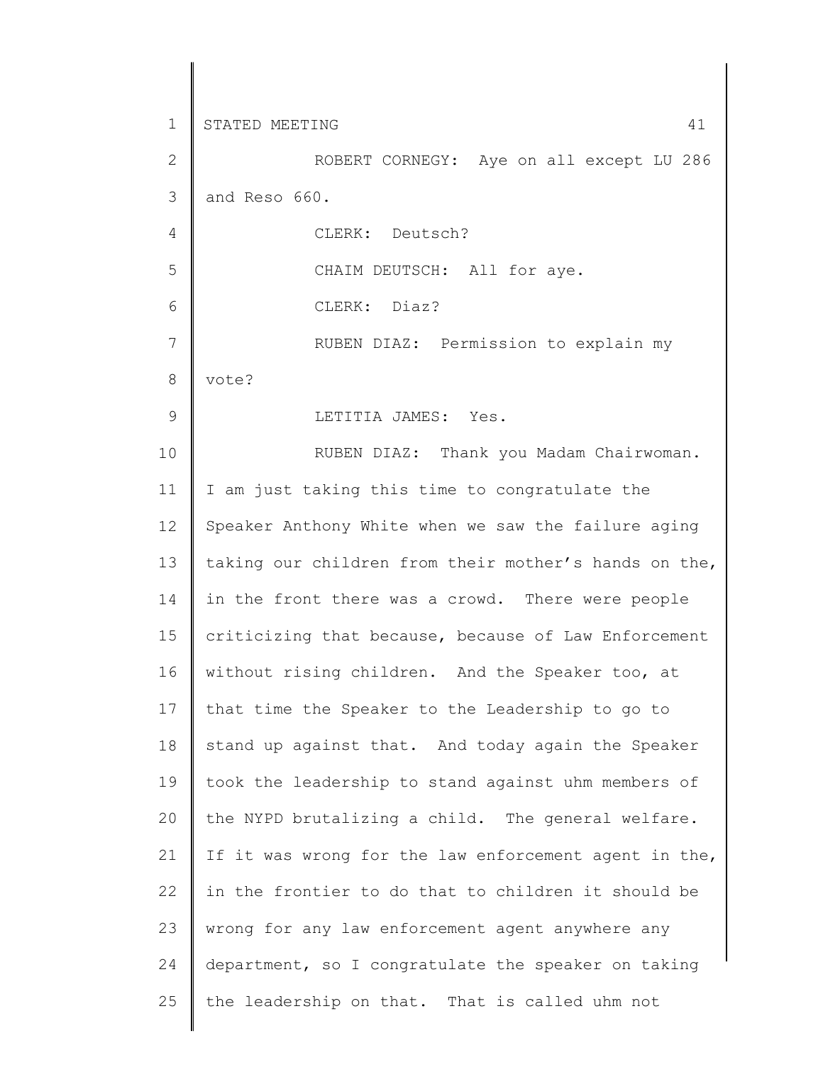ROBERT CORNEGY: Aye on all except LU 286 and Reso 660.

CLERK: Deutsch?

CHAIM DEUTSCH: All for aye.

CLERK: Diaz?

RUBEN DIAZ: Permission to explain my vote?

LETITIA JAMES: Yes.

RUBEN DIAZ: Thank you Madam Chairwoman. I am just taking this time to congratulate the Speaker Anthony White when we saw the failure aging taking our children from their mother's hands on the, in the front there was a crowd. There were people criticizing that because, because of Law Enforcement without rising children. And the Speaker too, at that time the Speaker to the Leadership to go to stand up against that. And today again the Speaker took the leadership to stand against uhm members of the NYPD brutalizing a child. The general welfare. If it was wrong for the law enforcement agent in the, in the frontier to do that to children it should be wrong for any law enforcement agent anywhere any department, so I congratulate the speaker on taking the leadership on that. That is called uhm not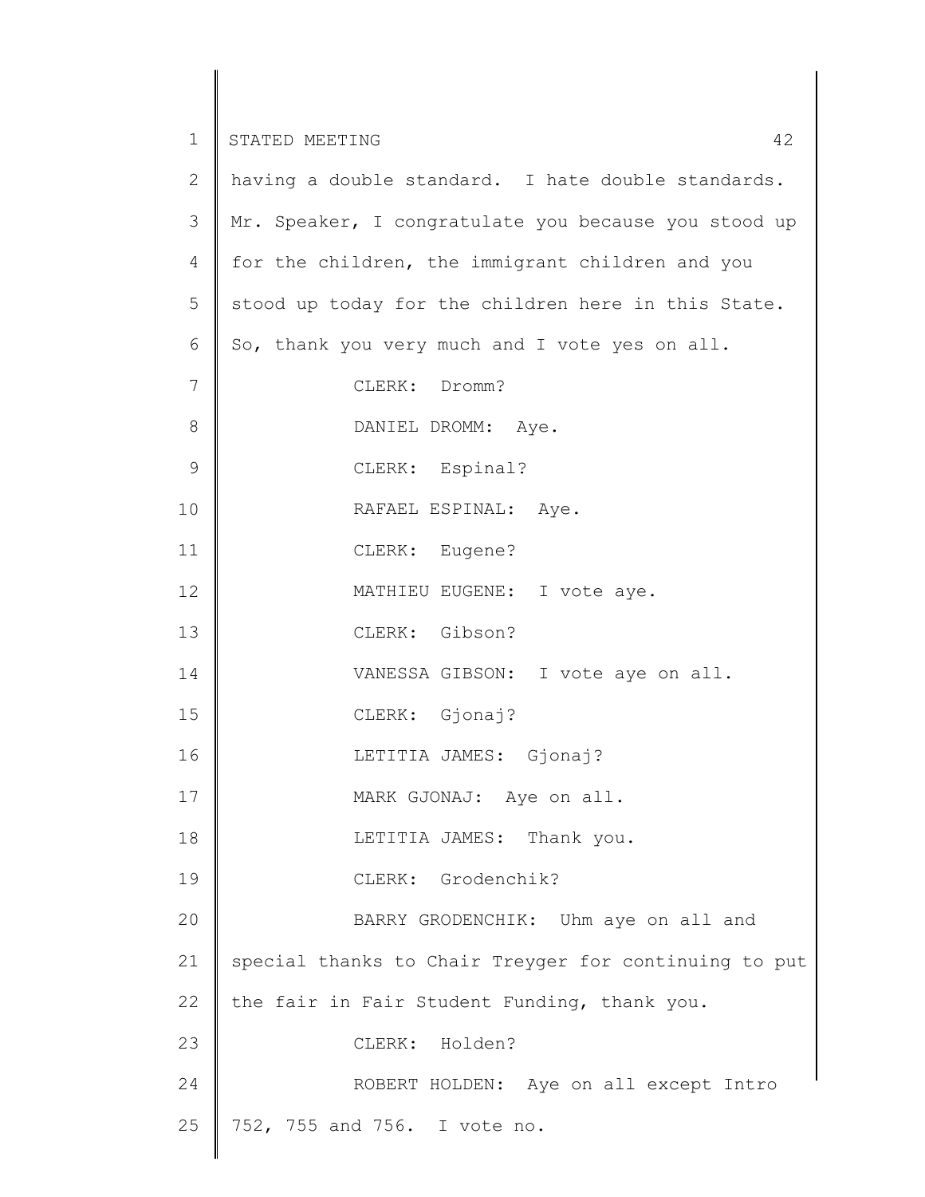having a double standard. I hate double standards. Mr. Speaker, I congratulate you because you stood up for the children, the immigrant children and you stood up today for the children here in this State. So, thank you very much and I vote yes on all.

CLERK: Dromm?

DANIEL DROMM: Aye.

CLERK: Espinal?

RAFAEL ESPINAL: Aye.

CLERK: Eugene?

MATHIEU EUGENE: I vote aye.

CLERK: Gibson?

VANESSA GIBSON: I vote aye on all.

CLERK: Gjonaj?

LETITIA JAMES: Gjonaj?

MARK GJONAJ: Aye on all.

LETITIA JAMES: Thank you.

CLERK: Grodenchik?

BARRY GRODENCHIK: Uhm aye on all and special thanks to Chair Treyger for continuing to put the fair in Fair Student Funding, thank you.

CLERK: Holden?

ROBERT HOLDEN: Aye on all except Intro 752, 755 and 756. I vote no.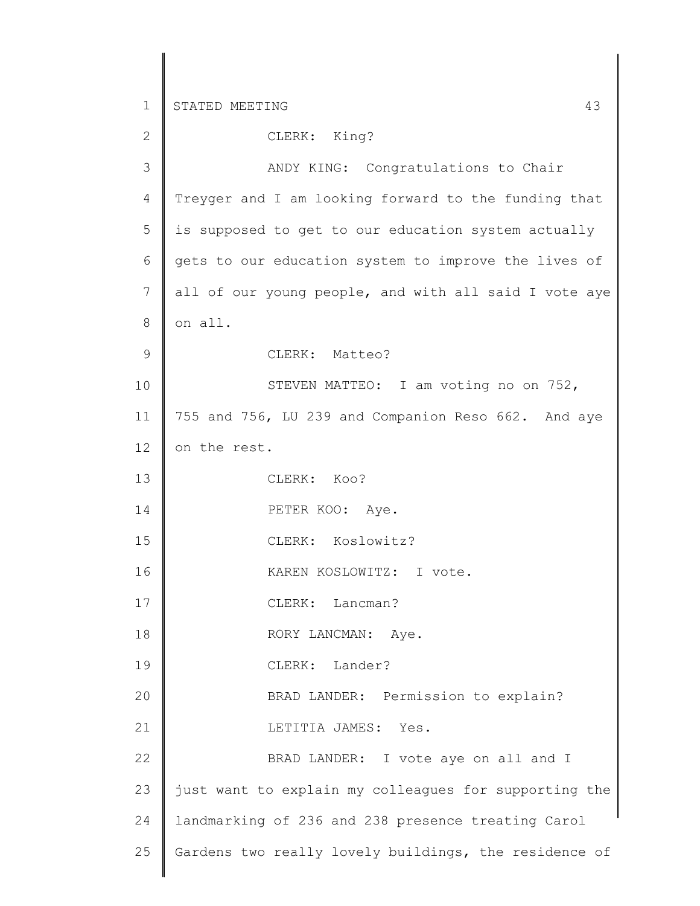CLERK: King?

ANDY KING: Congratulations to Chair Treyger and I am looking forward to the funding that is supposed to get to our education system actually gets to our education system to improve the lives of all of our young people, and with all said I vote aye on all.

CLERK: Matteo?

STEVEN MATTEO: I am voting no on 752, 755 and 756, LU 239 and Companion Reso 662. And aye on the rest.

CLERK: Koo?

PETER KOO: Aye.

CLERK: Koslowitz?

KAREN KOSLOWITZ: I vote.

CLERK: Lancman?

RORY LANCMAN: Aye.

CLERK: Lander?

BRAD LANDER: Permission to explain?

LETITIA JAMES: Yes.

BRAD LANDER: I vote aye on all and I just want to explain my colleagues for supporting the landmarking of 236 and 238 presence treating Carol Gardens two really lovely buildings, the residence of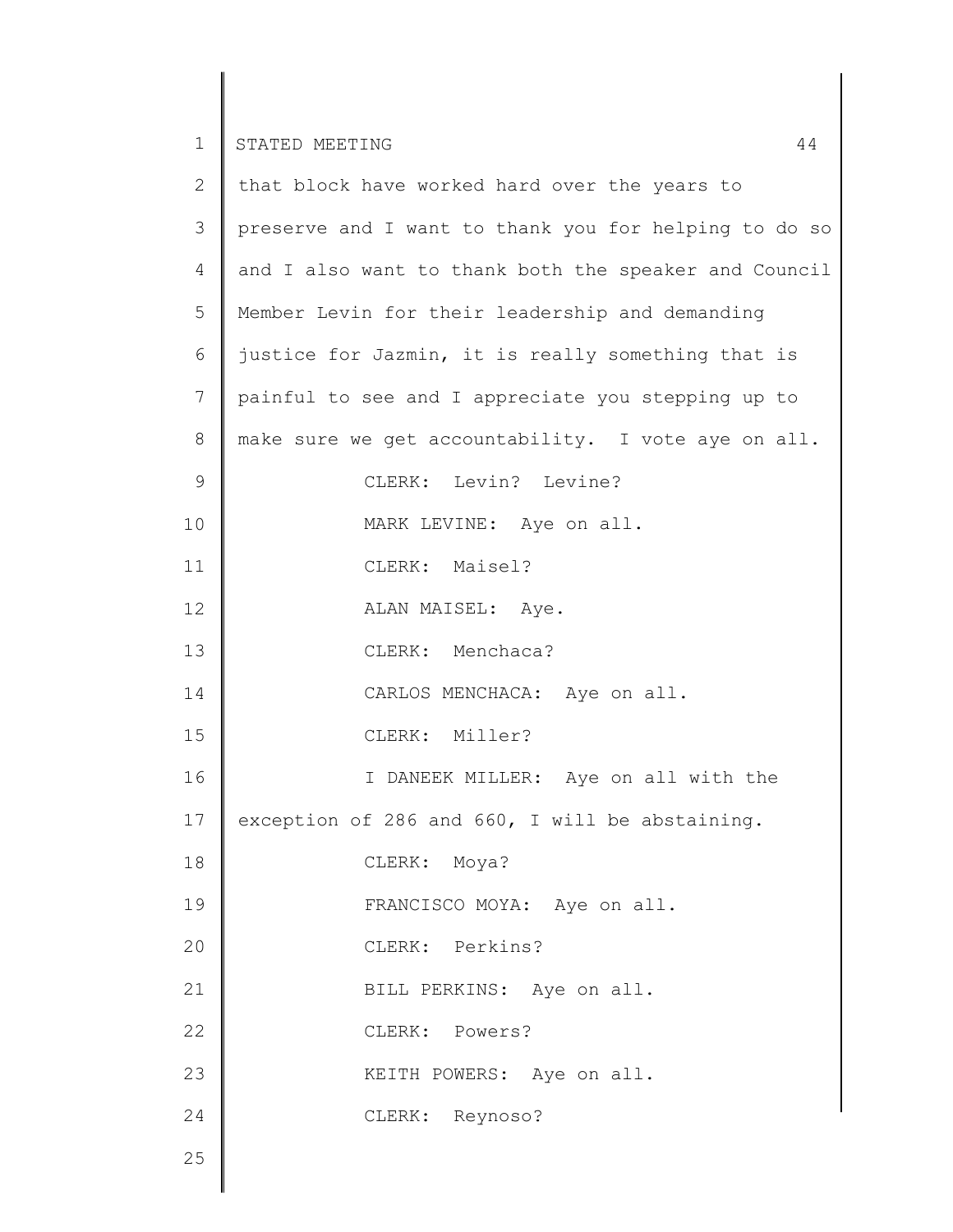that block have worked hard over the years to preserve and I want to thank you for helping to do so and I also want to thank both the speaker and Council Member Levin for their leadership and demanding justice for Jazmin, it is really something that is painful to see and I appreciate you stepping up to make sure we get accountability. I vote aye on all.

CLERK: Levin? Levine?

MARK LEVINE: Aye on all.

CLERK: Maisel?

ALAN MAISEL: Aye.

CLERK: Menchaca?

CARLOS MENCHACA: Aye on all.

CLERK: Miller?

I DANEEK MILLER: Aye on all with the exception of 286 and 660, I will be abstaining.

CLERK: Moya?

FRANCISCO MOYA: Aye on all.

CLERK: Perkins?

BILL PERKINS: Aye on all.

CLERK: Powers?

KEITH POWERS: Aye on all.

CLERK: Reynoso?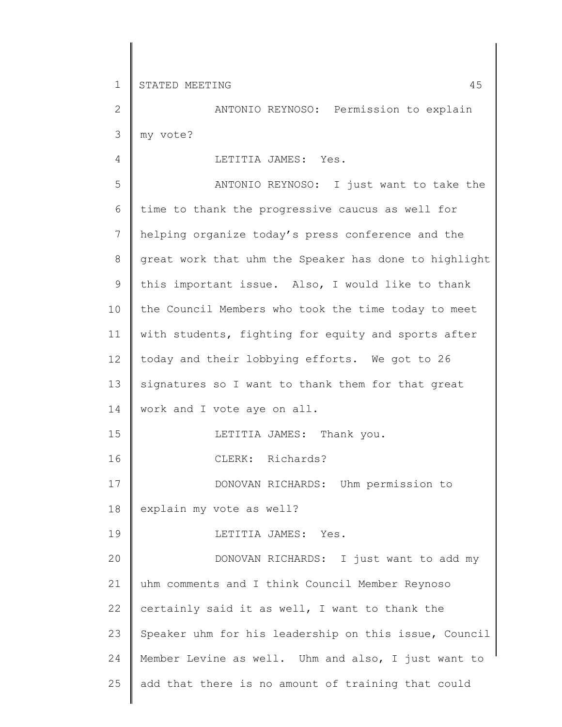ANTONIO REYNOSO: Permission to explain my vote?

LETITIA JAMES: Yes.

ANTONIO REYNOSO: I just want to take the time to thank the progressive caucus as well for helping organize today's press conference and the great work that uhm the Speaker has done to highlight this important issue. Also, I would like to thank the Council Members who took the time today to meet with students, fighting for equity and sports after today and their lobbying efforts. We got to 26 signatures so I want to thank them for that great work and I vote aye on all.

LETITIA JAMES: Thank you.

CLERK: Richards?

DONOVAN RICHARDS: Uhm permission to explain my vote as well?

LETITIA JAMES: Yes.

DONOVAN RICHARDS: I just want to add my uhm comments and I think Council Member Reynoso certainly said it as well, I want to thank the Speaker uhm for his leadership on this issue, Council Member Levine as well. Uhm and also, I just want to add that there is no amount of training that could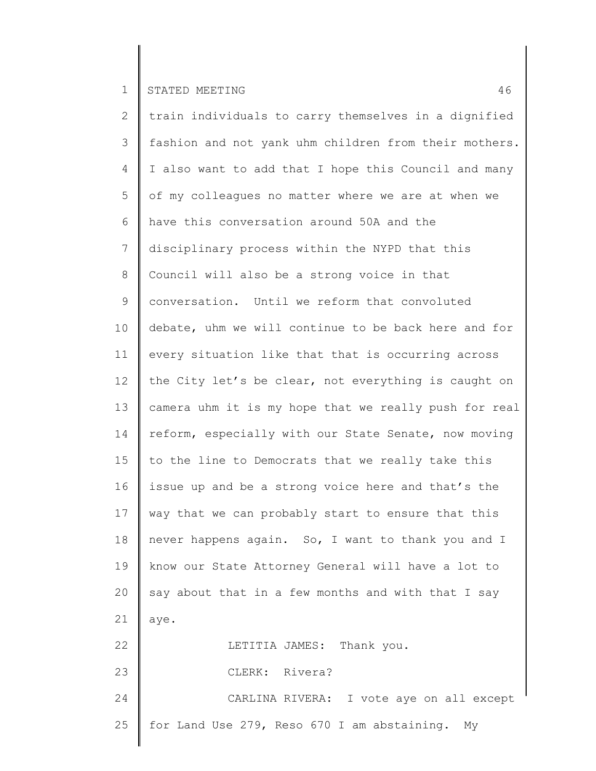train individuals to carry themselves in a dignified fashion and not yank uhm children from their mothers. I also want to add that I hope this Council and many of my colleagues no matter where we are at when we have this conversation around 50A and the disciplinary process within the NYPD that this Council will also be a strong voice in that conversation. Until we reform that convoluted debate, uhm we will continue to be back here and for every situation like that that is occurring across the City let's be clear, not everything is caught on camera uhm it is my hope that we really push for real reform, especially with our State Senate, now moving to the line to Democrats that we really take this issue up and be a strong voice here and that's the way that we can probably start to ensure that this never happens again. So, I want to thank you and I know our State Attorney General will have a lot to say about that in a few months and with that I say aye.

LETITIA JAMES: Thank you.

CLERK: Rivera?

CARLINA RIVERA: I vote aye on all except for Land Use 279, Reso 670 I am abstaining. My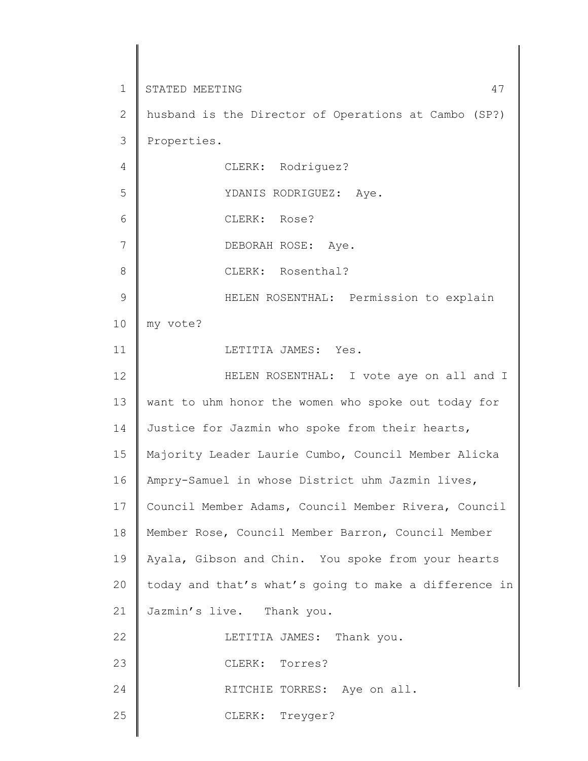husband is the Director of Operations at Cambo (SP?) Properties.

CLERK: Rodriguez?

YDANIS RODRIGUEZ: Aye.

CLERK: Rose?

DEBORAH ROSE: Aye.

CLERK: Rosenthal?

HELEN ROSENTHAL: Permission to explain my vote?

LETITIA JAMES: Yes.

HELEN ROSENTHAL: I vote aye on all and I want to uhm honor the women who spoke out today for Justice for Jazmin who spoke from their hearts, Majority Leader Laurie Cumbo, Council Member Alicka Ampry-Samuel in whose District uhm Jazmin lives, Council Member Adams, Council Member Rivera, Council Member Rose, Council Member Barron, Council Member Ayala, Gibson and Chin. You spoke from your hearts today and that's what's going to make a difference in Jazmin's live. Thank you.

LETITIA JAMES: Thank you.

CLERK: Torres?

RITCHIE TORRES: Aye on all.

CLERK: Treyger?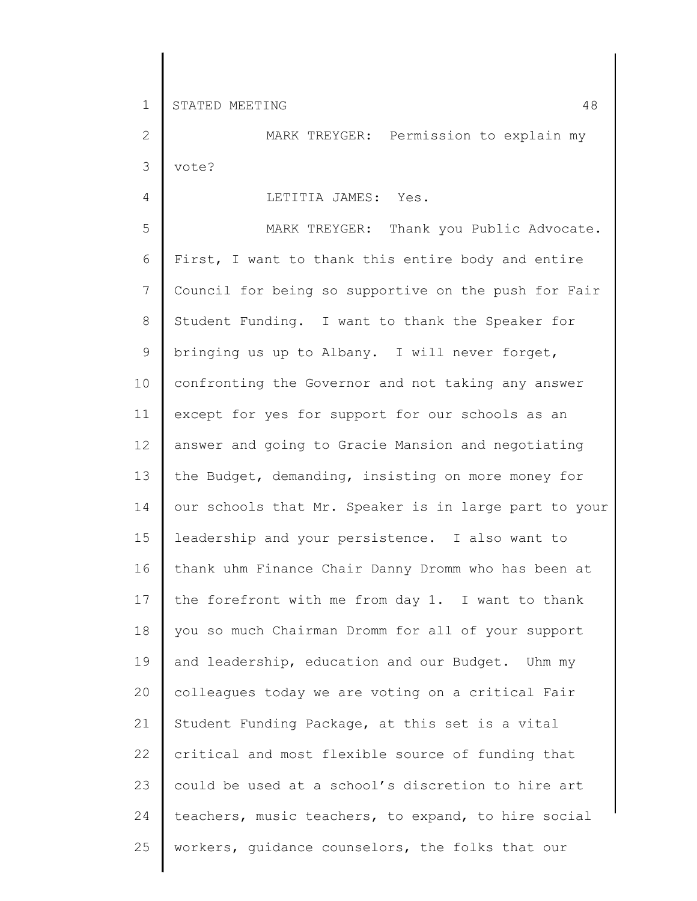MARK TREYGER: Permission to explain my vote?

LETITIA JAMES: Yes.

MARK TREYGER: Thank you Public Advocate. First, I want to thank this entire body and entire Council for being so supportive on the push for Fair Student Funding. I want to thank the Speaker for bringing us up to Albany. I will never forget, confronting the Governor and not taking any answer except for yes for support for our schools as an answer and going to Gracie Mansion and negotiating the Budget, demanding, insisting on more money for our schools that Mr. Speaker is in large part to your leadership and your persistence. I also want to thank uhm Finance Chair Danny Dromm who has been at the forefront with me from day 1. I want to thank you so much Chairman Dromm for all of your support and leadership, education and our Budget. Uhm my colleagues today we are voting on a critical Fair Student Funding Package, at this set is a vital critical and most flexible source of funding that could be used at a school's discretion to hire art teachers, music teachers, to expand, to hire social workers, guidance counselors, the folks that our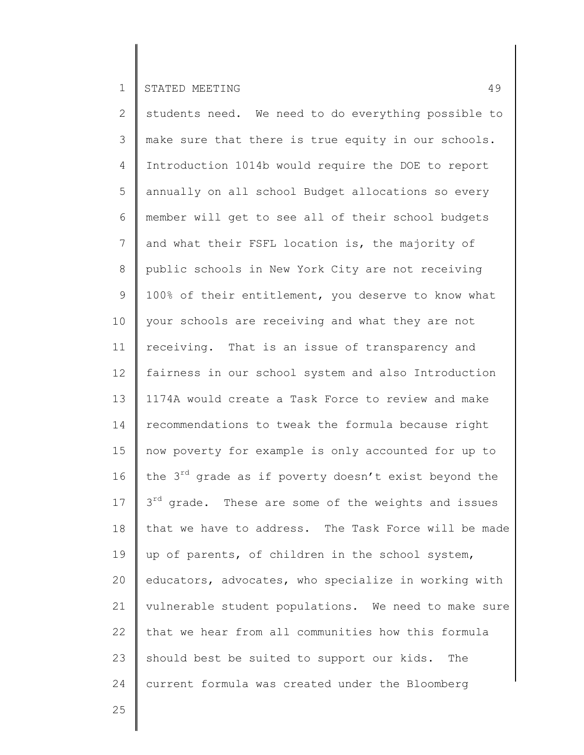students need. We need to do everything possible to make sure that there is true equity in our schools. Introduction 1014b would require the DOE to report annually on all school Budget allocations so every member will get to see all of their school budgets and what their FSFL location is, the majority of public schools in New York City are not receiving 100% of their entitlement, you deserve to know what your schools are receiving and what they are not receiving. That is an issue of transparency and fairness in our school system and also Introduction 1174A would create a Task Force to review and make recommendations to tweak the formula because right now poverty for example is only accounted for up to the 3rd grade as if poverty doesn't exist beyond the 3rd grade. These are some of the weights and issues that we have to address. The Task Force will be made up of parents, of children in the school system, educators, advocates, who specialize in working with vulnerable student populations. We need to make sure that we hear from all communities how this formula should best be suited to support our kids. The current formula was created under the Bloomberg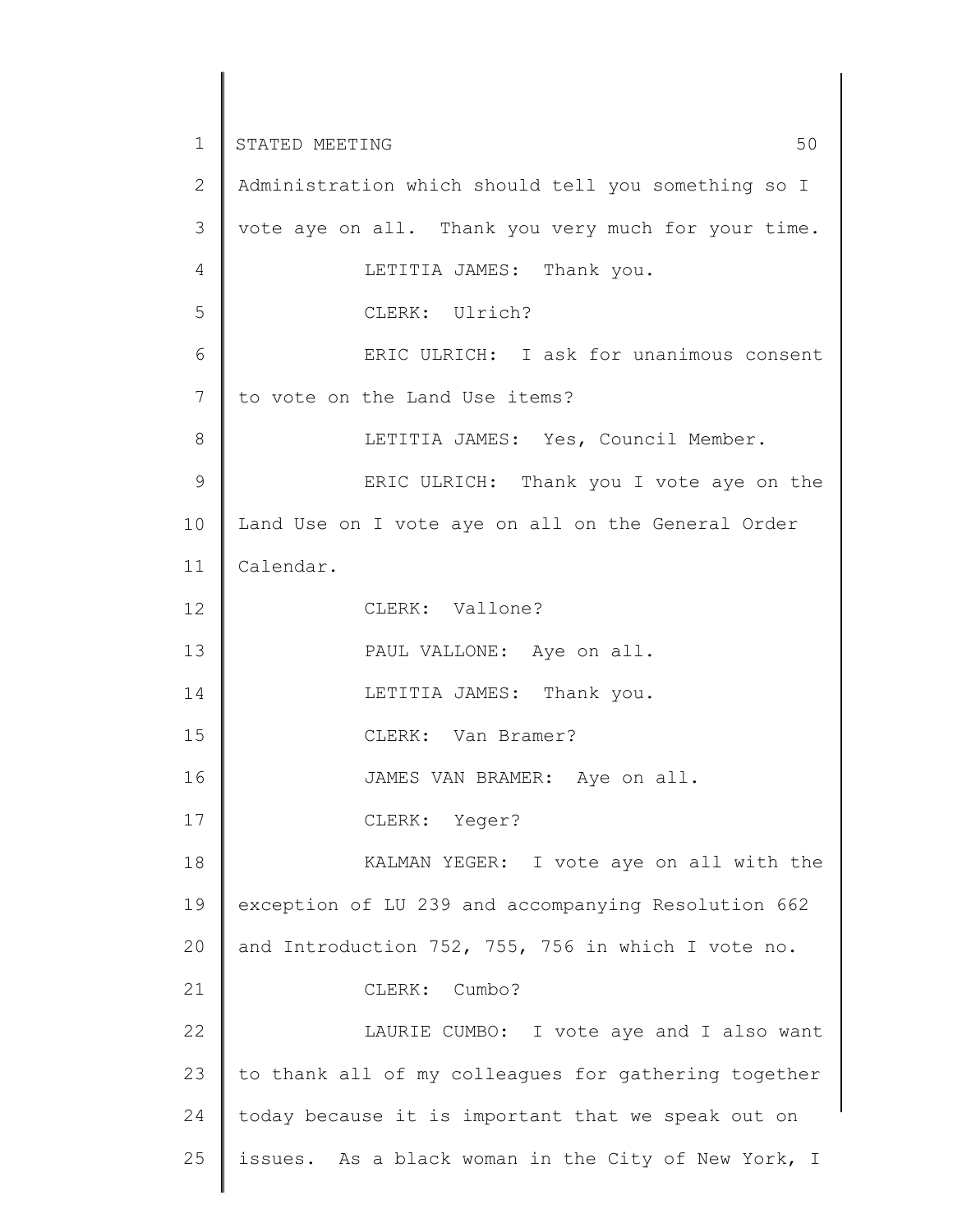Administration which should tell you something so I vote aye on all. Thank you very much for your time.

LETITIA JAMES: Thank you.

CLERK: Ulrich?

ERIC ULRICH: I ask for unanimous consent to vote on the Land Use items?

LETITIA JAMES: Yes, Council Member.

ERIC ULRICH: Thank you I vote aye on the Land Use on I vote aye on all on the General Order Calendar.

CLERK: Vallone?

PAUL VALLONE: Aye on all.

LETITIA JAMES: Thank you.

CLERK: Van Bramer?

JAMES VAN BRAMER: Aye on all.

CLERK: Yeger?

KALMAN YEGER: I vote aye on all with the exception of LU 239 and accompanying Resolution 662 and Introduction 752, 755, 756 in which I vote no.

CLERK: Cumbo?

LAURIE CUMBO: I vote aye and I also want to thank all of my colleagues for gathering together today because it is important that we speak out on issues. As a black woman in the City of New York, I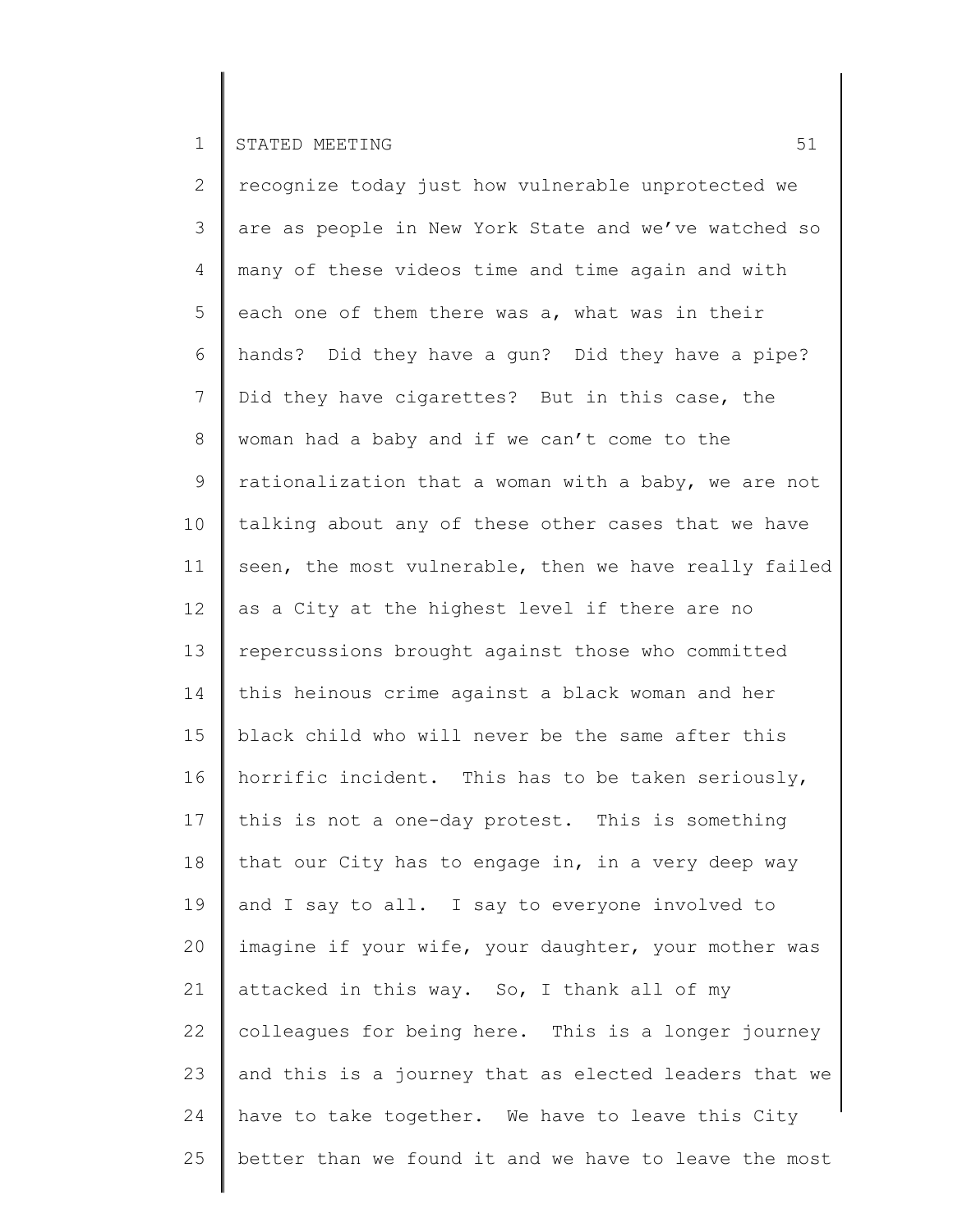recognize today just how vulnerable unprotected we are as people in New York State and we've watched so many of these videos time and time again and with each one of them there was a, what was in their hands? Did they have a gun? Did they have a pipe? Did they have cigarettes? But in this case, the woman had a baby and if we can't come to the rationalization that a woman with a baby, we are not talking about any of these other cases that we have seen, the most vulnerable, then we have really failed as a City at the highest level if there are no repercussions brought against those who committed this heinous crime against a black woman and her black child who will never be the same after this horrific incident. This has to be taken seriously, this is not a one-day protest. This is something that our City has to engage in, in a very deep way and I say to all. I say to everyone involved to imagine if your wife, your daughter, your mother was attacked in this way. So, I thank all of my colleagues for being here. This is a longer journey and this is a journey that as elected leaders that we have to take together. We have to leave this City better than we found it and we have to leave the most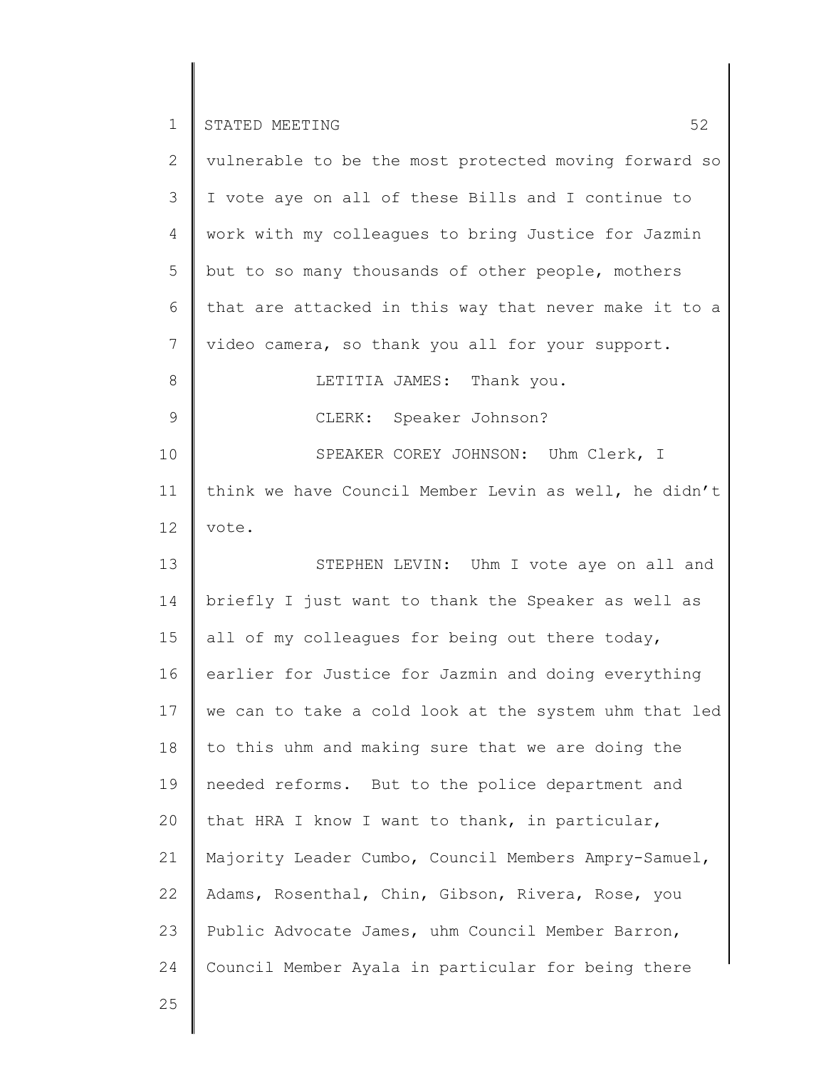vulnerable to be the most protected moving forward so I vote aye on all of these Bills and I continue to work with my colleagues to bring Justice for Jazmin but to so many thousands of other people, mothers that are attacked in this way that never make it to a video camera, so thank you all for your support.

LETITIA JAMES: Thank you.

CLERK: Speaker Johnson?

SPEAKER COREY JOHNSON: Uhm Clerk, I think we have Council Member Levin as well, he didn't vote.

STEPHEN LEVIN: Uhm I vote aye on all and briefly I just want to thank the Speaker as well as all of my colleagues for being out there today, earlier for Justice for Jazmin and doing everything we can to take a cold look at the system uhm that led to this uhm and making sure that we are doing the needed reforms. But to the police department and that HRA I know I want to thank, in particular, Majority Leader Cumbo, Council Members Ampry-Samuel, Adams, Rosenthal, Chin, Gibson, Rivera, Rose, you Public Advocate James, uhm Council Member Barron, Council Member Ayala in particular for being there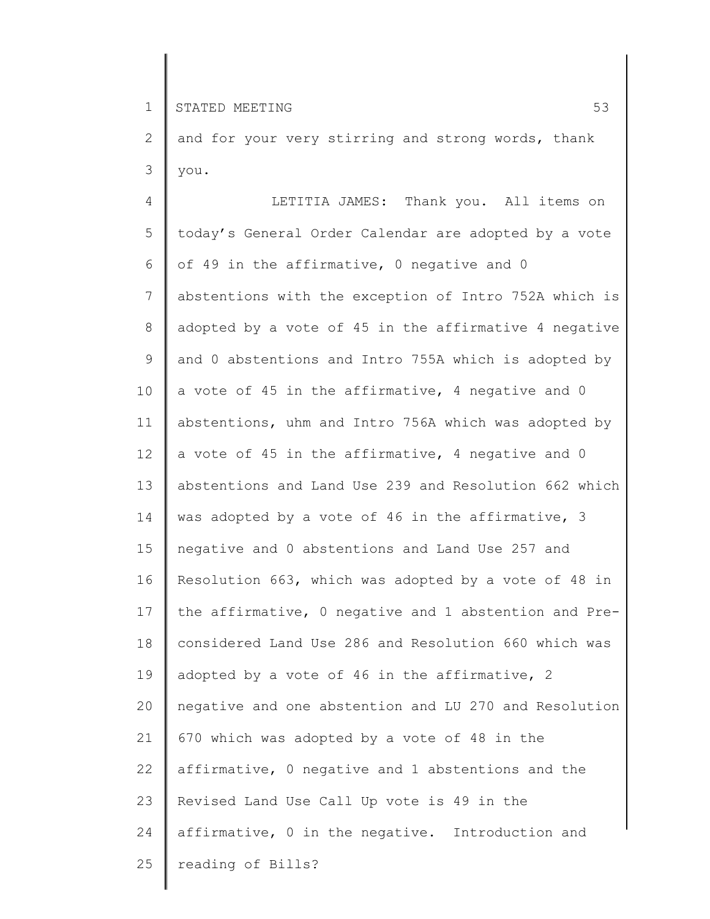and for your very stirring and strong words, thank you.

LETITIA JAMES: Thank you. All items on today's General Order Calendar are adopted by a vote of 49 in the affirmative, 0 negative and 0 abstentions with the exception of Intro 752A which is adopted by a vote of 45 in the affirmative 4 negative and 0 abstentions and Intro 755A which is adopted by a vote of 45 in the affirmative, 4 negative and 0 abstentions, uhm and Intro 756A which was adopted by a vote of 45 in the affirmative, 4 negative and 0 abstentions and Land Use 239 and Resolution 662 which was adopted by a vote of 46 in the affirmative, 3 negative and 0 abstentions and Land Use 257 and Resolution 663, which was adopted by a vote of 48 in the affirmative, 0 negative and 1 abstention and Pre-considered Land Use 286 and Resolution 660 which was adopted by a vote of 46 in the affirmative, 2 negative and one abstention and LU 270 and Resolution 670 which was adopted by a vote of 48 in the affirmative, 0 negative and 1 abstentions and the Revised Land Use Call Up vote is 49 in the affirmative, 0 in the negative. Introduction and reading of Bills?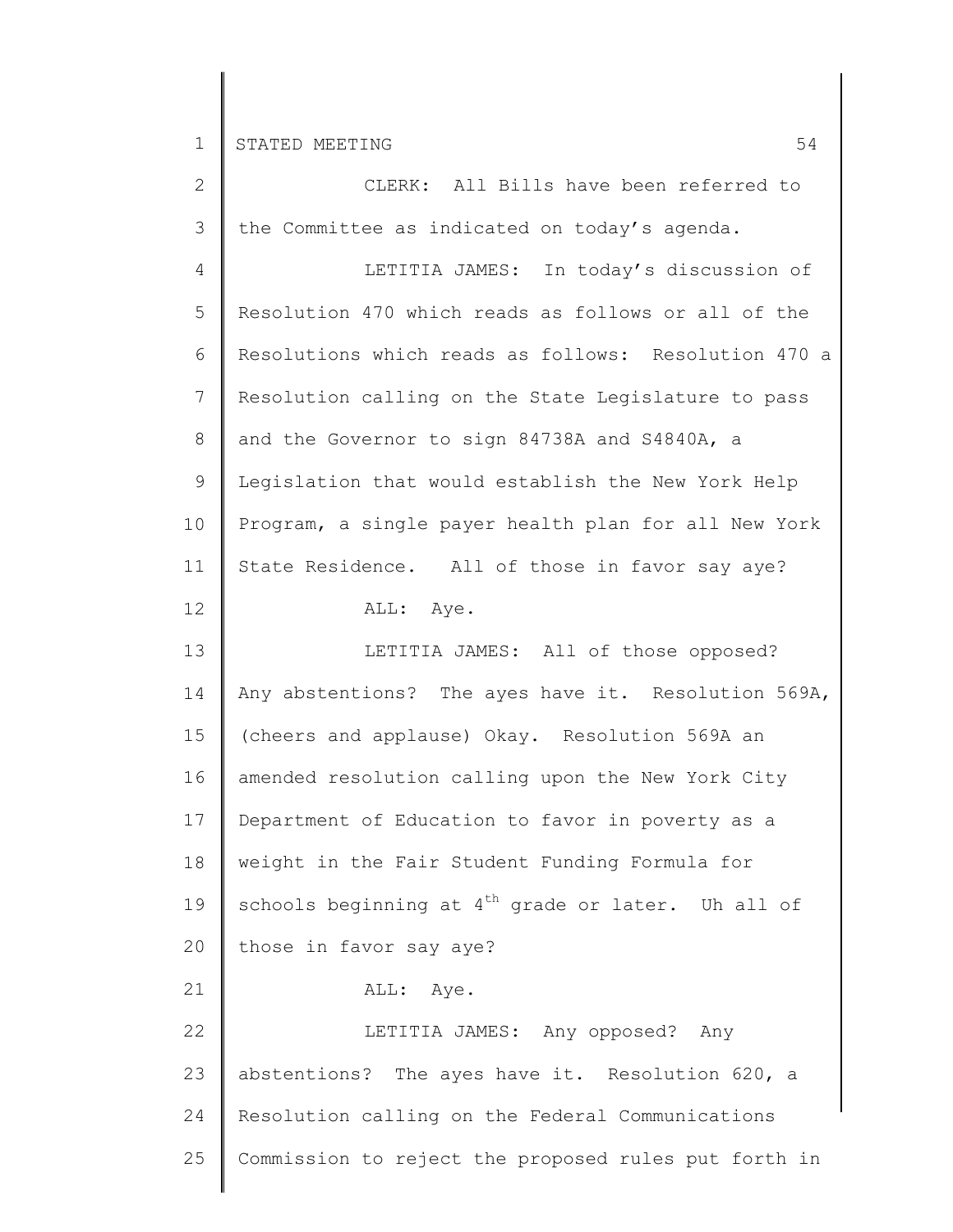CLERK: All Bills have been referred to the Committee as indicated on today's agenda.

LETITIA JAMES: In today's discussion of Resolution 470 which reads as follows or all of the Resolutions which reads as follows: Resolution 470 a Resolution calling on the State Legislature to pass and the Governor to sign 84738A and S4840A, a Legislation that would establish the New York Help Program, a single payer health plan for all New York State Residence. All of those in favor say aye?

ALL: Aye.

LETITIA JAMES: All of those opposed? Any abstentions? The ayes have it. Resolution 569A, (cheers and applause) Okay. Resolution 569A an amended resolution calling upon the New York City Department of Education to favor in poverty as a weight in the Fair Student Funding Formula for schools beginning at 4th grade or later. Uh all of those in favor say aye?

ALL: Aye.

LETITIA JAMES: Any opposed? Any abstentions? The ayes have it. Resolution 620, a Resolution calling on the Federal Communications Commission to reject the proposed rules put forth in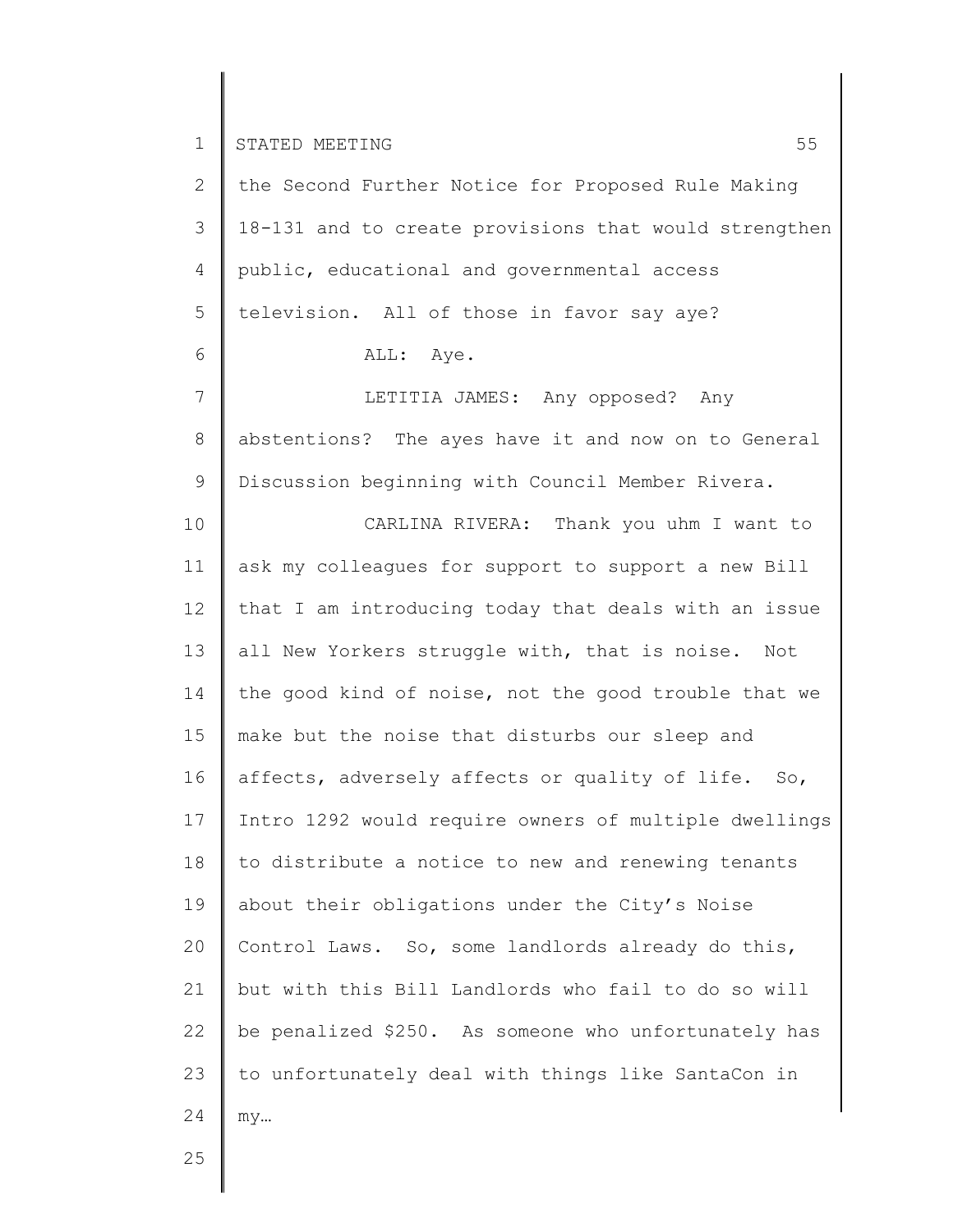the Second Further Notice for Proposed Rule Making 18-131 and to create provisions that would strengthen public, educational and governmental access television. All of those in favor say aye?

ALL: Aye.

LETITIA JAMES: Any opposed? Any abstentions? The ayes have it and now on to General Discussion beginning with Council Member Rivera.

CARLINA RIVERA: Thank you uhm I want to ask my colleagues for support to support a new Bill that I am introducing today that deals with an issue all New Yorkers struggle with, that is noise. Not the good kind of noise, not the good trouble that we make but the noise that disturbs our sleep and affects, adversely affects or quality of life. So, Intro 1292 would require owners of multiple dwellings to distribute a notice to new and renewing tenants about their obligations under the City's Noise Control Laws. So, some landlords already do this, but with this Bill Landlords who fail to do so will be penalized $250. As someone who unfortunately has to unfortunately deal with things like SantaCon in my…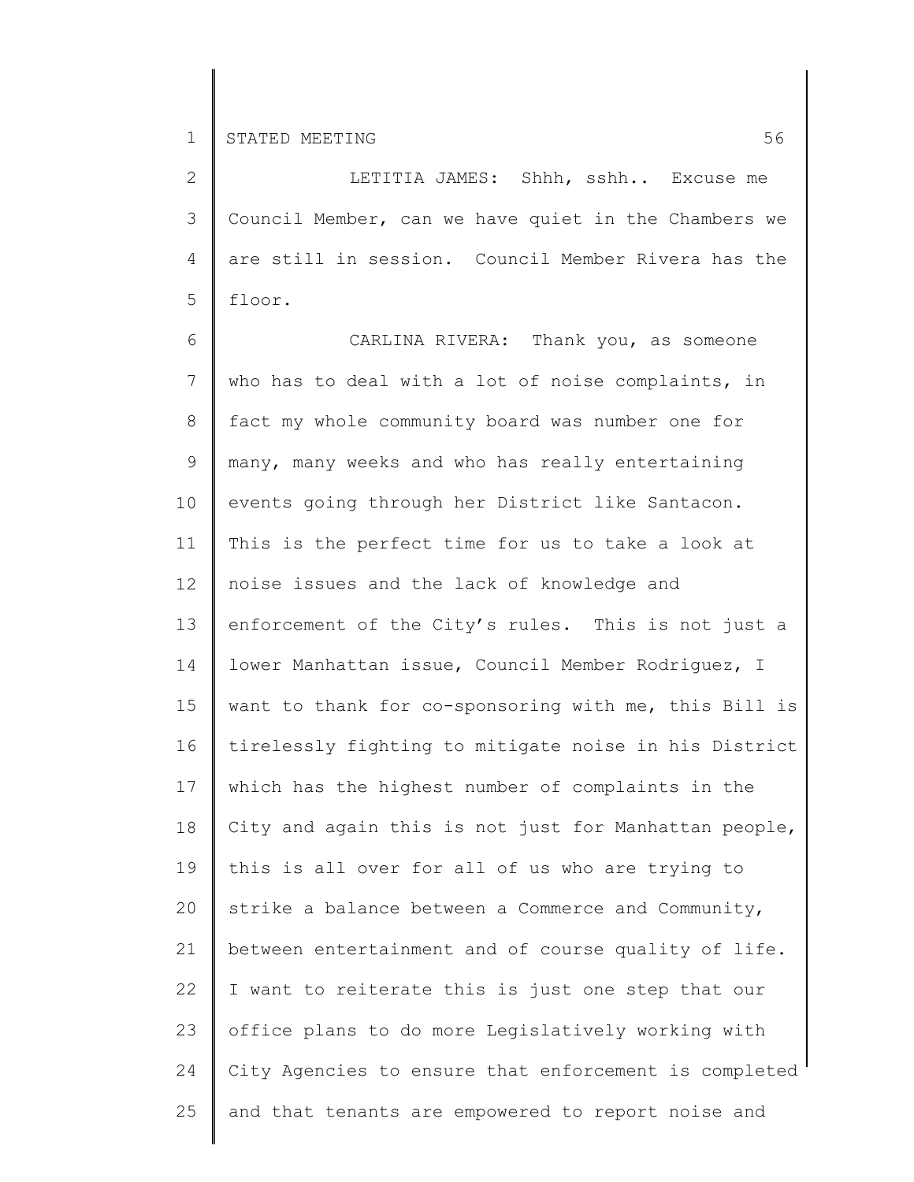LETITIA JAMES: Shhh, sshh.. Excuse me Council Member, can we have quiet in the Chambers we are still in session. Council Member Rivera has the floor.

CARLINA RIVERA: Thank you, as someone who has to deal with a lot of noise complaints, in fact my whole community board was number one for many, many weeks and who has really entertaining events going through her District like Santacon. This is the perfect time for us to take a look at noise issues and the lack of knowledge and enforcement of the City's rules. This is not just a lower Manhattan issue, Council Member Rodriguez, I want to thank for co-sponsoring with me, this Bill is tirelessly fighting to mitigate noise in his District which has the highest number of complaints in the City and again this is not just for Manhattan people, this is all over for all of us who are trying to strike a balance between a Commerce and Community, between entertainment and of course quality of life. I want to reiterate this is just one step that our office plans to do more Legislatively working with City Agencies to ensure that enforcement is completed and that tenants are empowered to report noise and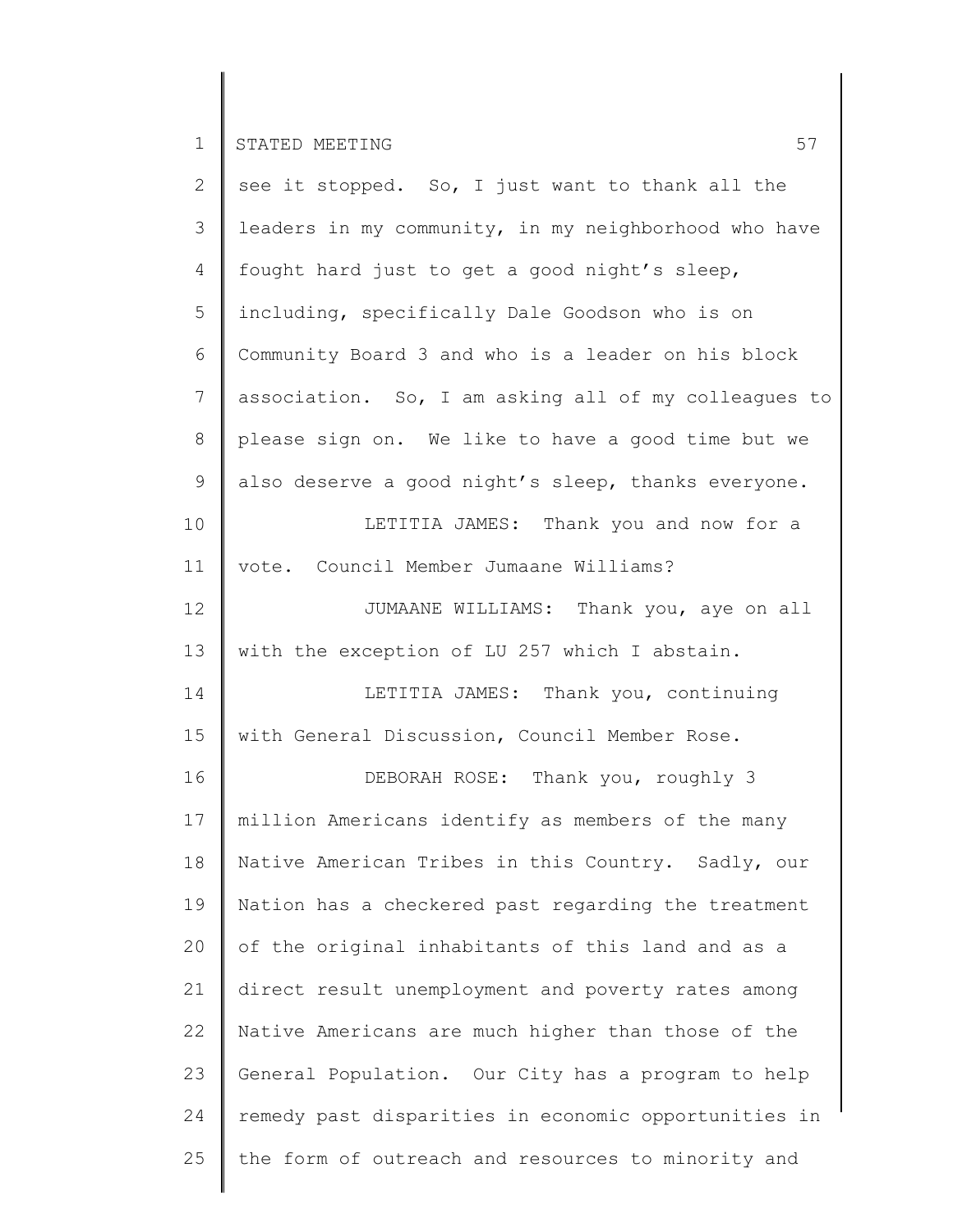see it stopped. So, I just want to thank all the leaders in my community, in my neighborhood who have fought hard just to get a good night's sleep, including, specifically Dale Goodson who is on Community Board 3 and who is a leader on his block association. So, I am asking all of my colleagues to please sign on. We like to have a good time but we also deserve a good night's sleep, thanks everyone.

LETITIA JAMES: Thank you and now for a vote. Council Member Jumaane Williams?

JUMAANE WILLIAMS: Thank you, aye on all with the exception of LU 257 which I abstain.

LETITIA JAMES: Thank you, continuing with General Discussion, Council Member Rose.

DEBORAH ROSE: Thank you, roughly 3 million Americans identify as members of the many Native American Tribes in this Country. Sadly, our Nation has a checkered past regarding the treatment of the original inhabitants of this land and as a direct result unemployment and poverty rates among Native Americans are much higher than those of the General Population. Our City has a program to help remedy past disparities in economic opportunities in the form of outreach and resources to minority and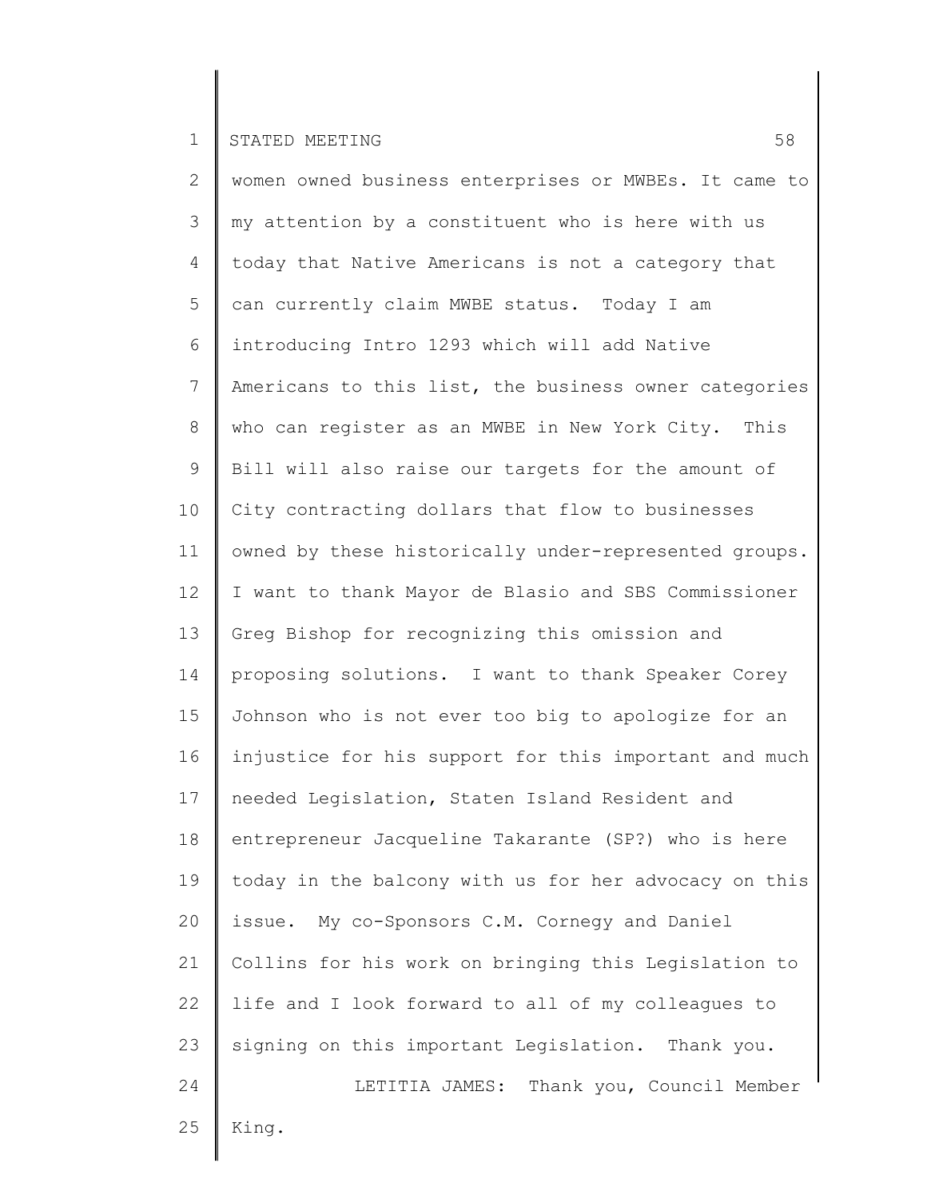women owned business enterprises or MWBEs. It came to my attention by a constituent who is here with us today that Native Americans is not a category that can currently claim MWBE status. Today I am introducing Intro 1293 which will add Native Americans to this list, the business owner categories who can register as an MWBE in New York City. This Bill will also raise our targets for the amount of City contracting dollars that flow to businesses owned by these historically under-represented groups. I want to thank Mayor de Blasio and SBS Commissioner Greg Bishop for recognizing this omission and proposing solutions. I want to thank Speaker Corey Johnson who is not ever too big to apologize for an injustice for his support for this important and much needed Legislation, Staten Island Resident and entrepreneur Jacqueline Takarante (SP?) who is here today in the balcony with us for her advocacy on this issue. My co-Sponsors C.M. Cornegy and Daniel Collins for his work on bringing this Legislation to life and I look forward to all of my colleagues to signing on this important Legislation. Thank you.

LETITIA JAMES: Thank you, Council Member King.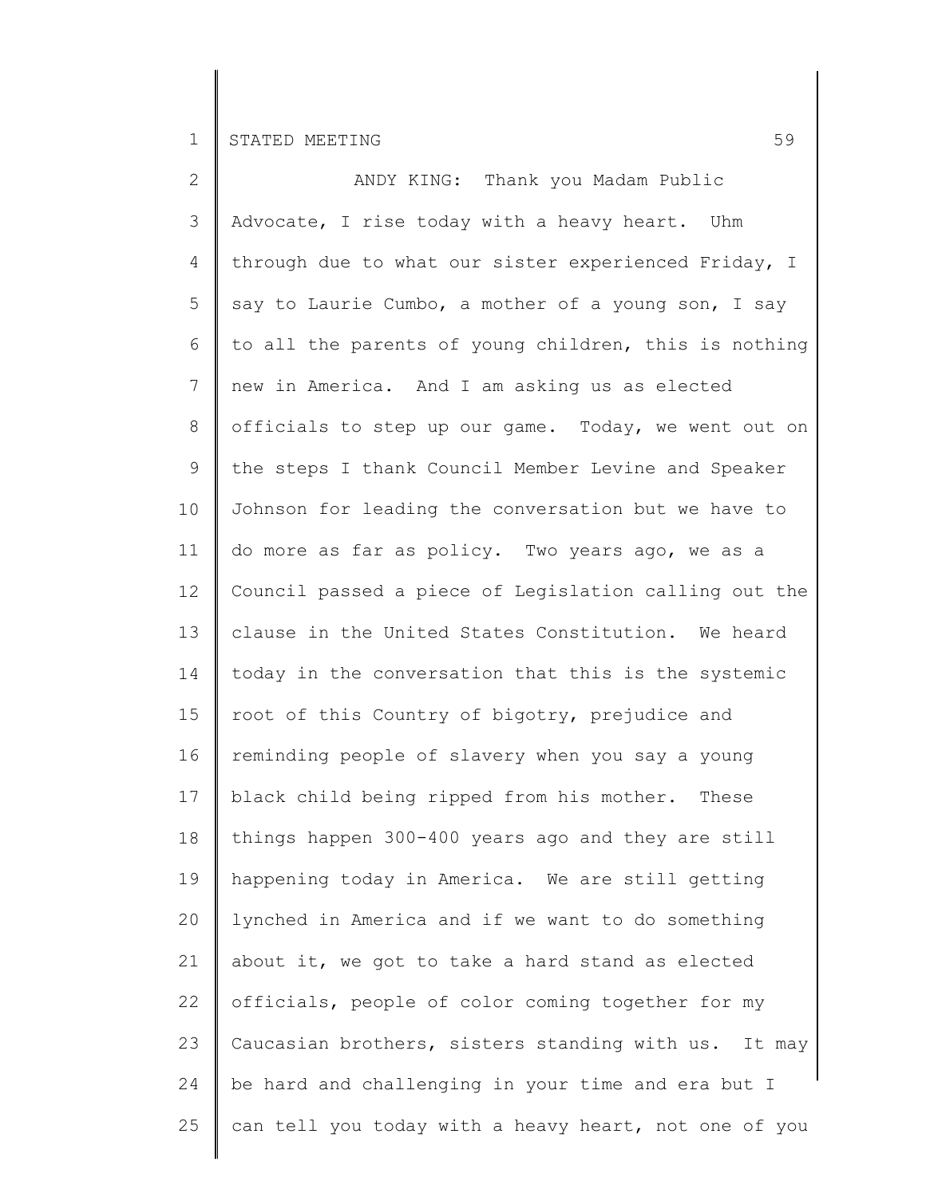ANDY KING: Thank you Madam Public Advocate, I rise today with a heavy heart. Uhm through due to what our sister experienced Friday, I say to Laurie Cumbo, a mother of a young son, I say to all the parents of young children, this is nothing new in America. And I am asking us as elected officials to step up our game. Today, we went out on the steps I thank Council Member Levine and Speaker Johnson for leading the conversation but we have to do more as far as policy. Two years ago, we as a Council passed a piece of Legislation calling out the clause in the United States Constitution. We heard today in the conversation that this is the systemic root of this Country of bigotry, prejudice and reminding people of slavery when you say a young black child being ripped from his mother. These things happen 300-400 years ago and they are still happening today in America. We are still getting lynched in America and if we want to do something about it, we got to take a hard stand as elected officials, people of color coming together for my Caucasian brothers, sisters standing with us. It may be hard and challenging in your time and era but I can tell you today with a heavy heart, not one of you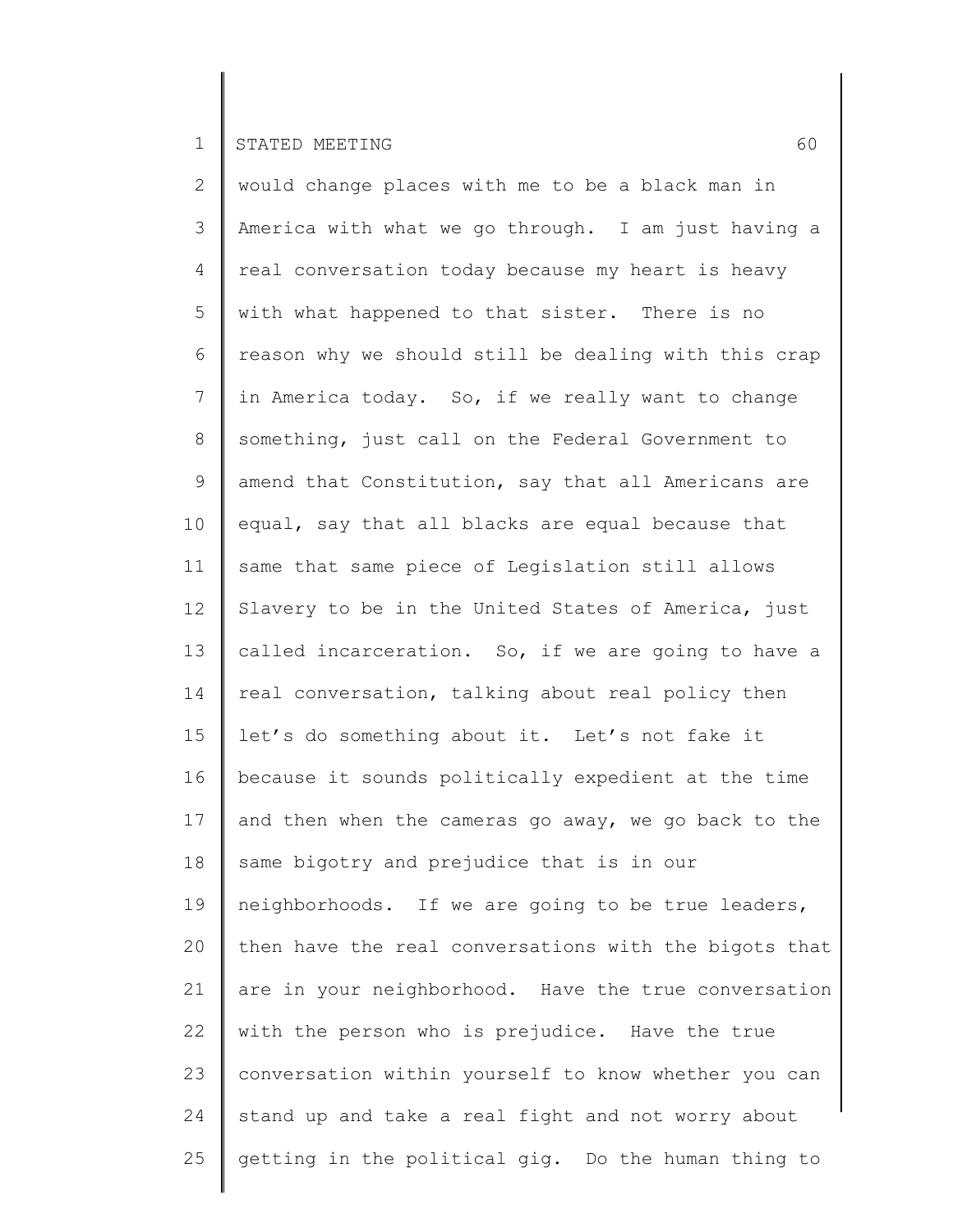would change places with me to be a black man in America with what we go through. I am just having a real conversation today because my heart is heavy with what happened to that sister. There is no reason why we should still be dealing with this crap in America today. So, if we really want to change something, just call on the Federal Government to amend that Constitution, say that all Americans are equal, say that all blacks are equal because that same that same piece of Legislation still allows Slavery to be in the United States of America, just called incarceration. So, if we are going to have a real conversation, talking about real policy then let's do something about it. Let's not fake it because it sounds politically expedient at the time and then when the cameras go away, we go back to the same bigotry and prejudice that is in our neighborhoods. If we are going to be true leaders, then have the real conversations with the bigots that are in your neighborhood. Have the true conversation with the person who is prejudice. Have the true conversation within yourself to know whether you can stand up and take a real fight and not worry about getting in the political gig. Do the human thing to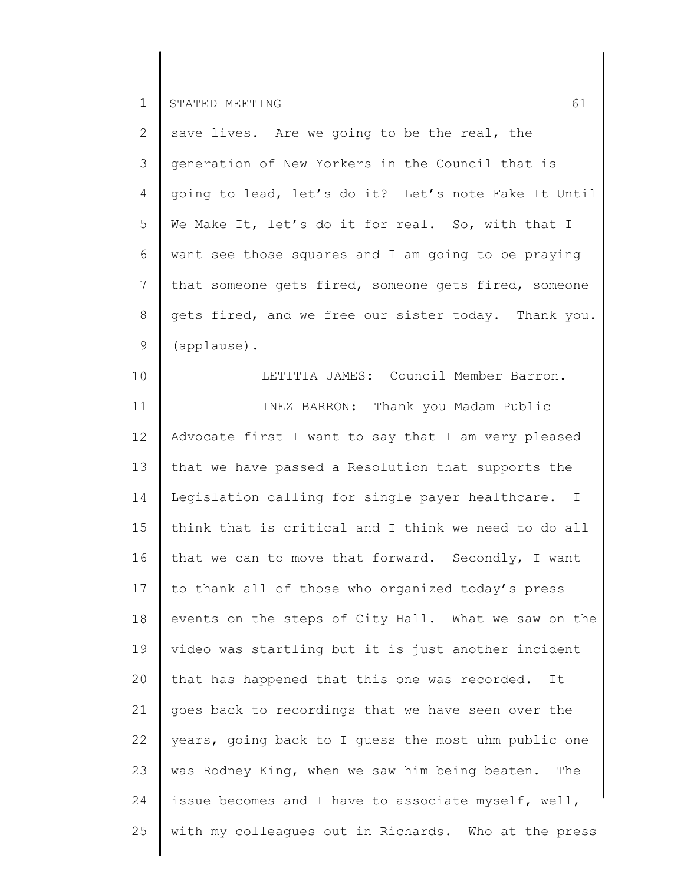save lives. Are we going to be the real, the generation of New Yorkers in the Council that is going to lead, let's do it? Let's note Fake It Until We Make It, let's do it for real. So, with that I want see those squares and I am going to be praying that someone gets fired, someone gets fired, someone gets fired, and we free our sister today. Thank you. (applause).

LETITIA JAMES: Council Member Barron.

INEZ BARRON: Thank you Madam Public Advocate first I want to say that I am very pleased that we have passed a Resolution that supports the Legislation calling for single payer healthcare. I think that is critical and I think we need to do all that we can to move that forward. Secondly, I want to thank all of those who organized today's press events on the steps of City Hall. What we saw on the video was startling but it is just another incident that has happened that this one was recorded. It goes back to recordings that we have seen over the years, going back to I guess the most uhm public one was Rodney King, when we saw him being beaten. The issue becomes and I have to associate myself, well, with my colleagues out in Richards. Who at the press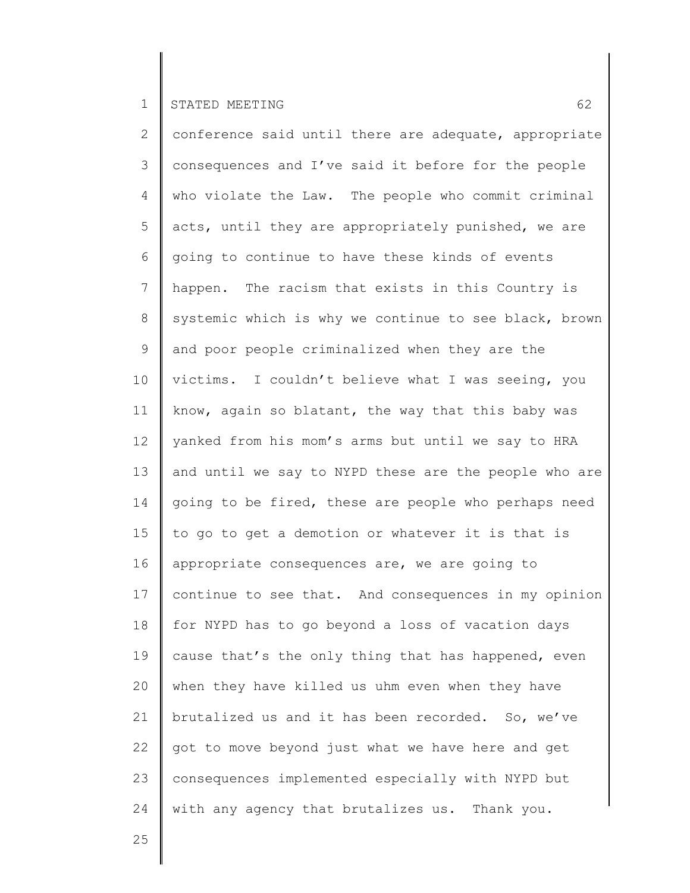conference said until there are adequate, appropriate consequences and I've said it before for the people who violate the Law. The people who commit criminal acts, until they are appropriately punished, we are going to continue to have these kinds of events happen. The racism that exists in this Country is systemic which is why we continue to see black, brown and poor people criminalized when they are the victims. I couldn't believe what I was seeing, you know, again so blatant, the way that this baby was yanked from his mom's arms but until we say to HRA and until we say to NYPD these are the people who are going to be fired, these are people who perhaps need to go to get a demotion or whatever it is that is appropriate consequences are, we are going to continue to see that. And consequences in my opinion for NYPD has to go beyond a loss of vacation days cause that's the only thing that has happened, even when they have killed us uhm even when they have brutalized us and it has been recorded. So, we've got to move beyond just what we have here and get consequences implemented especially with NYPD but with any agency that brutalizes us. Thank you.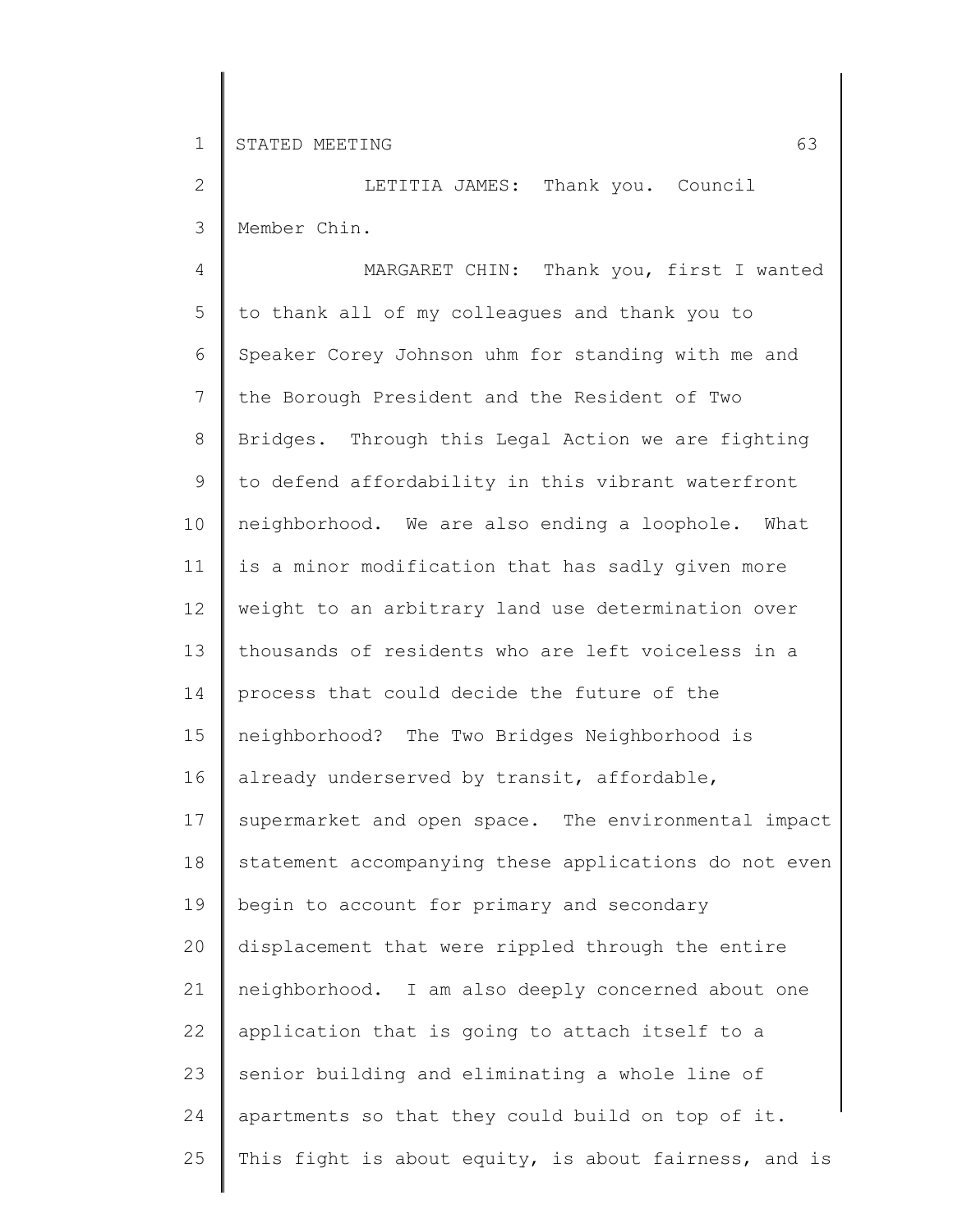LETITIA JAMES: Thank you. Council Member Chin.

MARGARET CHIN: Thank you, first I wanted to thank all of my colleagues and thank you to Speaker Corey Johnson uhm for standing with me and the Borough President and the Resident of Two Bridges. Through this Legal Action we are fighting to defend affordability in this vibrant waterfront neighborhood. We are also ending a loophole. What is a minor modification that has sadly given more weight to an arbitrary land use determination over thousands of residents who are left voiceless in a process that could decide the future of the neighborhood? The Two Bridges Neighborhood is already underserved by transit, affordable, supermarket and open space. The environmental impact statement accompanying these applications do not even begin to account for primary and secondary displacement that were rippled through the entire neighborhood. I am also deeply concerned about one application that is going to attach itself to a senior building and eliminating a whole line of apartments so that they could build on top of it. This fight is about equity, is about fairness, and is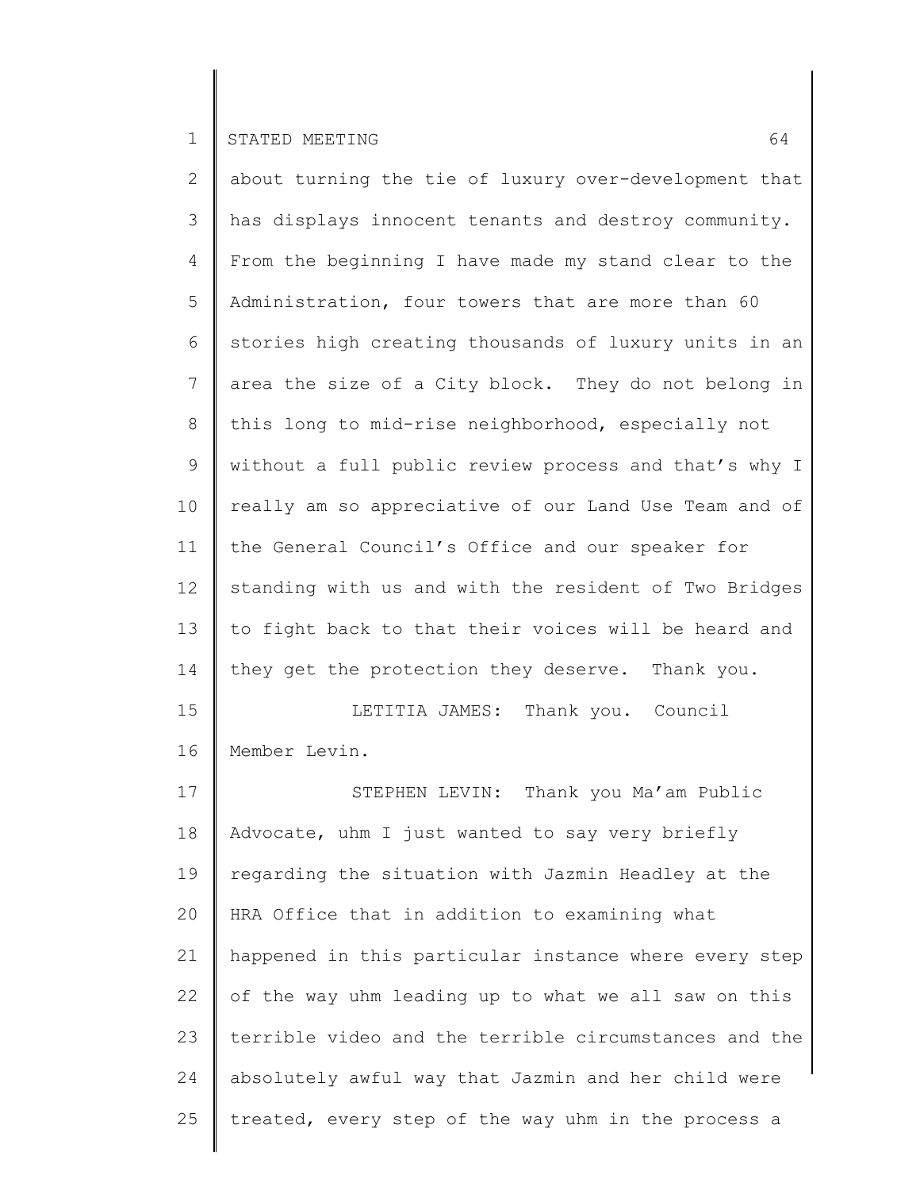about turning the tie of luxury over-development that has displays innocent tenants and destroy community. From the beginning I have made my stand clear to the Administration, four towers that are more than 60 stories high creating thousands of luxury units in an area the size of a City block. They do not belong in this long to mid-rise neighborhood, especially not without a full public review process and that's why I really am so appreciative of our Land Use Team and of the General Council's Office and our speaker for standing with us and with the resident of Two Bridges to fight back to that their voices will be heard and they get the protection they deserve. Thank you.

LETITIA JAMES: Thank you. Council Member Levin.

STEPHEN LEVIN: Thank you Ma'am Public Advocate, uhm I just wanted to say very briefly regarding the situation with Jazmin Headley at the HRA Office that in addition to examining what happened in this particular instance where every step of the way uhm leading up to what we all saw on this terrible video and the terrible circumstances and the absolutely awful way that Jazmin and her child were treated, every step of the way uhm in the process a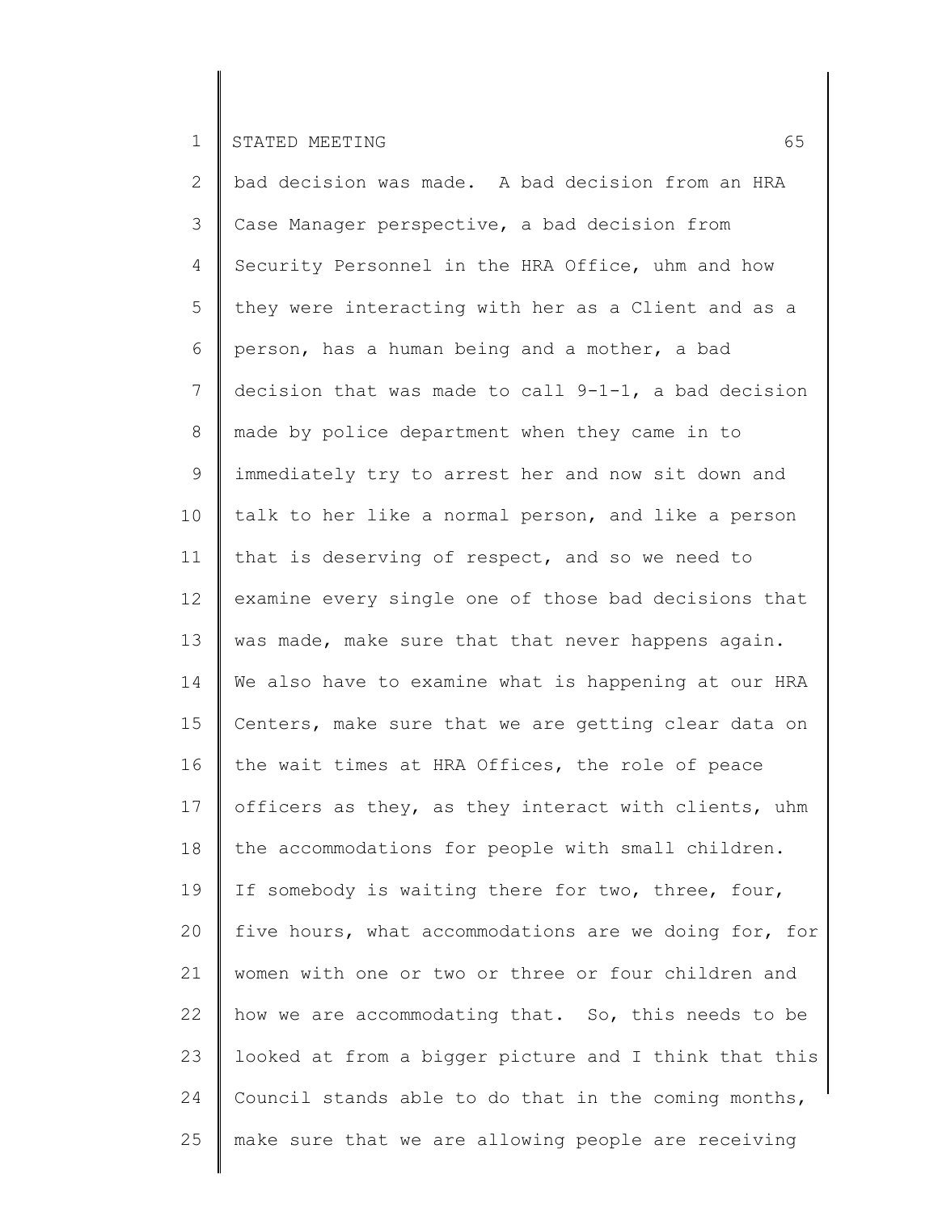bad decision was made. A bad decision from an HRA Case Manager perspective, a bad decision from Security Personnel in the HRA Office, uhm and how they were interacting with her as a Client and as a person, has a human being and a mother, a bad decision that was made to call 9-1-1, a bad decision made by police department when they came in to immediately try to arrest her and now sit down and talk to her like a normal person, and like a person that is deserving of respect, and so we need to examine every single one of those bad decisions that was made, make sure that that never happens again. We also have to examine what is happening at our HRA Centers, make sure that we are getting clear data on the wait times at HRA Offices, the role of peace officers as they, as they interact with clients, uhm the accommodations for people with small children. If somebody is waiting there for two, three, four, five hours, what accommodations are we doing for, for women with one or two or three or four children and how we are accommodating that. So, this needs to be looked at from a bigger picture and I think that this Council stands able to do that in the coming months, make sure that we are allowing people are receiving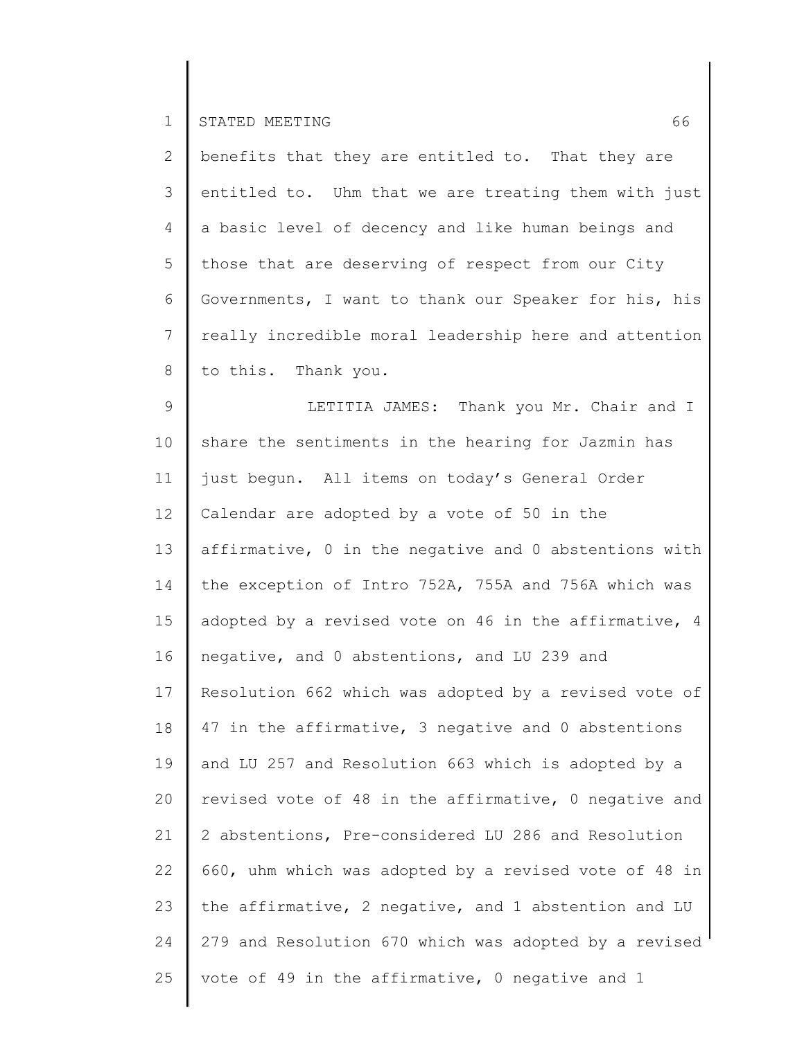benefits that they are entitled to. That they are entitled to. Uhm that we are treating them with just a basic level of decency and like human beings and those that are deserving of respect from our City Governments, I want to thank our Speaker for his, his really incredible moral leadership here and attention to this. Thank you.

LETITIA JAMES: Thank you Mr. Chair and I share the sentiments in the hearing for Jazmin has just begun. All items on today's General Order Calendar are adopted by a vote of 50 in the affirmative, 0 in the negative and 0 abstentions with the exception of Intro 752A, 755A and 756A which was adopted by a revised vote on 46 in the affirmative, 4 negative, and 0 abstentions, and LU 239 and Resolution 662 which was adopted by a revised vote of 47 in the affirmative, 3 negative and 0 abstentions and LU 257 and Resolution 663 which is adopted by a revised vote of 48 in the affirmative, 0 negative and 2 abstentions, Pre-considered LU 286 and Resolution 660, uhm which was adopted by a revised vote of 48 in the affirmative, 2 negative, and 1 abstention and LU 279 and Resolution 670 which was adopted by a revised vote of 49 in the affirmative, 0 negative and 1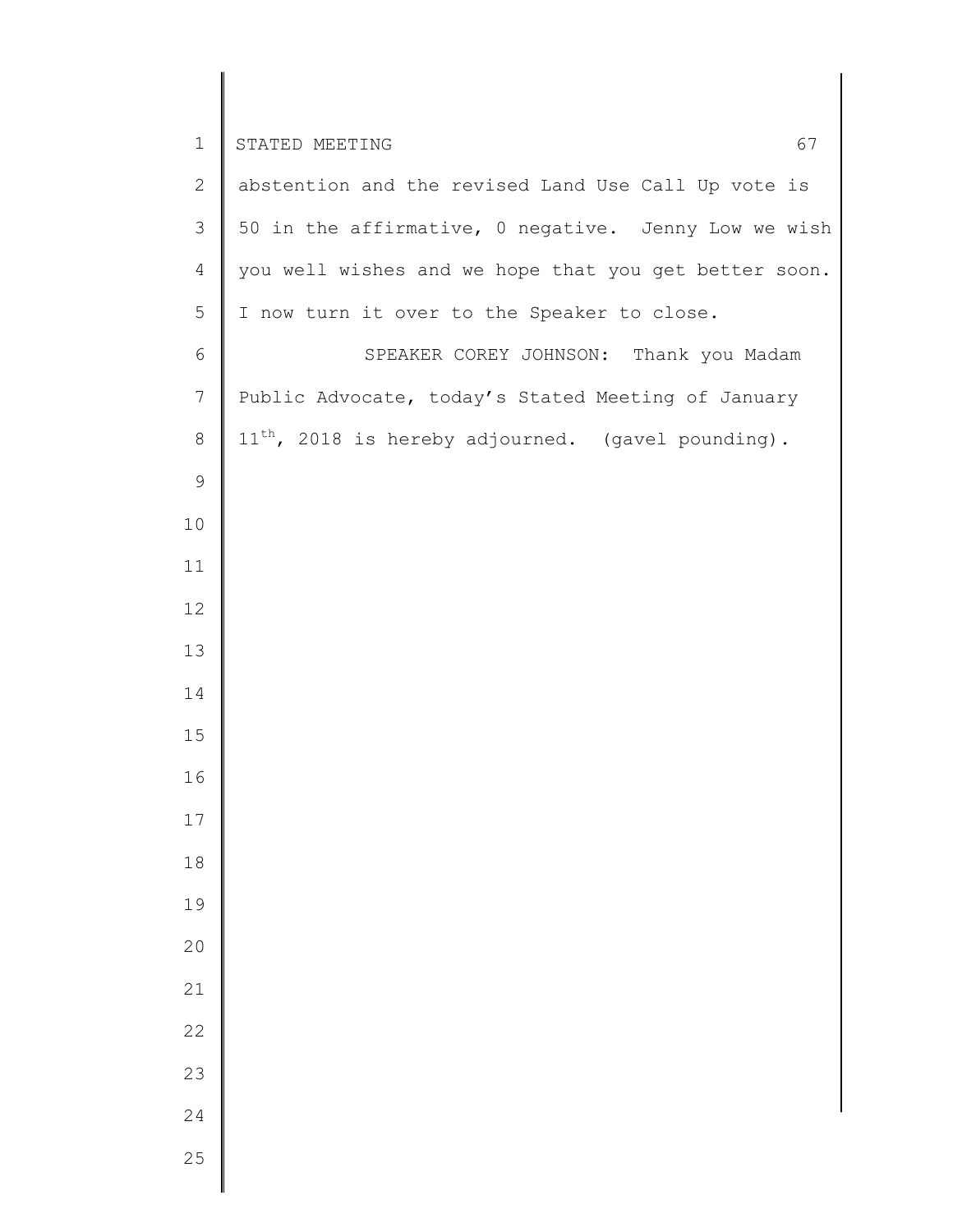abstention and the revised Land Use Call Up vote is 50 in the affirmative, 0 negative. Jenny Low we wish you well wishes and we hope that you get better soon. I now turn it over to the Speaker to close.

SPEAKER COREY JOHNSON: Thank you Madam Public Advocate, today's Stated Meeting of January 11th, 2018 is hereby adjourned. (gavel pounding).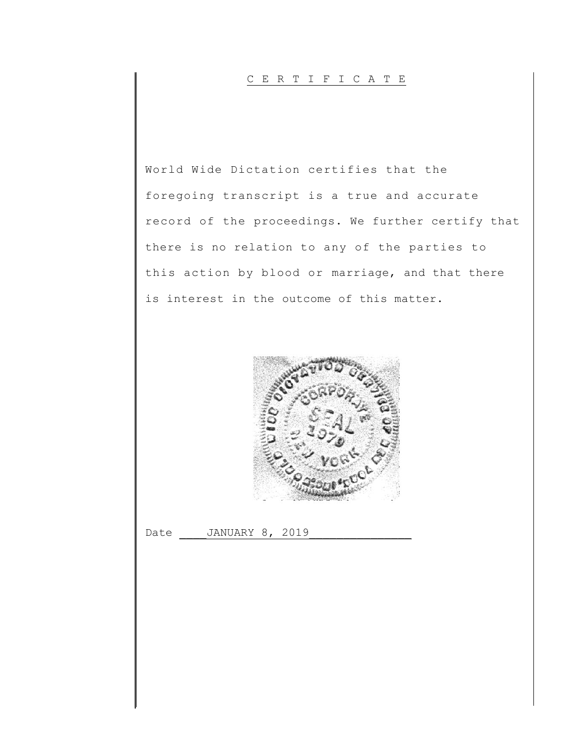C E R T I F I C A T E

World Wide Dictation certifies that the foregoing transcript is a true and accurate record of the proceedings. We further certify that there is no relation to any of the parties to this action by blood or marriage, and that there is interest in the outcome of this matter.

Date ____JANUARY 8, 2019______________